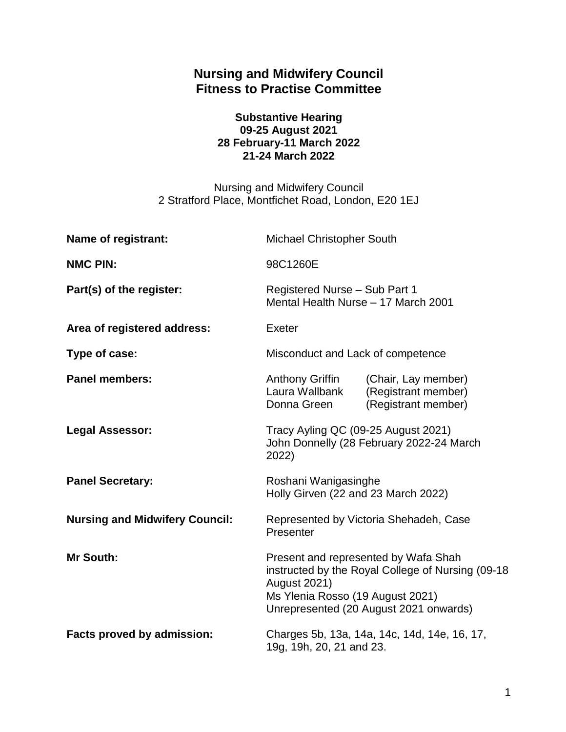# Nursing and Midwifery Council
# Fitness to Practise Committee

**Substantive Hearing**
**09-25 August 2021**
**28 February-11 March 2022**
**21-24 March 2022**

Nursing and Midwifery Council
2 Stratford Place, Montfichet Road, London, E20 1EJ

| | |
|---|---|
| **Name of registrant:** | Michael Christopher South |
| **NMC PIN:** | 98C1260E |
| **Part(s) of the register:** | Registered Nurse – Sub Part 1<br>Mental Health Nurse – 17 March 2001 |
| **Area of registered address:** | Exeter |
| **Type of case:** | Misconduct and Lack of competence |
| **Panel members:** | Anthony Griffin (Chair, Lay member)<br>Laura Wallbank (Registrant member)<br>Donna Green (Registrant member) |
| **Legal Assessor:** | Tracy Ayling QC (09-25 August 2021)<br>John Donnelly (28 February 2022-24 March 2022) |
| **Panel Secretary:** | Roshani Wanigasinghe<br>Holly Girven (22 and 23 March 2022) |
| **Nursing and Midwifery Council:** | Represented by Victoria Shehadeh, Case Presenter |
| **Mr South:** | Present and represented by Wafa Shah instructed by the Royal College of Nursing (09-18 August 2021)<br>Ms Ylenia Rosso (19 August 2021)<br>Unrepresented (20 August 2021 onwards) |
| **Facts proved by admission:** | Charges 5b, 13a, 14a, 14c, 14d, 14e, 16, 17, 19g, 19h, 20, 21 and 23. |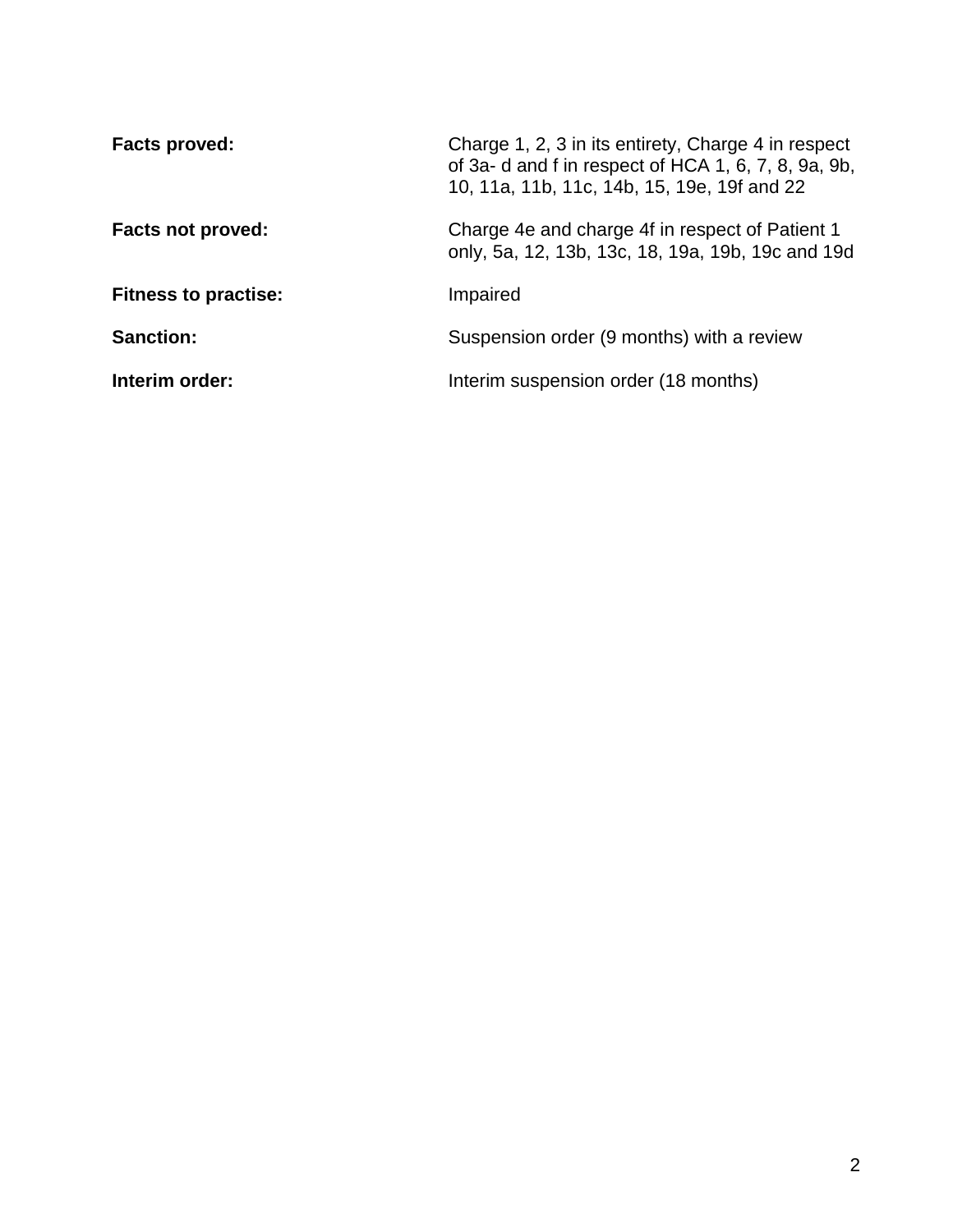**Facts proved:** Charge 1, 2, 3 in its entirety, Charge 4 in respect of 3a- d and f in respect of HCA 1, 6, 7, 8, 9a, 9b, 10, 11a, 11b, 11c, 14b, 15, 19e, 19f and 22

**Facts not proved:** Charge 4e and charge 4f in respect of Patient 1 only, 5a, 12, 13b, 13c, 18, 19a, 19b, 19c and 19d

**Fitness to practise:** Impaired

**Sanction:** Suspension order (9 months) with a review

**Interim order:** Interim suspension order (18 months)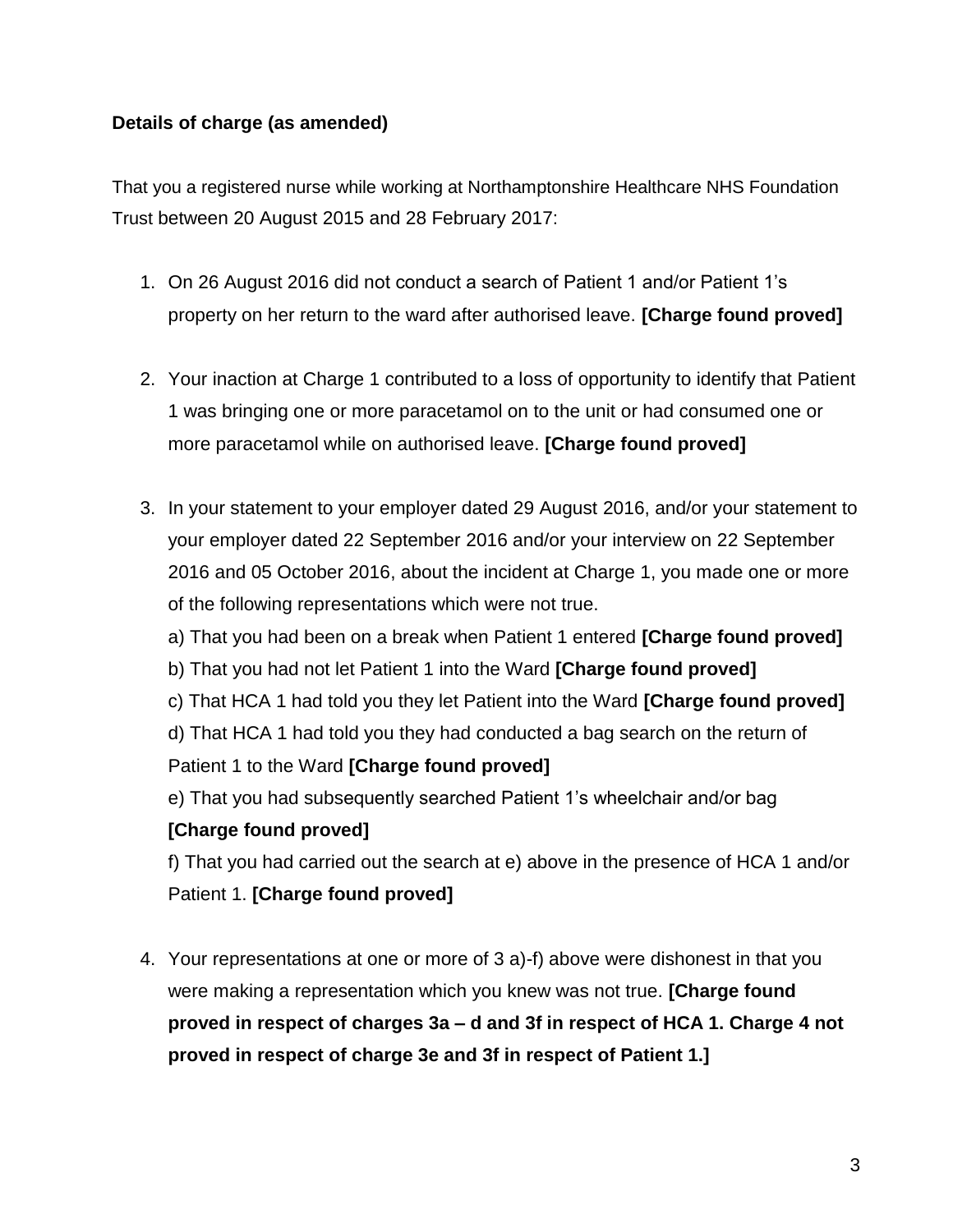**Details of charge (as amended)**

That you a registered nurse while working at Northamptonshire Healthcare NHS Foundation Trust between 20 August 2015 and 28 February 2017:

1. On 26 August 2016 did not conduct a search of Patient 1 and/or Patient 1's property on her return to the ward after authorised leave. **[Charge found proved]**

2. Your inaction at Charge 1 contributed to a loss of opportunity to identify that Patient 1 was bringing one or more paracetamol on to the unit or had consumed one or more paracetamol while on authorised leave. **[Charge found proved]**

3. In your statement to your employer dated 29 August 2016, and/or your statement to your employer dated 22 September 2016 and/or your interview on 22 September 2016 and 05 October 2016, about the incident at Charge 1, you made one or more of the following representations which were not true.

   a) That you had been on a break when Patient 1 entered **[Charge found proved]**

   b) That you had not let Patient 1 into the Ward **[Charge found proved]**

   c) That HCA 1 had told you they let Patient into the Ward **[Charge found proved]**

   d) That HCA 1 had told you they had conducted a bag search on the return of Patient 1 to the Ward **[Charge found proved]**

   e) That you had subsequently searched Patient 1's wheelchair and/or bag **[Charge found proved]**

   f) That you had carried out the search at e) above in the presence of HCA 1 and/or Patient 1. **[Charge found proved]**

4. Your representations at one or more of 3 a)-f) above were dishonest in that you were making a representation which you knew was not true. **[Charge found proved in respect of charges 3a – d and 3f in respect of HCA 1. Charge 4 not proved in respect of charge 3e and 3f in respect of Patient 1.]**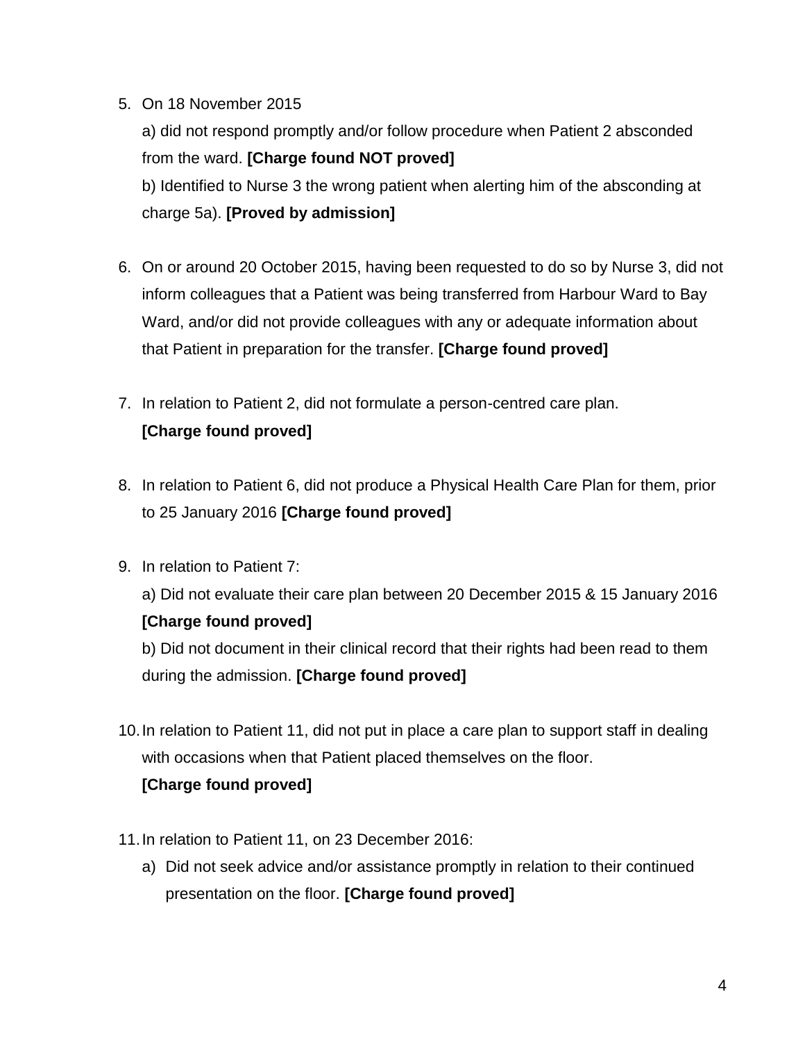5. On 18 November 2015

   a) did not respond promptly and/or follow procedure when Patient 2 absconded from the ward. **[Charge found NOT proved]**

   b) Identified to Nurse 3 the wrong patient when alerting him of the absconding at charge 5a). **[Proved by admission]**

6. On or around 20 October 2015, having been requested to do so by Nurse 3, did not inform colleagues that a Patient was being transferred from Harbour Ward to Bay Ward, and/or did not provide colleagues with any or adequate information about that Patient in preparation for the transfer. **[Charge found proved]**

7. In relation to Patient 2, did not formulate a person-centred care plan. **[Charge found proved]**

8. In relation to Patient 6, did not produce a Physical Health Care Plan for them, prior to 25 January 2016 **[Charge found proved]**

9. In relation to Patient 7:

   a) Did not evaluate their care plan between 20 December 2015 & 15 January 2016 **[Charge found proved]**

   b) Did not document in their clinical record that their rights had been read to them during the admission. **[Charge found proved]**

10. In relation to Patient 11, did not put in place a care plan to support staff in dealing with occasions when that Patient placed themselves on the floor. **[Charge found proved]**

11. In relation to Patient 11, on 23 December 2016:

    a) Did not seek advice and/or assistance promptly in relation to their continued presentation on the floor. **[Charge found proved]**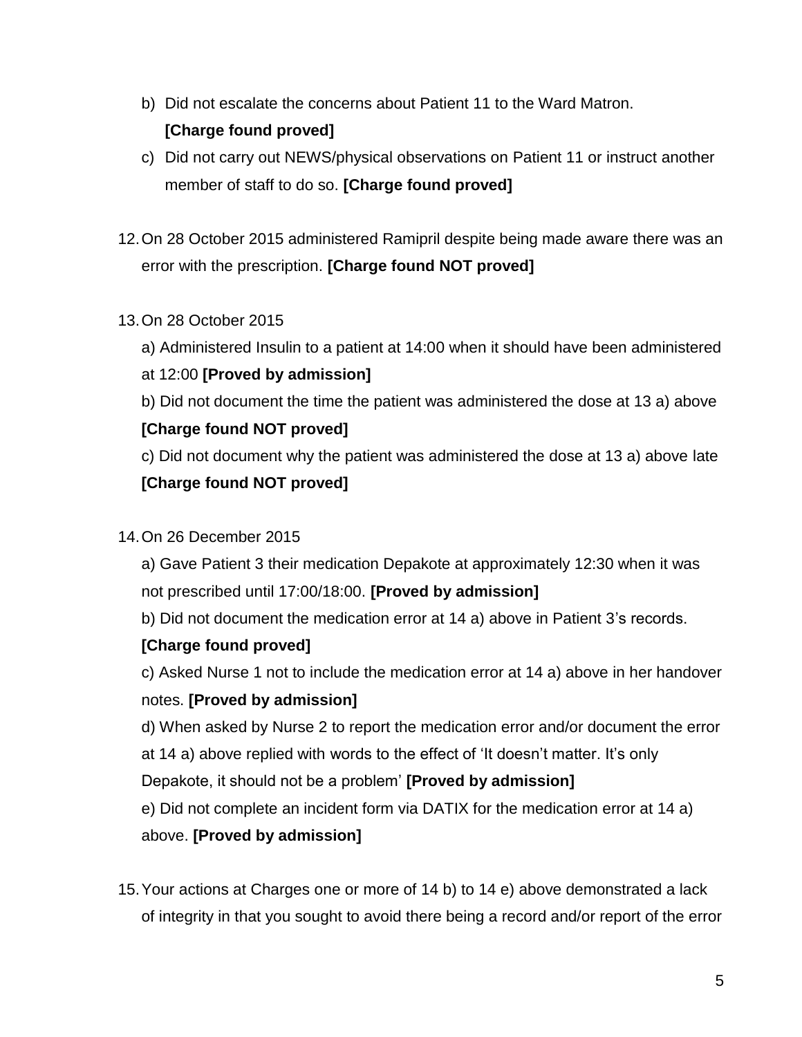b) Did not escalate the concerns about Patient 11 to the Ward Matron. **[Charge found proved]**

c) Did not carry out NEWS/physical observations on Patient 11 or instruct another member of staff to do so. **[Charge found proved]**

12. On 28 October 2015 administered Ramipril despite being made aware there was an error with the prescription. **[Charge found NOT proved]**

13. On 28 October 2015

    a) Administered Insulin to a patient at 14:00 when it should have been administered at 12:00 **[Proved by admission]**

    b) Did not document the time the patient was administered the dose at 13 a) above **[Charge found NOT proved]**

    c) Did not document why the patient was administered the dose at 13 a) above late **[Charge found NOT proved]**

14. On 26 December 2015

    a) Gave Patient 3 their medication Depakote at approximately 12:30 when it was not prescribed until 17:00/18:00. **[Proved by admission]**

    b) Did not document the medication error at 14 a) above in Patient 3's records. **[Charge found proved]**

    c) Asked Nurse 1 not to include the medication error at 14 a) above in her handover notes. **[Proved by admission]**

    d) When asked by Nurse 2 to report the medication error and/or document the error at 14 a) above replied with words to the effect of 'It doesn't matter. It's only Depakote, it should not be a problem' **[Proved by admission]**

    e) Did not complete an incident form via DATIX for the medication error at 14 a) above. **[Proved by admission]**

15. Your actions at Charges one or more of 14 b) to 14 e) above demonstrated a lack of integrity in that you sought to avoid there being a record and/or report of the error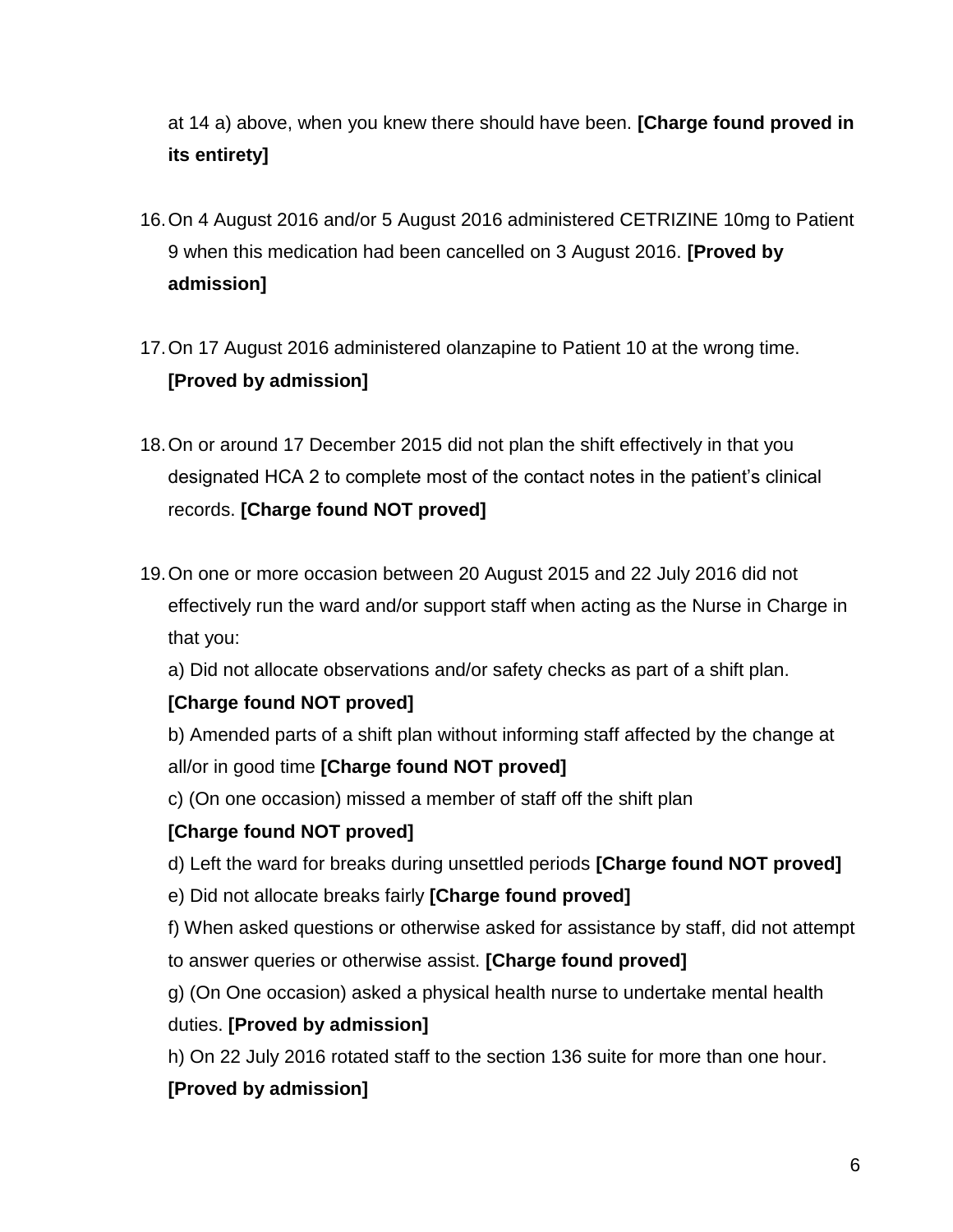at 14 a) above, when you knew there should have been. **[Charge found proved in its entirety]**

16. On 4 August 2016 and/or 5 August 2016 administered CETRIZINE 10mg to Patient 9 when this medication had been cancelled on 3 August 2016. **[Proved by admission]**

17. On 17 August 2016 administered olanzapine to Patient 10 at the wrong time. **[Proved by admission]**

18. On or around 17 December 2015 did not plan the shift effectively in that you designated HCA 2 to complete most of the contact notes in the patient's clinical records. **[Charge found NOT proved]**

19. On one or more occasion between 20 August 2015 and 22 July 2016 did not effectively run the ward and/or support staff when acting as the Nurse in Charge in that you:

    a) Did not allocate observations and/or safety checks as part of a shift plan. **[Charge found NOT proved]**

    b) Amended parts of a shift plan without informing staff affected by the change at all/or in good time **[Charge found NOT proved]**

    c) (On one occasion) missed a member of staff off the shift plan **[Charge found NOT proved]**

    d) Left the ward for breaks during unsettled periods **[Charge found NOT proved]**

    e) Did not allocate breaks fairly **[Charge found proved]**

    f) When asked questions or otherwise asked for assistance by staff, did not attempt to answer queries or otherwise assist. **[Charge found proved]**

    g) (On One occasion) asked a physical health nurse to undertake mental health duties. **[Proved by admission]**

    h) On 22 July 2016 rotated staff to the section 136 suite for more than one hour. **[Proved by admission]**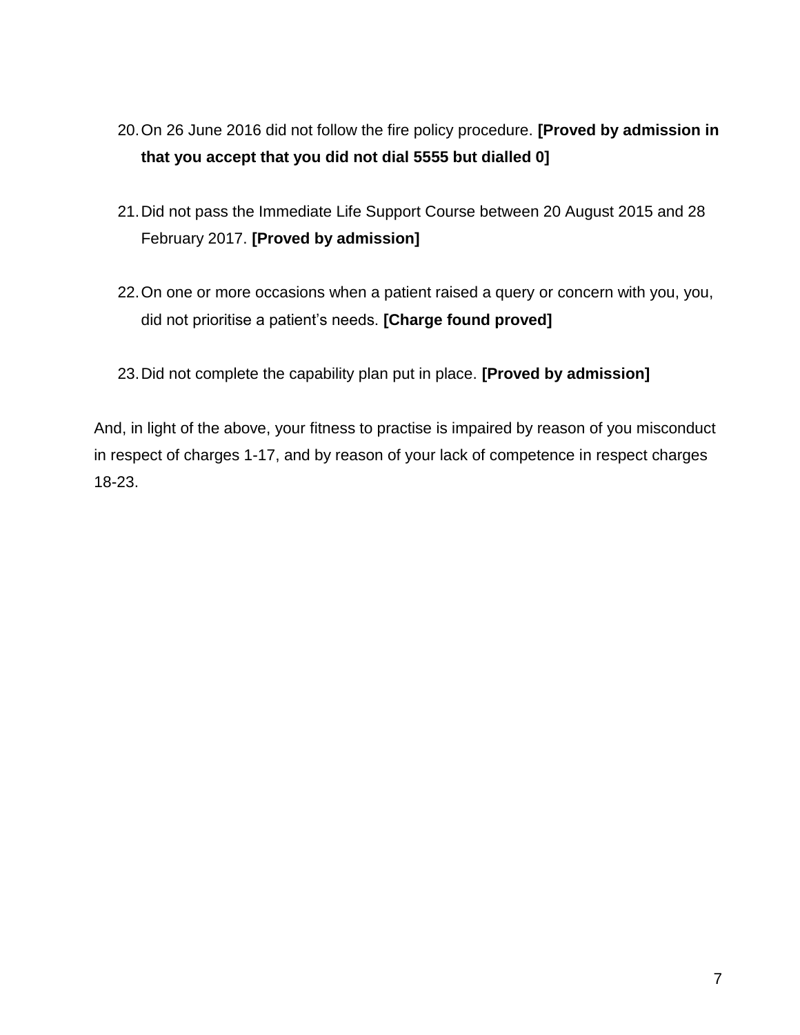20. On 26 June 2016 did not follow the fire policy procedure. **[Proved by admission in that you accept that you did not dial 5555 but dialled 0]**

21. Did not pass the Immediate Life Support Course between 20 August 2015 and 28 February 2017. **[Proved by admission]**

22. On one or more occasions when a patient raised a query or concern with you, you, did not prioritise a patient's needs. **[Charge found proved]**

23. Did not complete the capability plan put in place. **[Proved by admission]**

And, in light of the above, your fitness to practise is impaired by reason of you misconduct in respect of charges 1-17, and by reason of your lack of competence in respect charges 18-23.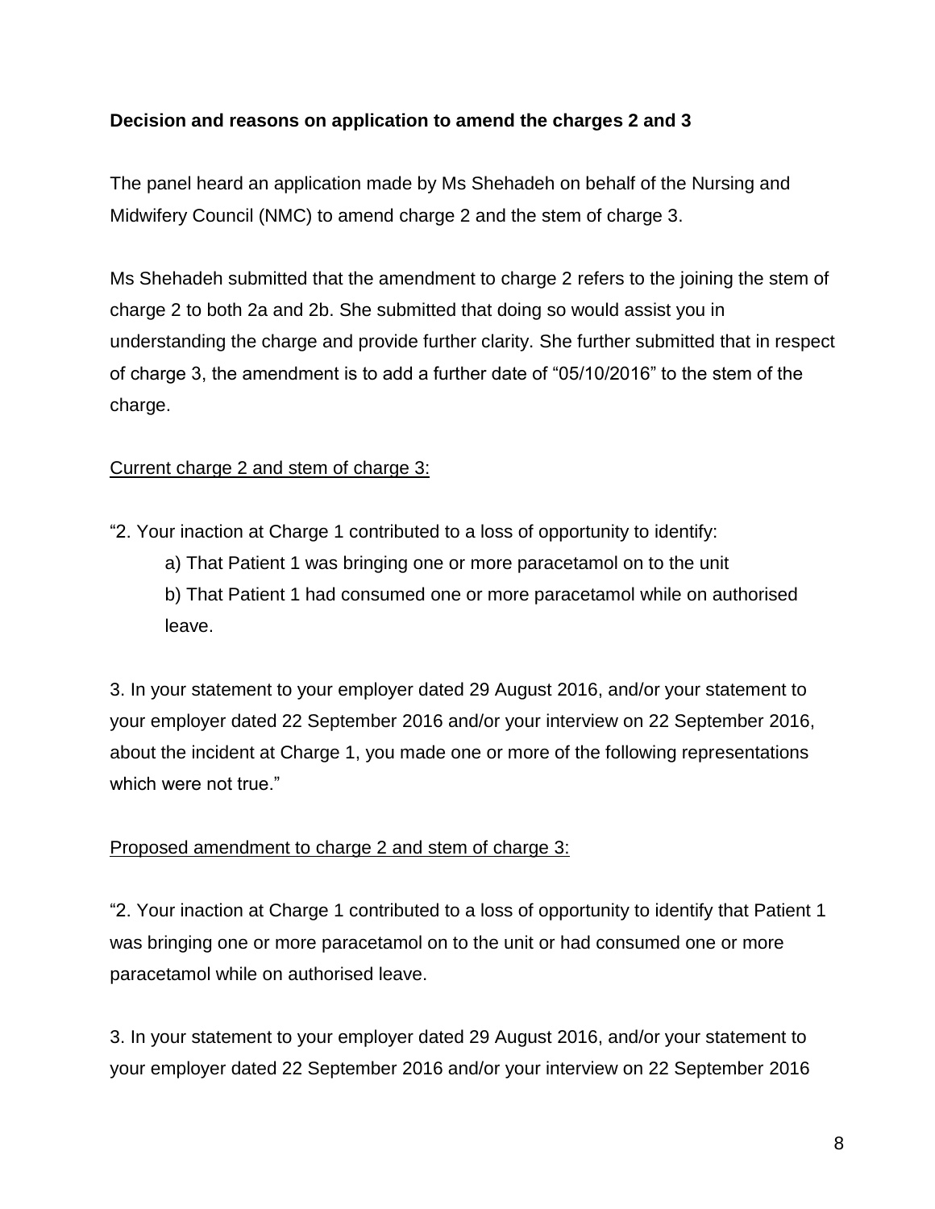**Decision and reasons on application to amend the charges 2 and 3**

The panel heard an application made by Ms Shehadeh on behalf of the Nursing and Midwifery Council (NMC) to amend charge 2 and the stem of charge 3.

Ms Shehadeh submitted that the amendment to charge 2 refers to the joining the stem of charge 2 to both 2a and 2b. She submitted that doing so would assist you in understanding the charge and provide further clarity. She further submitted that in respect of charge 3, the amendment is to add a further date of "05/10/2016" to the stem of the charge.

<u>Current charge 2 and stem of charge 3:</u>

"2. Your inaction at Charge 1 contributed to a loss of opportunity to identify:

> a) That Patient 1 was bringing one or more paracetamol on to the unit
>
> b) That Patient 1 had consumed one or more paracetamol while on authorised leave.

3. In your statement to your employer dated 29 August 2016, and/or your statement to your employer dated 22 September 2016 and/or your interview on 22 September 2016, about the incident at Charge 1, you made one or more of the following representations which were not true."

<u>Proposed amendment to charge 2 and stem of charge 3:</u>

"2. Your inaction at Charge 1 contributed to a loss of opportunity to identify that Patient 1 was bringing one or more paracetamol on to the unit or had consumed one or more paracetamol while on authorised leave.

3. In your statement to your employer dated 29 August 2016, and/or your statement to your employer dated 22 September 2016 and/or your interview on 22 September 2016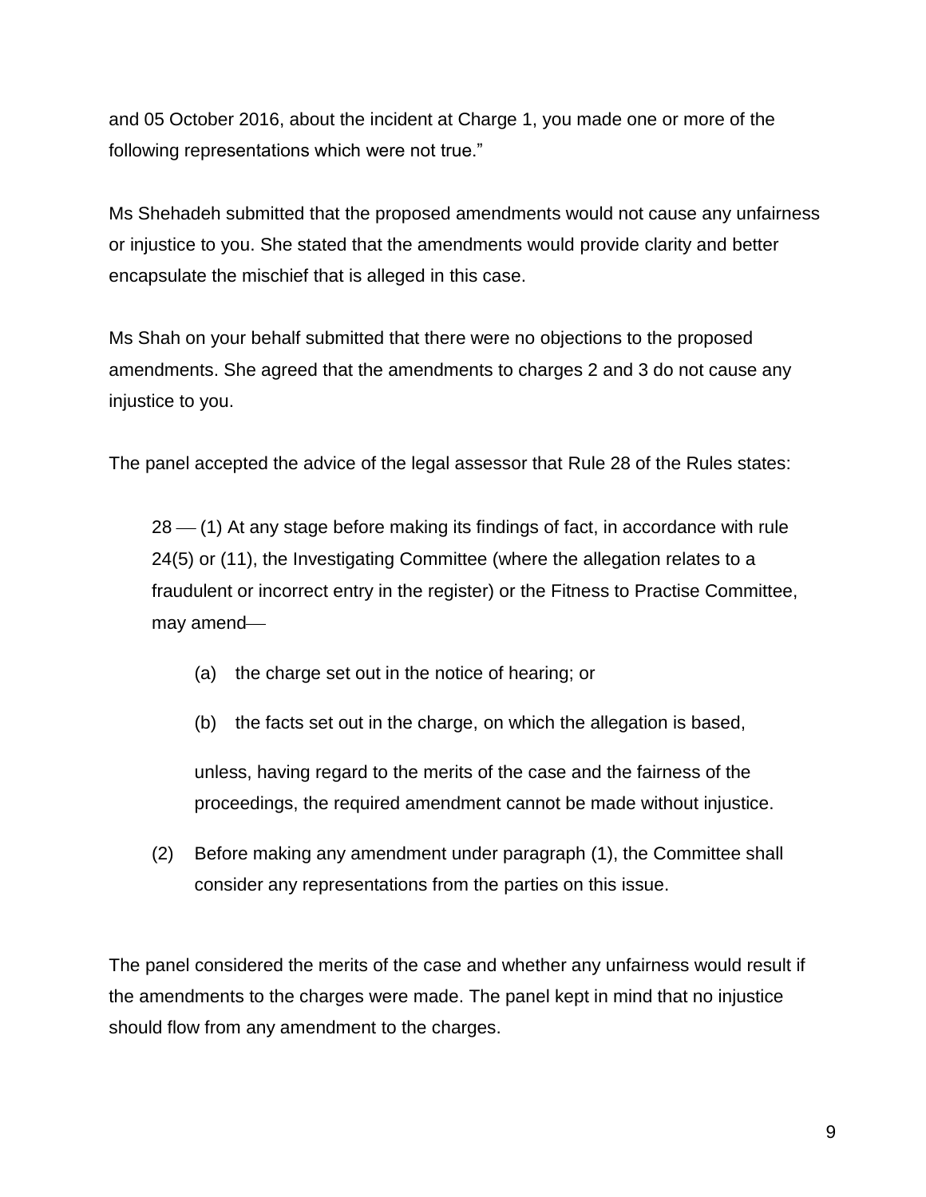and 05 October 2016, about the incident at Charge 1, you made one or more of the following representations which were not true."

Ms Shehadeh submitted that the proposed amendments would not cause any unfairness or injustice to you. She stated that the amendments would provide clarity and better encapsulate the mischief that is alleged in this case.

Ms Shah on your behalf submitted that there were no objections to the proposed amendments. She agreed that the amendments to charges 2 and 3 do not cause any injustice to you.

The panel accepted the advice of the legal assessor that Rule 28 of the Rules states:

> 28 — (1) At any stage before making its findings of fact, in accordance with rule 24(5) or (11), the Investigating Committee (where the allegation relates to a fraudulent or incorrect entry in the register) or the Fitness to Practise Committee, may amend—
>
> (a) the charge set out in the notice of hearing; or
>
> (b) the facts set out in the charge, on which the allegation is based,
>
> unless, having regard to the merits of the case and the fairness of the proceedings, the required amendment cannot be made without injustice.
>
> (2) Before making any amendment under paragraph (1), the Committee shall consider any representations from the parties on this issue.

The panel considered the merits of the case and whether any unfairness would result if the amendments to the charges were made. The panel kept in mind that no injustice should flow from any amendment to the charges.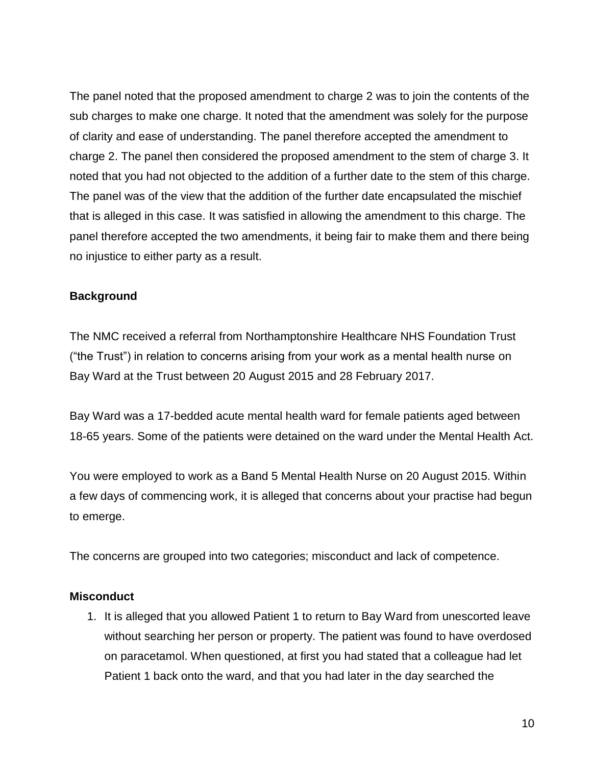The panel noted that the proposed amendment to charge 2 was to join the contents of the sub charges to make one charge. It noted that the amendment was solely for the purpose of clarity and ease of understanding. The panel therefore accepted the amendment to charge 2. The panel then considered the proposed amendment to the stem of charge 3. It noted that you had not objected to the addition of a further date to the stem of this charge. The panel was of the view that the addition of the further date encapsulated the mischief that is alleged in this case. It was satisfied in allowing the amendment to this charge. The panel therefore accepted the two amendments, it being fair to make them and there being no injustice to either party as a result.

**Background**

The NMC received a referral from Northamptonshire Healthcare NHS Foundation Trust ("the Trust") in relation to concerns arising from your work as a mental health nurse on Bay Ward at the Trust between 20 August 2015 and 28 February 2017.

Bay Ward was a 17-bedded acute mental health ward for female patients aged between 18-65 years. Some of the patients were detained on the ward under the Mental Health Act.

You were employed to work as a Band 5 Mental Health Nurse on 20 August 2015. Within a few days of commencing work, it is alleged that concerns about your practise had begun to emerge.

The concerns are grouped into two categories; misconduct and lack of competence.

**Misconduct**

1. It is alleged that you allowed Patient 1 to return to Bay Ward from unescorted leave without searching her person or property. The patient was found to have overdosed on paracetamol. When questioned, at first you had stated that a colleague had let Patient 1 back onto the ward, and that you had later in the day searched the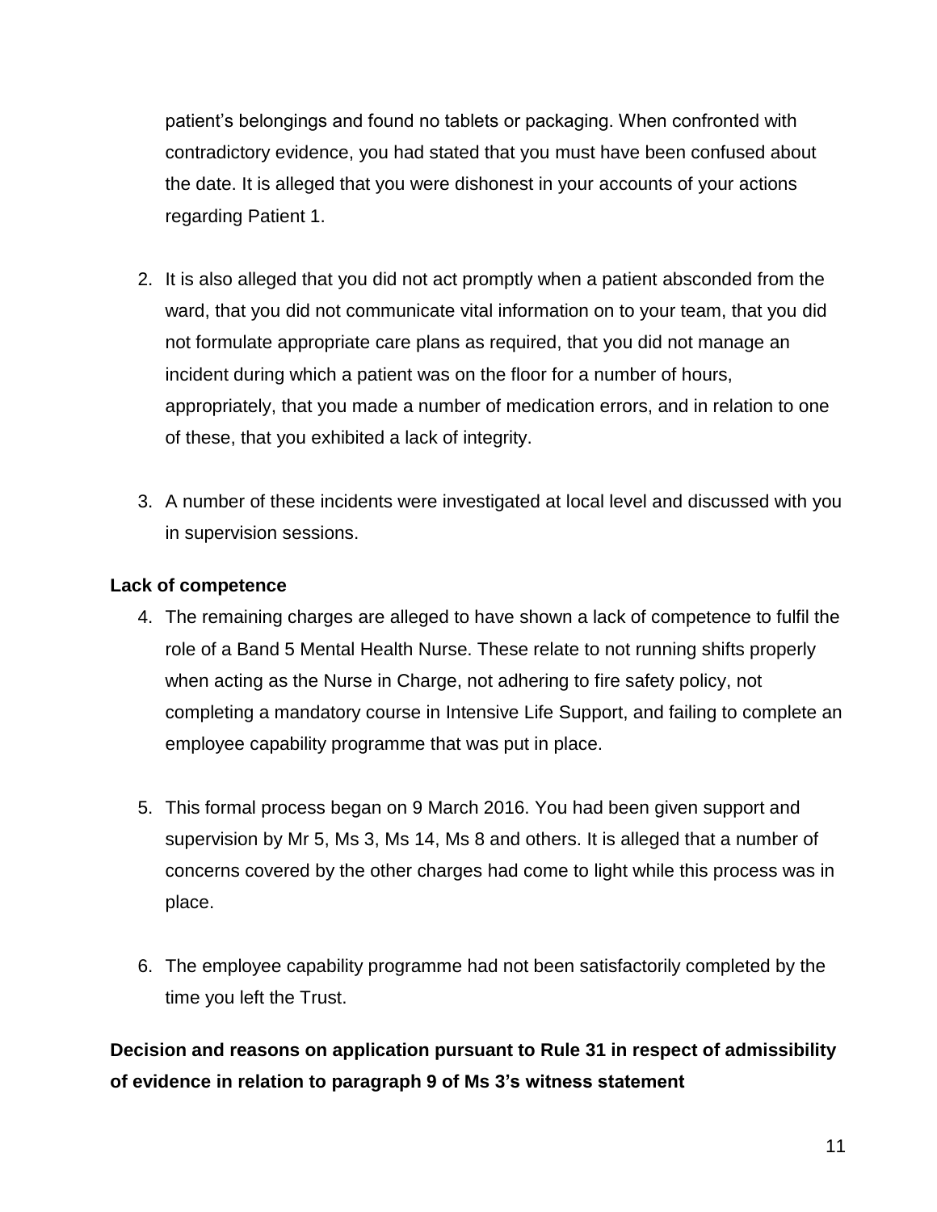patient's belongings and found no tablets or packaging. When confronted with contradictory evidence, you had stated that you must have been confused about the date. It is alleged that you were dishonest in your accounts of your actions regarding Patient 1.

2. It is also alleged that you did not act promptly when a patient absconded from the ward, that you did not communicate vital information on to your team, that you did not formulate appropriate care plans as required, that you did not manage an incident during which a patient was on the floor for a number of hours, appropriately, that you made a number of medication errors, and in relation to one of these, that you exhibited a lack of integrity.

3. A number of these incidents were investigated at local level and discussed with you in supervision sessions.

**Lack of competence**

4. The remaining charges are alleged to have shown a lack of competence to fulfil the role of a Band 5 Mental Health Nurse. These relate to not running shifts properly when acting as the Nurse in Charge, not adhering to fire safety policy, not completing a mandatory course in Intensive Life Support, and failing to complete an employee capability programme that was put in place.

5. This formal process began on 9 March 2016. You had been given support and supervision by Mr 5, Ms 3, Ms 14, Ms 8 and others. It is alleged that a number of concerns covered by the other charges had come to light while this process was in place.

6. The employee capability programme had not been satisfactorily completed by the time you left the Trust.

**Decision and reasons on application pursuant to Rule 31 in respect of admissibility of evidence in relation to paragraph 9 of Ms 3's witness statement**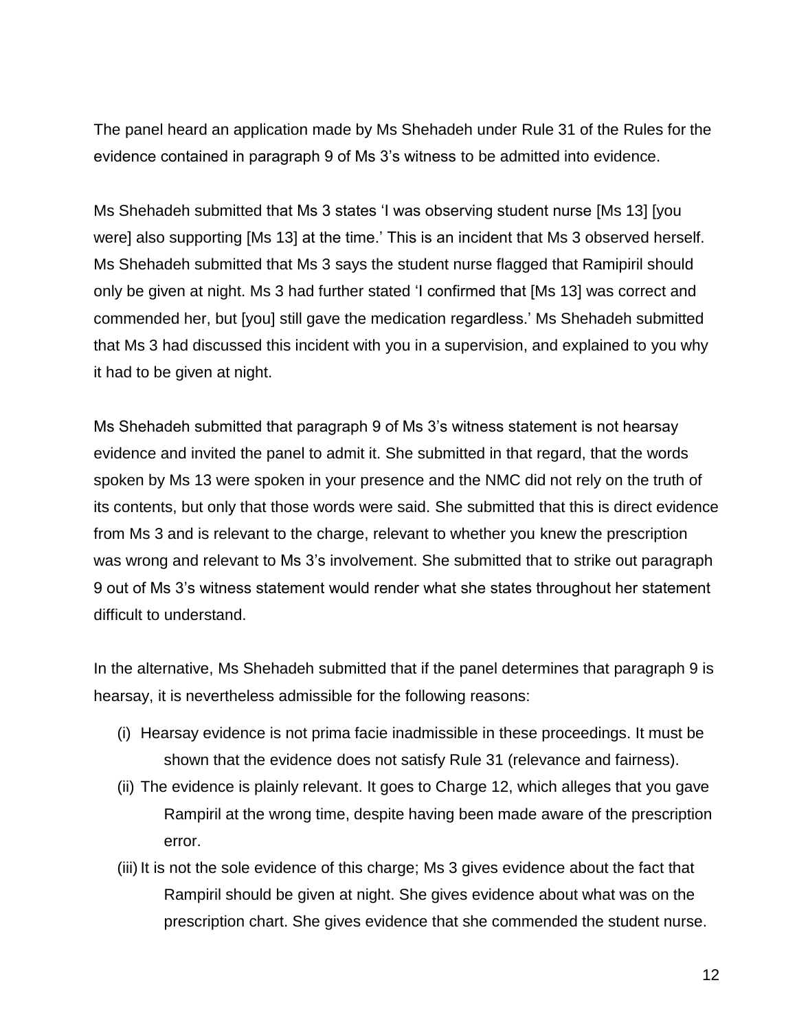The panel heard an application made by Ms Shehadeh under Rule 31 of the Rules for the evidence contained in paragraph 9 of Ms 3's witness to be admitted into evidence.

Ms Shehadeh submitted that Ms 3 states 'I was observing student nurse [Ms 13] [you were] also supporting [Ms 13] at the time.' This is an incident that Ms 3 observed herself. Ms Shehadeh submitted that Ms 3 says the student nurse flagged that Ramipiril should only be given at night. Ms 3 had further stated 'I confirmed that [Ms 13] was correct and commended her, but [you] still gave the medication regardless.' Ms Shehadeh submitted that Ms 3 had discussed this incident with you in a supervision, and explained to you why it had to be given at night.

Ms Shehadeh submitted that paragraph 9 of Ms 3's witness statement is not hearsay evidence and invited the panel to admit it. She submitted in that regard, that the words spoken by Ms 13 were spoken in your presence and the NMC did not rely on the truth of its contents, but only that those words were said. She submitted that this is direct evidence from Ms 3 and is relevant to the charge, relevant to whether you knew the prescription was wrong and relevant to Ms 3's involvement. She submitted that to strike out paragraph 9 out of Ms 3's witness statement would render what she states throughout her statement difficult to understand.

In the alternative, Ms Shehadeh submitted that if the panel determines that paragraph 9 is hearsay, it is nevertheless admissible for the following reasons:

(i) Hearsay evidence is not prima facie inadmissible in these proceedings. It must be shown that the evidence does not satisfy Rule 31 (relevance and fairness).
(ii) The evidence is plainly relevant. It goes to Charge 12, which alleges that you gave Rampiril at the wrong time, despite having been made aware of the prescription error.
(iii) It is not the sole evidence of this charge; Ms 3 gives evidence about the fact that Rampiril should be given at night. She gives evidence about what was on the prescription chart. She gives evidence that she commended the student nurse.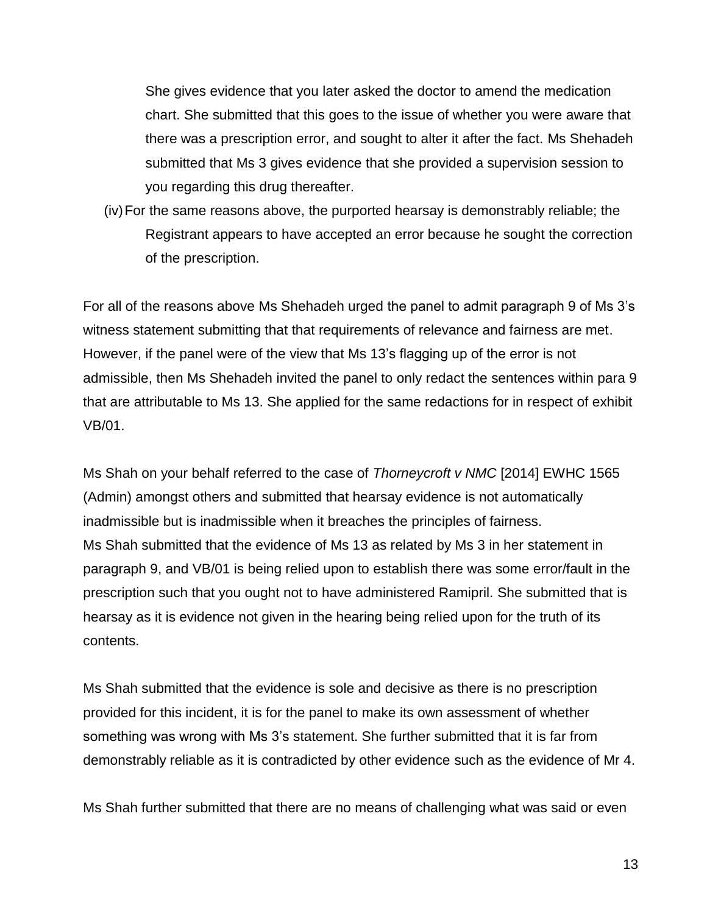She gives evidence that you later asked the doctor to amend the medication chart. She submitted that this goes to the issue of whether you were aware that there was a prescription error, and sought to alter it after the fact. Ms Shehadeh submitted that Ms 3 gives evidence that she provided a supervision session to you regarding this drug thereafter.

(iv) For the same reasons above, the purported hearsay is demonstrably reliable; the Registrant appears to have accepted an error because he sought the correction of the prescription.

For all of the reasons above Ms Shehadeh urged the panel to admit paragraph 9 of Ms 3's witness statement submitting that that requirements of relevance and fairness are met. However, if the panel were of the view that Ms 13's flagging up of the error is not admissible, then Ms Shehadeh invited the panel to only redact the sentences within para 9 that are attributable to Ms 13. She applied for the same redactions for in respect of exhibit VB/01.

Ms Shah on your behalf referred to the case of *Thorneycroft v NMC* [2014] EWHC 1565 (Admin) amongst others and submitted that hearsay evidence is not automatically inadmissible but is inadmissible when it breaches the principles of fairness.
Ms Shah submitted that the evidence of Ms 13 as related by Ms 3 in her statement in paragraph 9, and VB/01 is being relied upon to establish there was some error/fault in the prescription such that you ought not to have administered Ramipril. She submitted that is hearsay as it is evidence not given in the hearing being relied upon for the truth of its contents.

Ms Shah submitted that the evidence is sole and decisive as there is no prescription provided for this incident, it is for the panel to make its own assessment of whether something was wrong with Ms 3's statement. She further submitted that it is far from demonstrably reliable as it is contradicted by other evidence such as the evidence of Mr 4.

Ms Shah further submitted that there are no means of challenging what was said or even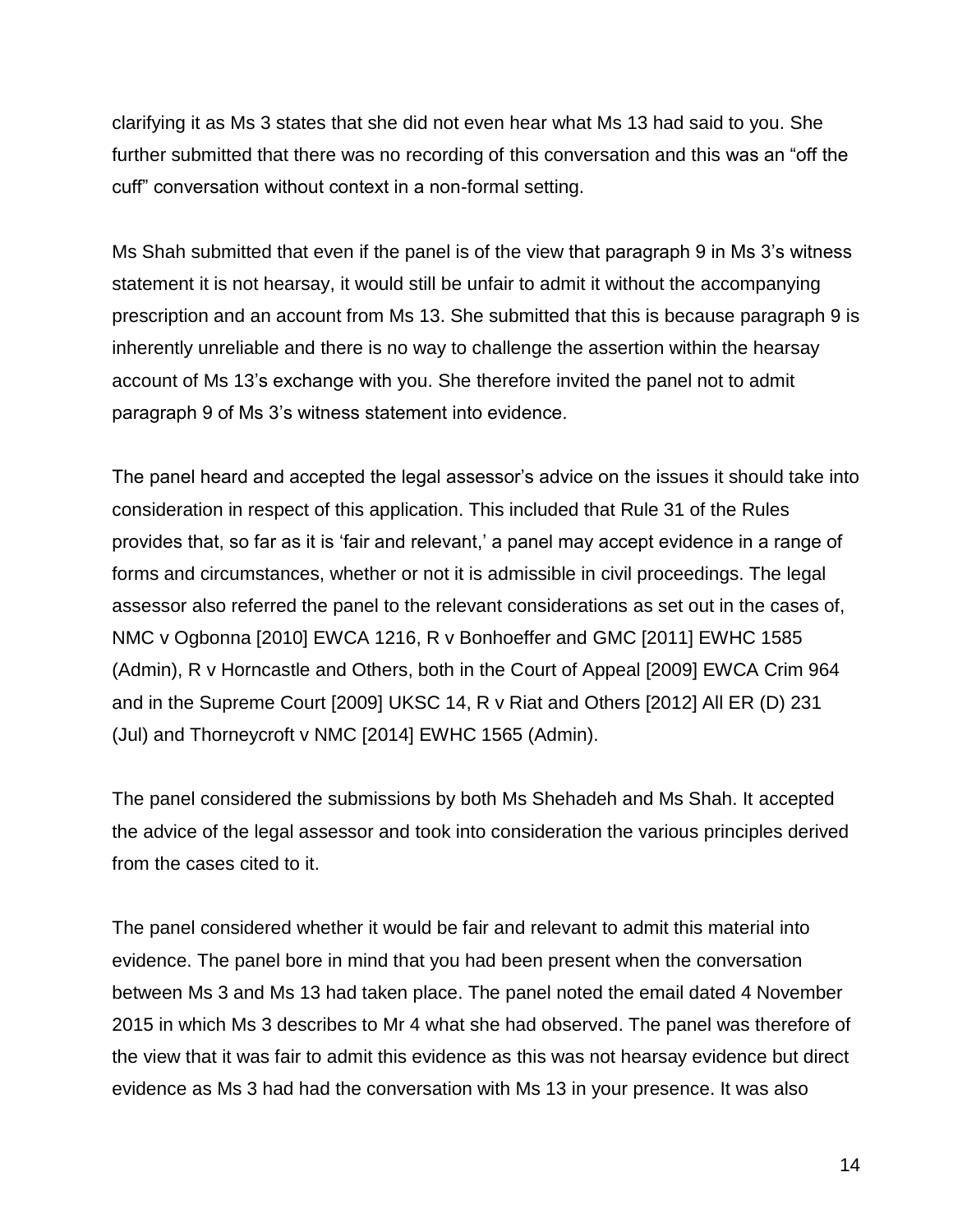clarifying it as Ms 3 states that she did not even hear what Ms 13 had said to you. She further submitted that there was no recording of this conversation and this was an "off the cuff" conversation without context in a non-formal setting.

Ms Shah submitted that even if the panel is of the view that paragraph 9 in Ms 3's witness statement it is not hearsay, it would still be unfair to admit it without the accompanying prescription and an account from Ms 13. She submitted that this is because paragraph 9 is inherently unreliable and there is no way to challenge the assertion within the hearsay account of Ms 13's exchange with you. She therefore invited the panel not to admit paragraph 9 of Ms 3's witness statement into evidence.

The panel heard and accepted the legal assessor's advice on the issues it should take into consideration in respect of this application. This included that Rule 31 of the Rules provides that, so far as it is 'fair and relevant,' a panel may accept evidence in a range of forms and circumstances, whether or not it is admissible in civil proceedings. The legal assessor also referred the panel to the relevant considerations as set out in the cases of, NMC v Ogbonna [2010] EWCA 1216, R v Bonhoeffer and GMC [2011] EWHC 1585 (Admin), R v Horncastle and Others, both in the Court of Appeal [2009] EWCA Crim 964 and in the Supreme Court [2009] UKSC 14, R v Riat and Others [2012] All ER (D) 231 (Jul) and Thorneycroft v NMC [2014] EWHC 1565 (Admin).

The panel considered the submissions by both Ms Shehadeh and Ms Shah. It accepted the advice of the legal assessor and took into consideration the various principles derived from the cases cited to it.

The panel considered whether it would be fair and relevant to admit this material into evidence. The panel bore in mind that you had been present when the conversation between Ms 3 and Ms 13 had taken place. The panel noted the email dated 4 November 2015 in which Ms 3 describes to Mr 4 what she had observed. The panel was therefore of the view that it was fair to admit this evidence as this was not hearsay evidence but direct evidence as Ms 3 had had the conversation with Ms 13 in your presence. It was also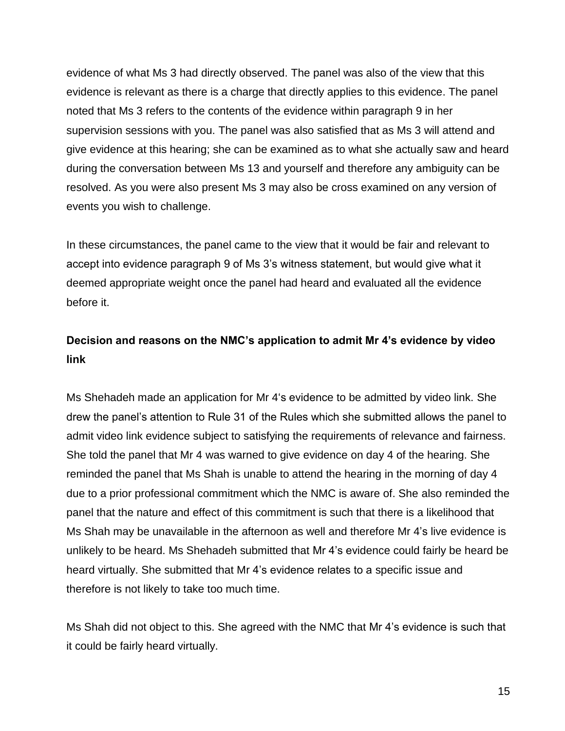evidence of what Ms 3 had directly observed. The panel was also of the view that this evidence is relevant as there is a charge that directly applies to this evidence. The panel noted that Ms 3 refers to the contents of the evidence within paragraph 9 in her supervision sessions with you. The panel was also satisfied that as Ms 3 will attend and give evidence at this hearing; she can be examined as to what she actually saw and heard during the conversation between Ms 13 and yourself and therefore any ambiguity can be resolved. As you were also present Ms 3 may also be cross examined on any version of events you wish to challenge.

In these circumstances, the panel came to the view that it would be fair and relevant to accept into evidence paragraph 9 of Ms 3's witness statement, but would give what it deemed appropriate weight once the panel had heard and evaluated all the evidence before it.

**Decision and reasons on the NMC's application to admit Mr 4's evidence by video link**

Ms Shehadeh made an application for Mr 4's evidence to be admitted by video link. She drew the panel's attention to Rule 31 of the Rules which she submitted allows the panel to admit video link evidence subject to satisfying the requirements of relevance and fairness. She told the panel that Mr 4 was warned to give evidence on day 4 of the hearing. She reminded the panel that Ms Shah is unable to attend the hearing in the morning of day 4 due to a prior professional commitment which the NMC is aware of. She also reminded the panel that the nature and effect of this commitment is such that there is a likelihood that Ms Shah may be unavailable in the afternoon as well and therefore Mr 4's live evidence is unlikely to be heard. Ms Shehadeh submitted that Mr 4's evidence could fairly be heard be heard virtually. She submitted that Mr 4's evidence relates to a specific issue and therefore is not likely to take too much time.

Ms Shah did not object to this. She agreed with the NMC that Mr 4's evidence is such that it could be fairly heard virtually.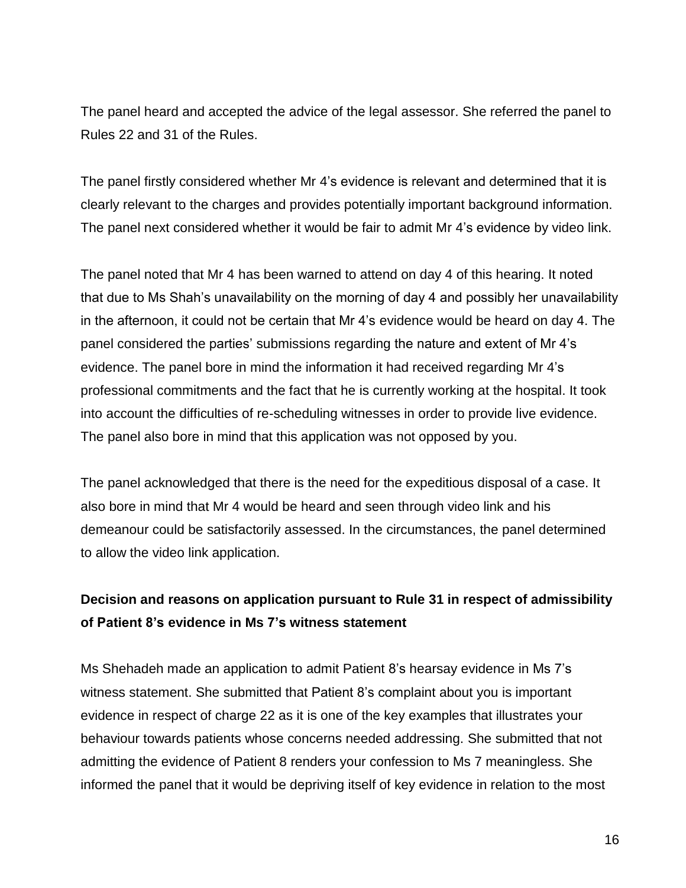The panel heard and accepted the advice of the legal assessor. She referred the panel to Rules 22 and 31 of the Rules.

The panel firstly considered whether Mr 4's evidence is relevant and determined that it is clearly relevant to the charges and provides potentially important background information. The panel next considered whether it would be fair to admit Mr 4's evidence by video link.

The panel noted that Mr 4 has been warned to attend on day 4 of this hearing. It noted that due to Ms Shah's unavailability on the morning of day 4 and possibly her unavailability in the afternoon, it could not be certain that Mr 4's evidence would be heard on day 4. The panel considered the parties' submissions regarding the nature and extent of Mr 4's evidence. The panel bore in mind the information it had received regarding Mr 4's professional commitments and the fact that he is currently working at the hospital. It took into account the difficulties of re-scheduling witnesses in order to provide live evidence. The panel also bore in mind that this application was not opposed by you.

The panel acknowledged that there is the need for the expeditious disposal of a case. It also bore in mind that Mr 4 would be heard and seen through video link and his demeanour could be satisfactorily assessed. In the circumstances, the panel determined to allow the video link application.

**Decision and reasons on application pursuant to Rule 31 in respect of admissibility of Patient 8's evidence in Ms 7's witness statement**

Ms Shehadeh made an application to admit Patient 8's hearsay evidence in Ms 7's witness statement. She submitted that Patient 8's complaint about you is important evidence in respect of charge 22 as it is one of the key examples that illustrates your behaviour towards patients whose concerns needed addressing. She submitted that not admitting the evidence of Patient 8 renders your confession to Ms 7 meaningless. She informed the panel that it would be depriving itself of key evidence in relation to the most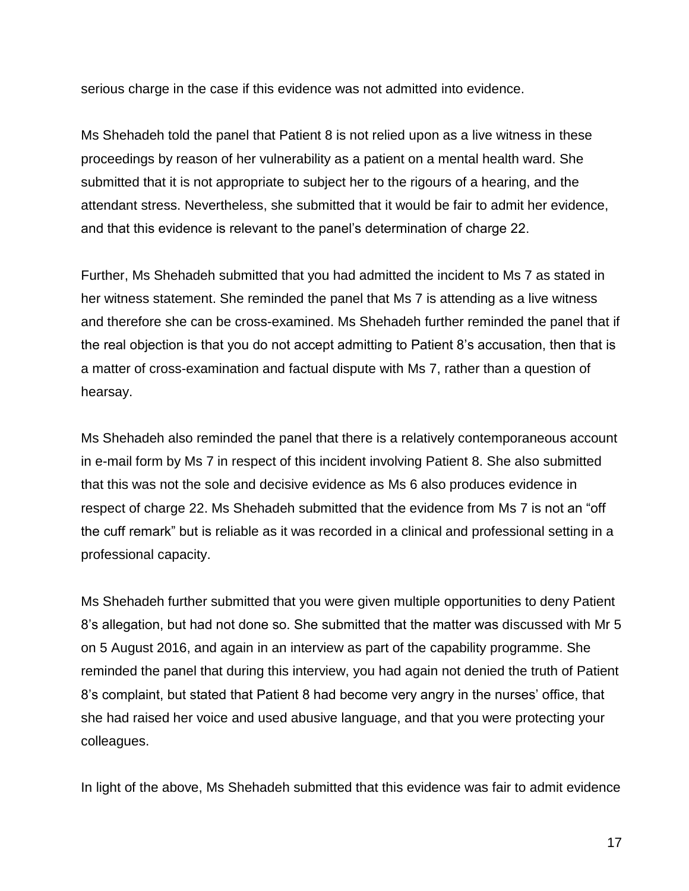serious charge in the case if this evidence was not admitted into evidence.

Ms Shehadeh told the panel that Patient 8 is not relied upon as a live witness in these proceedings by reason of her vulnerability as a patient on a mental health ward. She submitted that it is not appropriate to subject her to the rigours of a hearing, and the attendant stress. Nevertheless, she submitted that it would be fair to admit her evidence, and that this evidence is relevant to the panel's determination of charge 22.

Further, Ms Shehadeh submitted that you had admitted the incident to Ms 7 as stated in her witness statement. She reminded the panel that Ms 7 is attending as a live witness and therefore she can be cross-examined. Ms Shehadeh further reminded the panel that if the real objection is that you do not accept admitting to Patient 8's accusation, then that is a matter of cross-examination and factual dispute with Ms 7, rather than a question of hearsay.

Ms Shehadeh also reminded the panel that there is a relatively contemporaneous account in e-mail form by Ms 7 in respect of this incident involving Patient 8. She also submitted that this was not the sole and decisive evidence as Ms 6 also produces evidence in respect of charge 22. Ms Shehadeh submitted that the evidence from Ms 7 is not an "off the cuff remark" but is reliable as it was recorded in a clinical and professional setting in a professional capacity.

Ms Shehadeh further submitted that you were given multiple opportunities to deny Patient 8's allegation, but had not done so. She submitted that the matter was discussed with Mr 5 on 5 August 2016, and again in an interview as part of the capability programme. She reminded the panel that during this interview, you had again not denied the truth of Patient 8's complaint, but stated that Patient 8 had become very angry in the nurses' office, that she had raised her voice and used abusive language, and that you were protecting your colleagues.

In light of the above, Ms Shehadeh submitted that this evidence was fair to admit evidence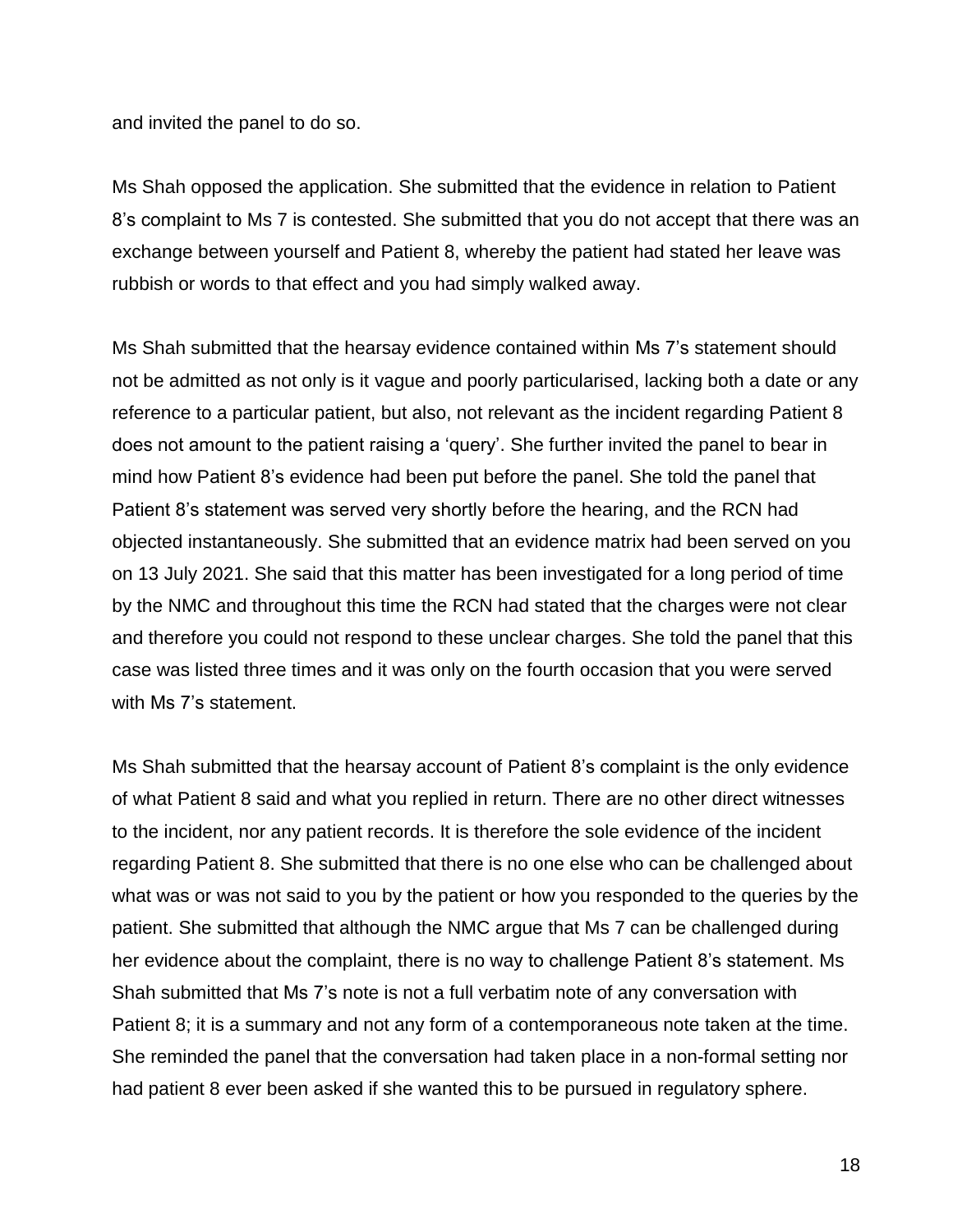and invited the panel to do so.

Ms Shah opposed the application. She submitted that the evidence in relation to Patient 8's complaint to Ms 7 is contested. She submitted that you do not accept that there was an exchange between yourself and Patient 8, whereby the patient had stated her leave was rubbish or words to that effect and you had simply walked away.

Ms Shah submitted that the hearsay evidence contained within Ms 7's statement should not be admitted as not only is it vague and poorly particularised, lacking both a date or any reference to a particular patient, but also, not relevant as the incident regarding Patient 8 does not amount to the patient raising a 'query'. She further invited the panel to bear in mind how Patient 8's evidence had been put before the panel. She told the panel that Patient 8's statement was served very shortly before the hearing, and the RCN had objected instantaneously. She submitted that an evidence matrix had been served on you on 13 July 2021. She said that this matter has been investigated for a long period of time by the NMC and throughout this time the RCN had stated that the charges were not clear and therefore you could not respond to these unclear charges. She told the panel that this case was listed three times and it was only on the fourth occasion that you were served with Ms 7's statement.

Ms Shah submitted that the hearsay account of Patient 8's complaint is the only evidence of what Patient 8 said and what you replied in return. There are no other direct witnesses to the incident, nor any patient records. It is therefore the sole evidence of the incident regarding Patient 8. She submitted that there is no one else who can be challenged about what was or was not said to you by the patient or how you responded to the queries by the patient. She submitted that although the NMC argue that Ms 7 can be challenged during her evidence about the complaint, there is no way to challenge Patient 8's statement. Ms Shah submitted that Ms 7's note is not a full verbatim note of any conversation with Patient 8; it is a summary and not any form of a contemporaneous note taken at the time. She reminded the panel that the conversation had taken place in a non-formal setting nor had patient 8 ever been asked if she wanted this to be pursued in regulatory sphere.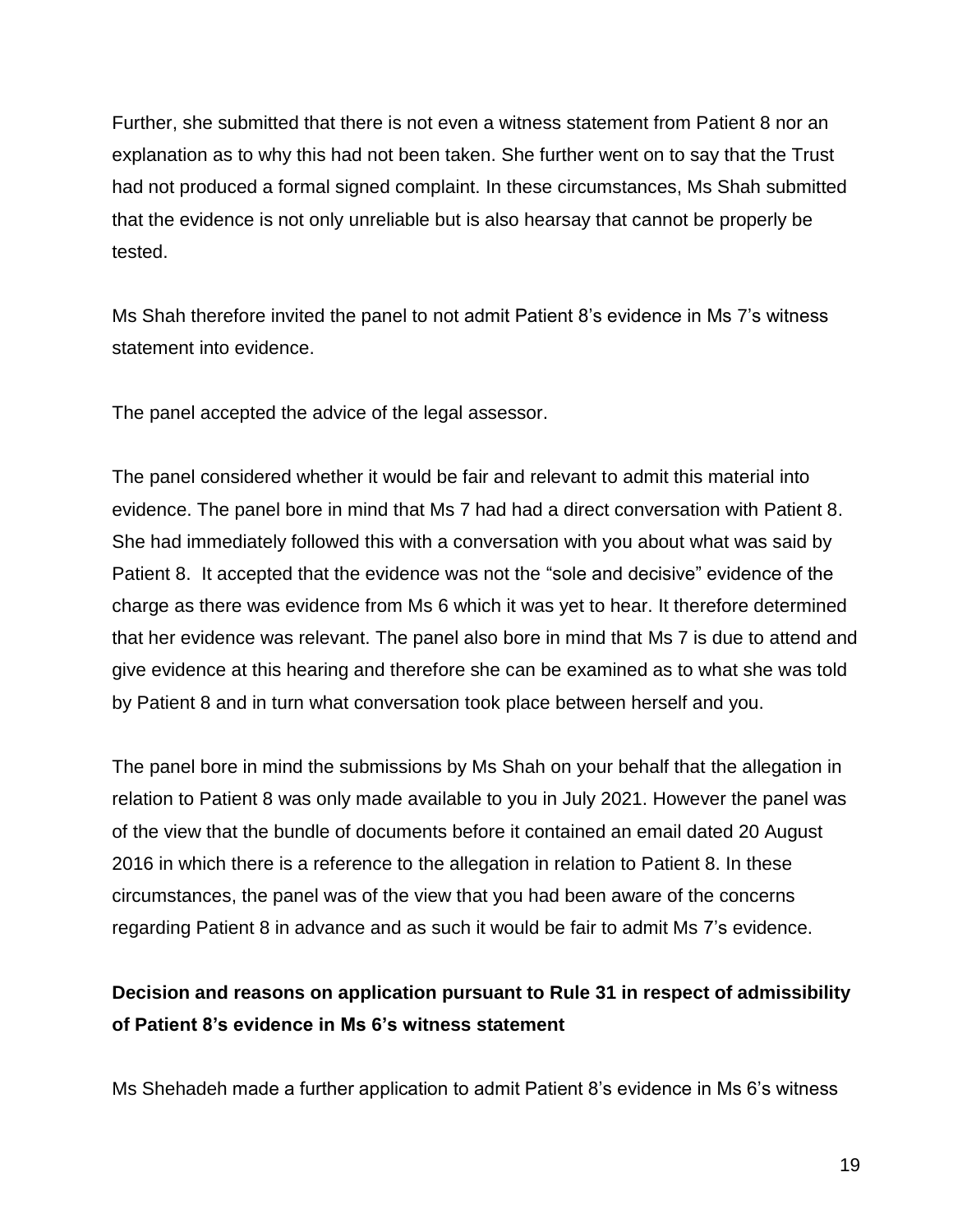Further, she submitted that there is not even a witness statement from Patient 8 nor an explanation as to why this had not been taken. She further went on to say that the Trust had not produced a formal signed complaint. In these circumstances, Ms Shah submitted that the evidence is not only unreliable but is also hearsay that cannot be properly be tested.

Ms Shah therefore invited the panel to not admit Patient 8's evidence in Ms 7's witness statement into evidence.

The panel accepted the advice of the legal assessor.

The panel considered whether it would be fair and relevant to admit this material into evidence. The panel bore in mind that Ms 7 had had a direct conversation with Patient 8. She had immediately followed this with a conversation with you about what was said by Patient 8. It accepted that the evidence was not the "sole and decisive" evidence of the charge as there was evidence from Ms 6 which it was yet to hear. It therefore determined that her evidence was relevant. The panel also bore in mind that Ms 7 is due to attend and give evidence at this hearing and therefore she can be examined as to what she was told by Patient 8 and in turn what conversation took place between herself and you.

The panel bore in mind the submissions by Ms Shah on your behalf that the allegation in relation to Patient 8 was only made available to you in July 2021. However the panel was of the view that the bundle of documents before it contained an email dated 20 August 2016 in which there is a reference to the allegation in relation to Patient 8. In these circumstances, the panel was of the view that you had been aware of the concerns regarding Patient 8 in advance and as such it would be fair to admit Ms 7's evidence.

**Decision and reasons on application pursuant to Rule 31 in respect of admissibility of Patient 8's evidence in Ms 6's witness statement**

Ms Shehadeh made a further application to admit Patient 8's evidence in Ms 6's witness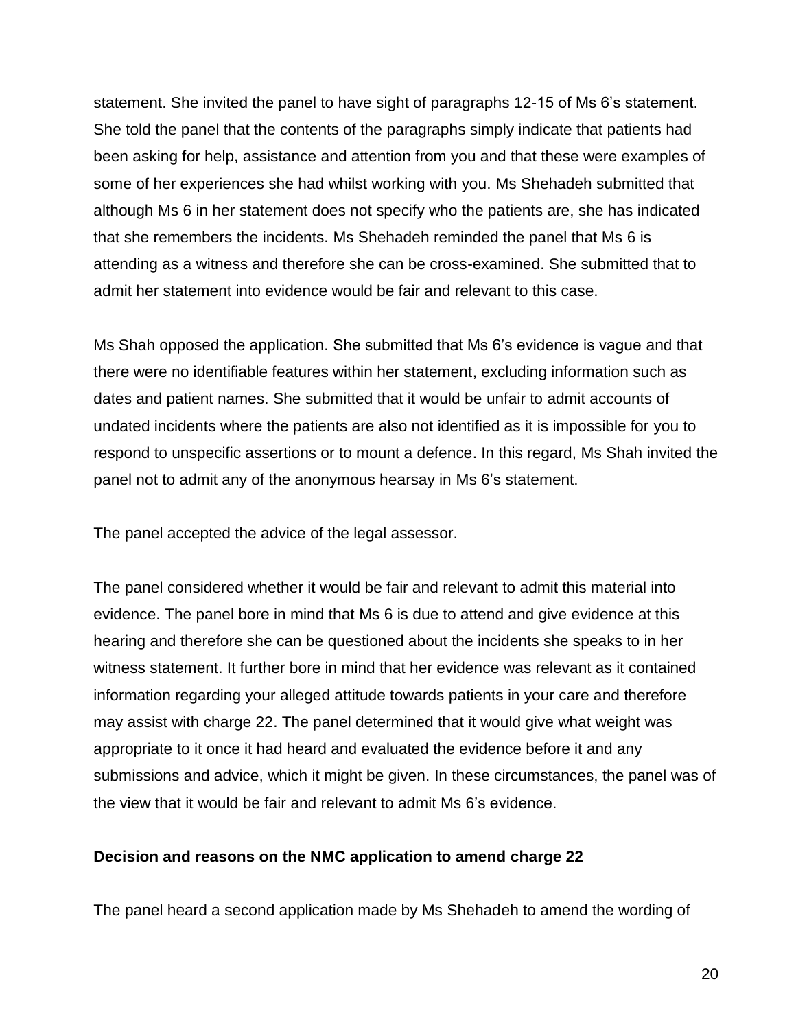statement. She invited the panel to have sight of paragraphs 12-15 of Ms 6's statement. She told the panel that the contents of the paragraphs simply indicate that patients had been asking for help, assistance and attention from you and that these were examples of some of her experiences she had whilst working with you. Ms Shehadeh submitted that although Ms 6 in her statement does not specify who the patients are, she has indicated that she remembers the incidents. Ms Shehadeh reminded the panel that Ms 6 is attending as a witness and therefore she can be cross-examined. She submitted that to admit her statement into evidence would be fair and relevant to this case.

Ms Shah opposed the application. She submitted that Ms 6's evidence is vague and that there were no identifiable features within her statement, excluding information such as dates and patient names. She submitted that it would be unfair to admit accounts of undated incidents where the patients are also not identified as it is impossible for you to respond to unspecific assertions or to mount a defence. In this regard, Ms Shah invited the panel not to admit any of the anonymous hearsay in Ms 6's statement.

The panel accepted the advice of the legal assessor.

The panel considered whether it would be fair and relevant to admit this material into evidence. The panel bore in mind that Ms 6 is due to attend and give evidence at this hearing and therefore she can be questioned about the incidents she speaks to in her witness statement. It further bore in mind that her evidence was relevant as it contained information regarding your alleged attitude towards patients in your care and therefore may assist with charge 22. The panel determined that it would give what weight was appropriate to it once it had heard and evaluated the evidence before it and any submissions and advice, which it might be given. In these circumstances, the panel was of the view that it would be fair and relevant to admit Ms 6's evidence.

**Decision and reasons on the NMC application to amend charge 22**

The panel heard a second application made by Ms Shehadeh to amend the wording of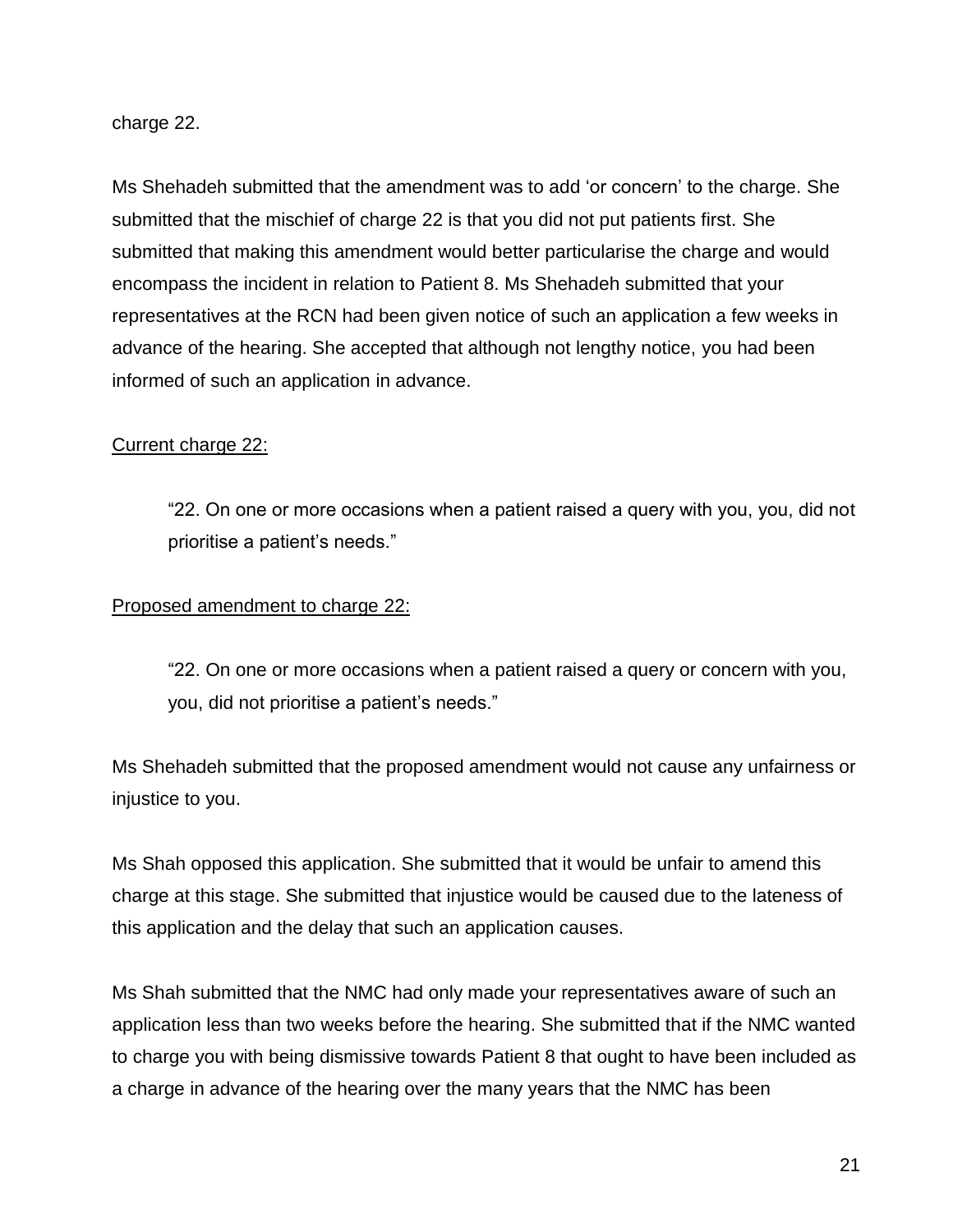charge 22.

Ms Shehadeh submitted that the amendment was to add 'or concern' to the charge. She submitted that the mischief of charge 22 is that you did not put patients first. She submitted that making this amendment would better particularise the charge and would encompass the incident in relation to Patient 8. Ms Shehadeh submitted that your representatives at the RCN had been given notice of such an application a few weeks in advance of the hearing. She accepted that although not lengthy notice, you had been informed of such an application in advance.

<u>Current charge 22:</u>

> "22. On one or more occasions when a patient raised a query with you, you, did not prioritise a patient's needs."

<u>Proposed amendment to charge 22:</u>

> "22. On one or more occasions when a patient raised a query or concern with you, you, did not prioritise a patient's needs."

Ms Shehadeh submitted that the proposed amendment would not cause any unfairness or injustice to you.

Ms Shah opposed this application. She submitted that it would be unfair to amend this charge at this stage. She submitted that injustice would be caused due to the lateness of this application and the delay that such an application causes.

Ms Shah submitted that the NMC had only made your representatives aware of such an application less than two weeks before the hearing. She submitted that if the NMC wanted to charge you with being dismissive towards Patient 8 that ought to have been included as a charge in advance of the hearing over the many years that the NMC has been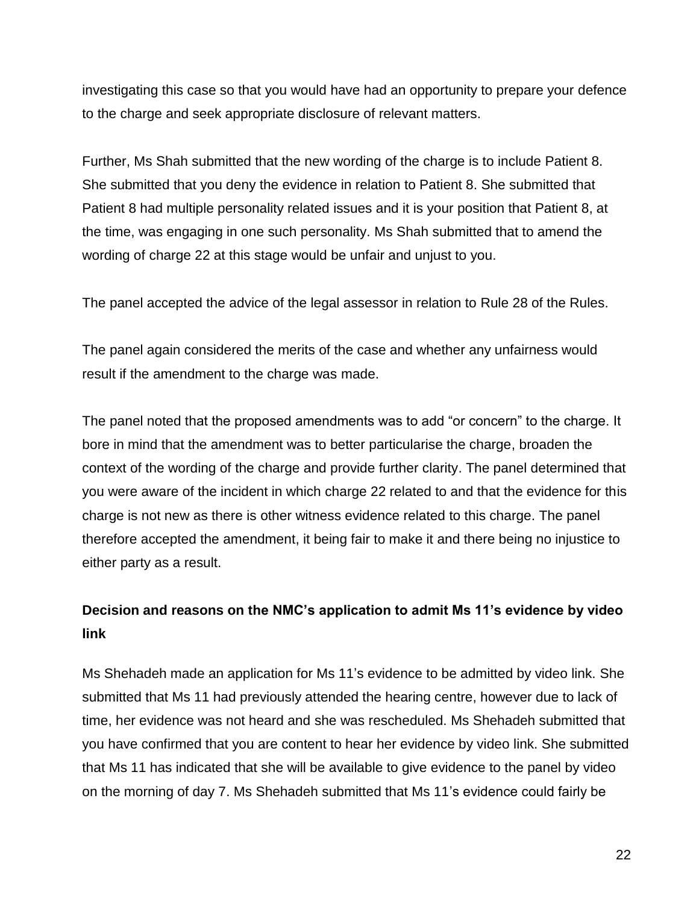investigating this case so that you would have had an opportunity to prepare your defence to the charge and seek appropriate disclosure of relevant matters.

Further, Ms Shah submitted that the new wording of the charge is to include Patient 8. She submitted that you deny the evidence in relation to Patient 8. She submitted that Patient 8 had multiple personality related issues and it is your position that Patient 8, at the time, was engaging in one such personality. Ms Shah submitted that to amend the wording of charge 22 at this stage would be unfair and unjust to you.

The panel accepted the advice of the legal assessor in relation to Rule 28 of the Rules.

The panel again considered the merits of the case and whether any unfairness would result if the amendment to the charge was made.

The panel noted that the proposed amendments was to add "or concern" to the charge. It bore in mind that the amendment was to better particularise the charge, broaden the context of the wording of the charge and provide further clarity. The panel determined that you were aware of the incident in which charge 22 related to and that the evidence for this charge is not new as there is other witness evidence related to this charge. The panel therefore accepted the amendment, it being fair to make it and there being no injustice to either party as a result.

**Decision and reasons on the NMC's application to admit Ms 11's evidence by video link**

Ms Shehadeh made an application for Ms 11's evidence to be admitted by video link. She submitted that Ms 11 had previously attended the hearing centre, however due to lack of time, her evidence was not heard and she was rescheduled. Ms Shehadeh submitted that you have confirmed that you are content to hear her evidence by video link. She submitted that Ms 11 has indicated that she will be available to give evidence to the panel by video on the morning of day 7. Ms Shehadeh submitted that Ms 11's evidence could fairly be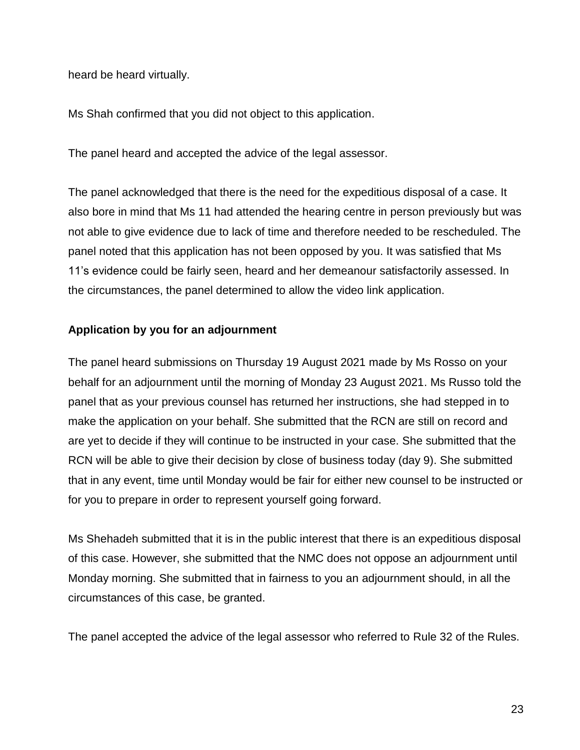heard be heard virtually.

Ms Shah confirmed that you did not object to this application.

The panel heard and accepted the advice of the legal assessor.

The panel acknowledged that there is the need for the expeditious disposal of a case. It also bore in mind that Ms 11 had attended the hearing centre in person previously but was not able to give evidence due to lack of time and therefore needed to be rescheduled. The panel noted that this application has not been opposed by you. It was satisfied that Ms 11's evidence could be fairly seen, heard and her demeanour satisfactorily assessed. In the circumstances, the panel determined to allow the video link application.

**Application by you for an adjournment**

The panel heard submissions on Thursday 19 August 2021 made by Ms Rosso on your behalf for an adjournment until the morning of Monday 23 August 2021. Ms Russo told the panel that as your previous counsel has returned her instructions, she had stepped in to make the application on your behalf. She submitted that the RCN are still on record and are yet to decide if they will continue to be instructed in your case. She submitted that the RCN will be able to give their decision by close of business today (day 9). She submitted that in any event, time until Monday would be fair for either new counsel to be instructed or for you to prepare in order to represent yourself going forward.

Ms Shehadeh submitted that it is in the public interest that there is an expeditious disposal of this case. However, she submitted that the NMC does not oppose an adjournment until Monday morning. She submitted that in fairness to you an adjournment should, in all the circumstances of this case, be granted.

The panel accepted the advice of the legal assessor who referred to Rule 32 of the Rules.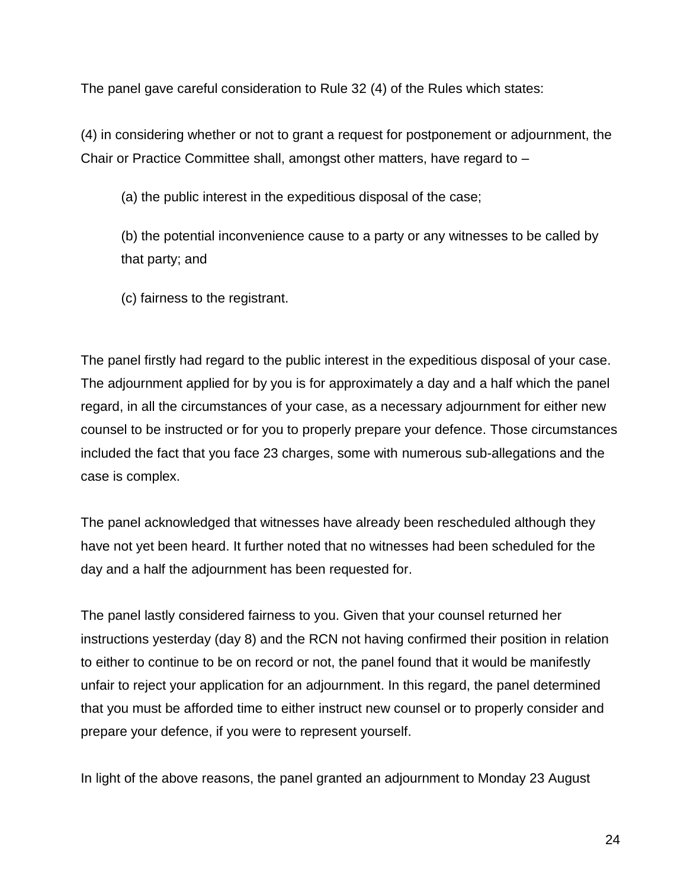The panel gave careful consideration to Rule 32 (4) of the Rules which states:

(4) in considering whether or not to grant a request for postponement or adjournment, the Chair or Practice Committee shall, amongst other matters, have regard to –

> (a) the public interest in the expeditious disposal of the case;
>
> (b) the potential inconvenience cause to a party or any witnesses to be called by that party; and
>
> (c) fairness to the registrant.

The panel firstly had regard to the public interest in the expeditious disposal of your case. The adjournment applied for by you is for approximately a day and a half which the panel regard, in all the circumstances of your case, as a necessary adjournment for either new counsel to be instructed or for you to properly prepare your defence. Those circumstances included the fact that you face 23 charges, some with numerous sub-allegations and the case is complex.

The panel acknowledged that witnesses have already been rescheduled although they have not yet been heard. It further noted that no witnesses had been scheduled for the day and a half the adjournment has been requested for.

The panel lastly considered fairness to you. Given that your counsel returned her instructions yesterday (day 8) and the RCN not having confirmed their position in relation to either to continue to be on record or not, the panel found that it would be manifestly unfair to reject your application for an adjournment. In this regard, the panel determined that you must be afforded time to either instruct new counsel or to properly consider and prepare your defence, if you were to represent yourself.

In light of the above reasons, the panel granted an adjournment to Monday 23 August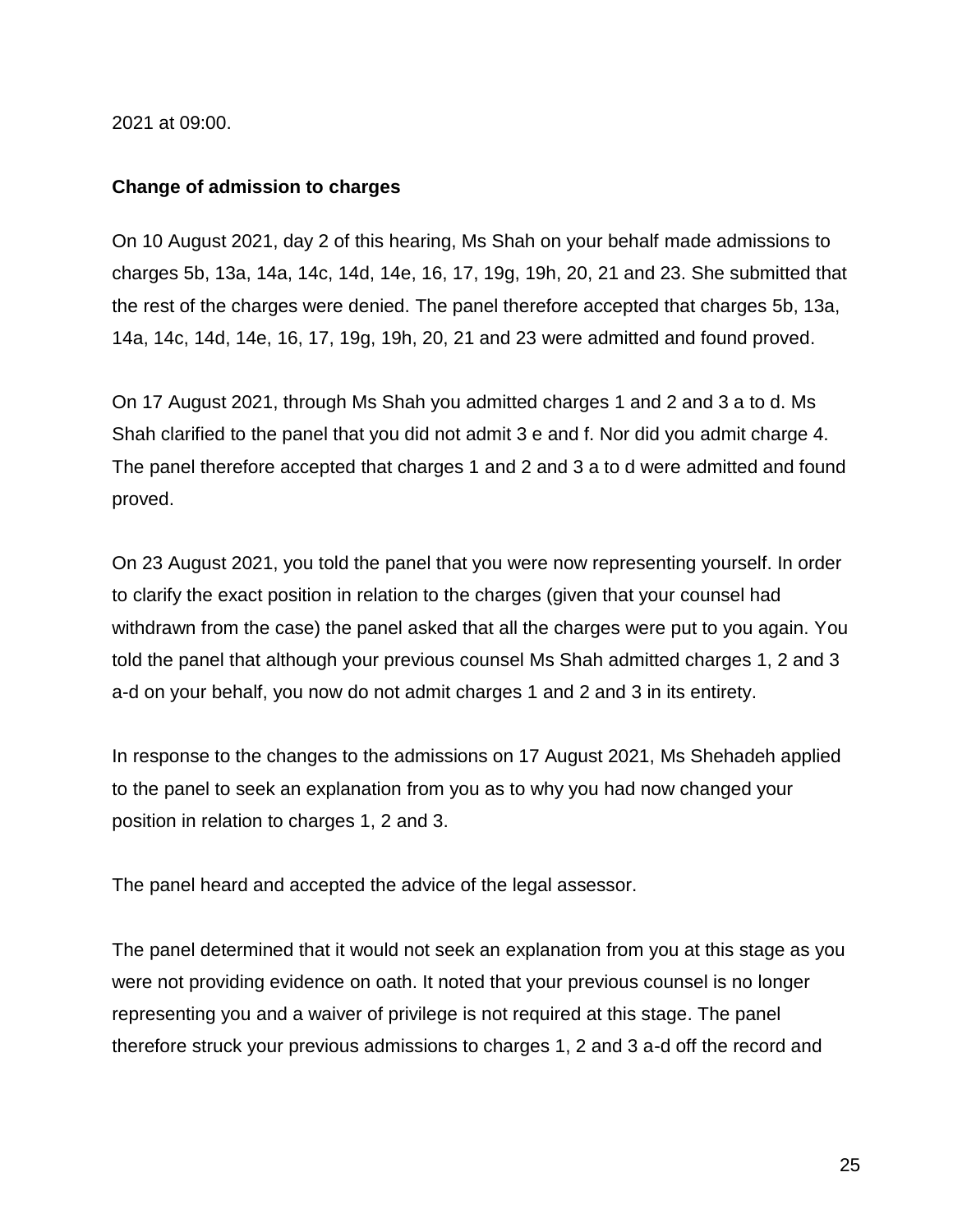2021 at 09:00.

**Change of admission to charges**

On 10 August 2021, day 2 of this hearing, Ms Shah on your behalf made admissions to charges 5b, 13a, 14a, 14c, 14d, 14e, 16, 17, 19g, 19h, 20, 21 and 23. She submitted that the rest of the charges were denied. The panel therefore accepted that charges 5b, 13a, 14a, 14c, 14d, 14e, 16, 17, 19g, 19h, 20, 21 and 23 were admitted and found proved.

On 17 August 2021, through Ms Shah you admitted charges 1 and 2 and 3 a to d. Ms Shah clarified to the panel that you did not admit 3 e and f. Nor did you admit charge 4. The panel therefore accepted that charges 1 and 2 and 3 a to d were admitted and found proved.

On 23 August 2021, you told the panel that you were now representing yourself. In order to clarify the exact position in relation to the charges (given that your counsel had withdrawn from the case) the panel asked that all the charges were put to you again. You told the panel that although your previous counsel Ms Shah admitted charges 1, 2 and 3 a-d on your behalf, you now do not admit charges 1 and 2 and 3 in its entirety.

In response to the changes to the admissions on 17 August 2021, Ms Shehadeh applied to the panel to seek an explanation from you as to why you had now changed your position in relation to charges 1, 2 and 3.

The panel heard and accepted the advice of the legal assessor.

The panel determined that it would not seek an explanation from you at this stage as you were not providing evidence on oath. It noted that your previous counsel is no longer representing you and a waiver of privilege is not required at this stage. The panel therefore struck your previous admissions to charges 1, 2 and 3 a-d off the record and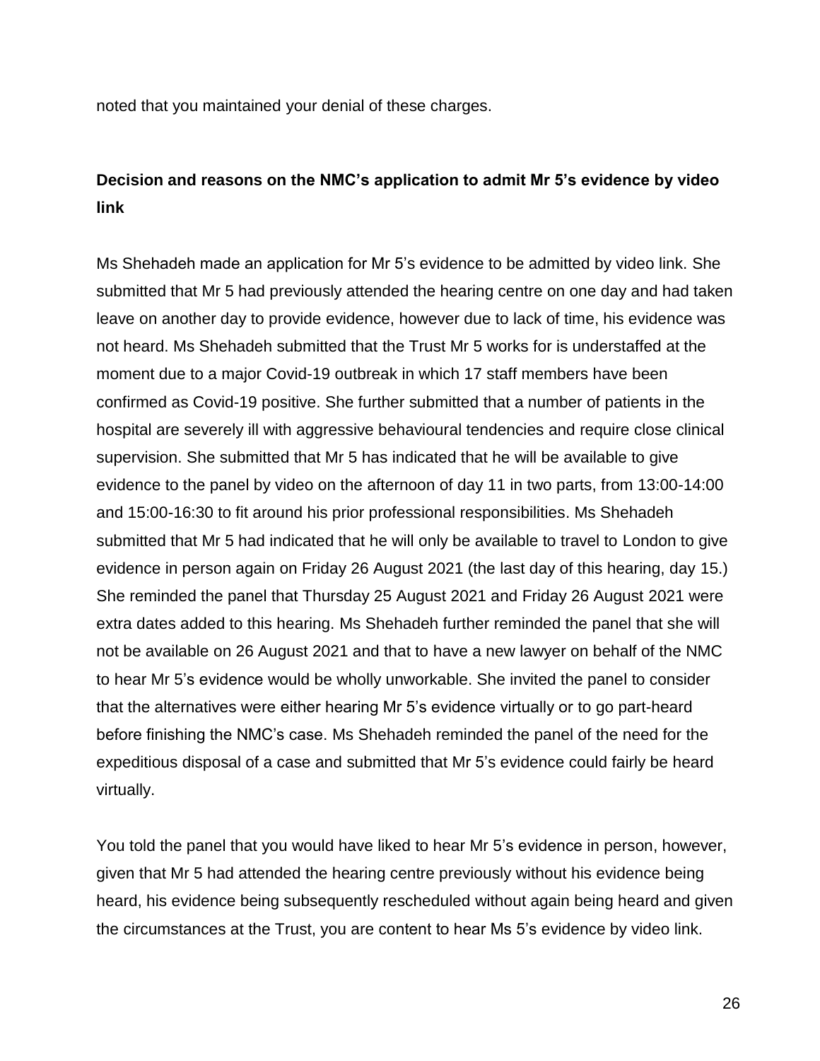noted that you maintained your denial of these charges.

**Decision and reasons on the NMC's application to admit Mr 5's evidence by video link**

Ms Shehadeh made an application for Mr 5's evidence to be admitted by video link. She submitted that Mr 5 had previously attended the hearing centre on one day and had taken leave on another day to provide evidence, however due to lack of time, his evidence was not heard. Ms Shehadeh submitted that the Trust Mr 5 works for is understaffed at the moment due to a major Covid-19 outbreak in which 17 staff members have been confirmed as Covid-19 positive. She further submitted that a number of patients in the hospital are severely ill with aggressive behavioural tendencies and require close clinical supervision. She submitted that Mr 5 has indicated that he will be available to give evidence to the panel by video on the afternoon of day 11 in two parts, from 13:00-14:00 and 15:00-16:30 to fit around his prior professional responsibilities. Ms Shehadeh submitted that Mr 5 had indicated that he will only be available to travel to London to give evidence in person again on Friday 26 August 2021 (the last day of this hearing, day 15.) She reminded the panel that Thursday 25 August 2021 and Friday 26 August 2021 were extra dates added to this hearing. Ms Shehadeh further reminded the panel that she will not be available on 26 August 2021 and that to have a new lawyer on behalf of the NMC to hear Mr 5's evidence would be wholly unworkable. She invited the panel to consider that the alternatives were either hearing Mr 5's evidence virtually or to go part-heard before finishing the NMC's case. Ms Shehadeh reminded the panel of the need for the expeditious disposal of a case and submitted that Mr 5's evidence could fairly be heard virtually.

You told the panel that you would have liked to hear Mr 5's evidence in person, however, given that Mr 5 had attended the hearing centre previously without his evidence being heard, his evidence being subsequently rescheduled without again being heard and given the circumstances at the Trust, you are content to hear Ms 5's evidence by video link.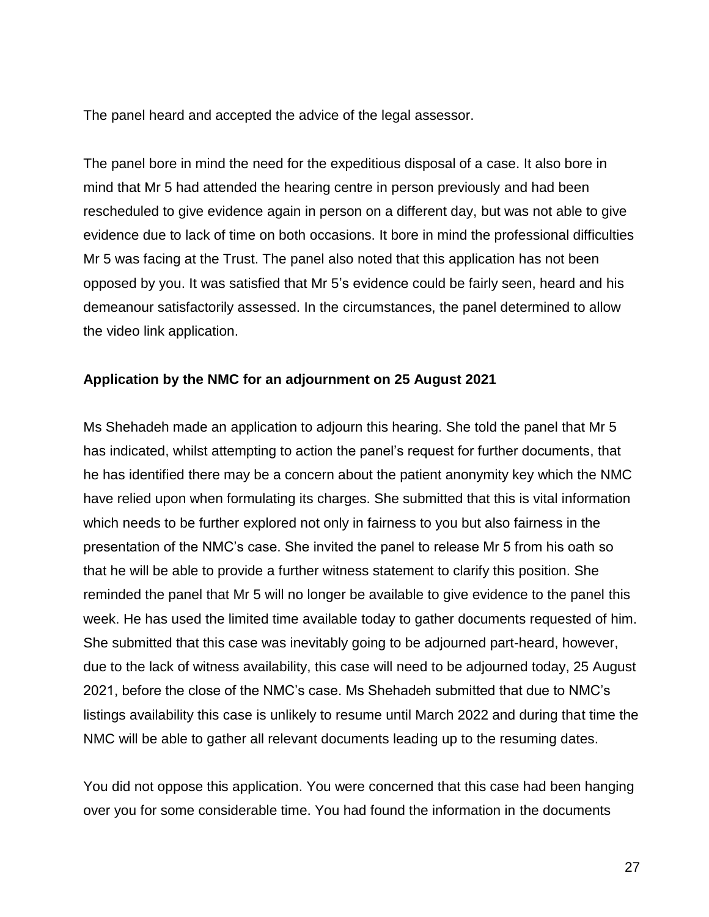The panel heard and accepted the advice of the legal assessor.

The panel bore in mind the need for the expeditious disposal of a case. It also bore in mind that Mr 5 had attended the hearing centre in person previously and had been rescheduled to give evidence again in person on a different day, but was not able to give evidence due to lack of time on both occasions. It bore in mind the professional difficulties Mr 5 was facing at the Trust. The panel also noted that this application has not been opposed by you. It was satisfied that Mr 5's evidence could be fairly seen, heard and his demeanour satisfactorily assessed. In the circumstances, the panel determined to allow the video link application.

**Application by the NMC for an adjournment on 25 August 2021**

Ms Shehadeh made an application to adjourn this hearing. She told the panel that Mr 5 has indicated, whilst attempting to action the panel's request for further documents, that he has identified there may be a concern about the patient anonymity key which the NMC have relied upon when formulating its charges. She submitted that this is vital information which needs to be further explored not only in fairness to you but also fairness in the presentation of the NMC's case. She invited the panel to release Mr 5 from his oath so that he will be able to provide a further witness statement to clarify this position. She reminded the panel that Mr 5 will no longer be available to give evidence to the panel this week. He has used the limited time available today to gather documents requested of him. She submitted that this case was inevitably going to be adjourned part-heard, however, due to the lack of witness availability, this case will need to be adjourned today, 25 August 2021, before the close of the NMC's case. Ms Shehadeh submitted that due to NMC's listings availability this case is unlikely to resume until March 2022 and during that time the NMC will be able to gather all relevant documents leading up to the resuming dates.

You did not oppose this application. You were concerned that this case had been hanging over you for some considerable time. You had found the information in the documents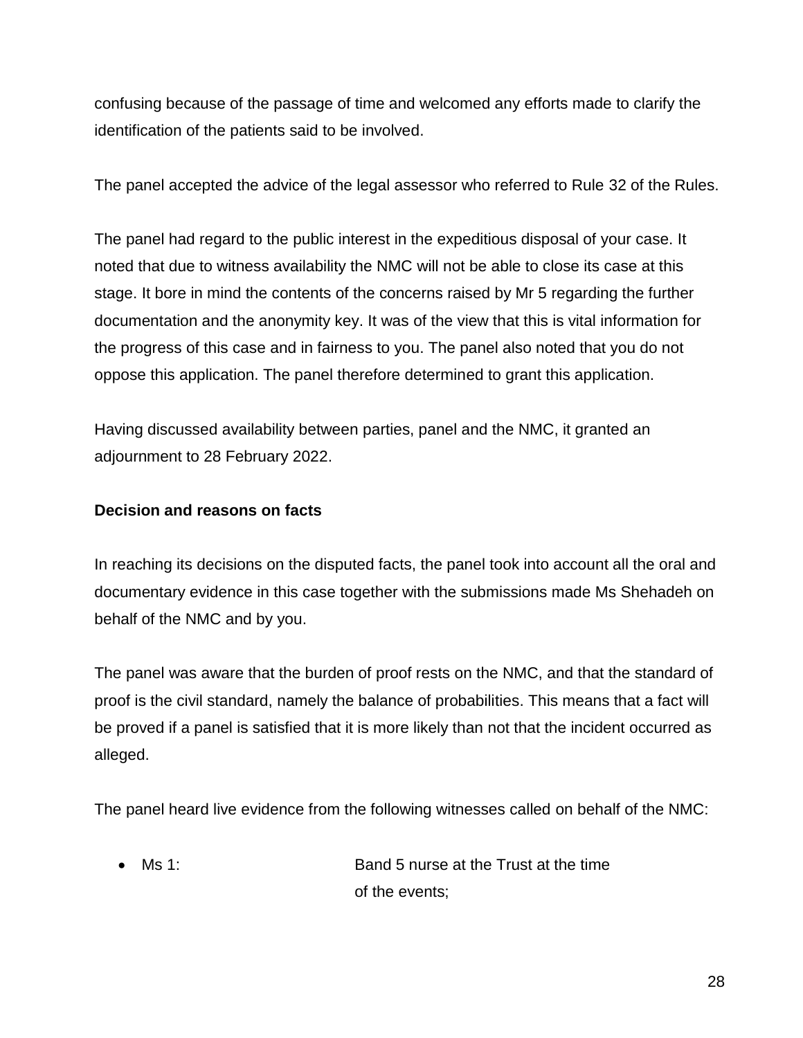confusing because of the passage of time and welcomed any efforts made to clarify the identification of the patients said to be involved.

The panel accepted the advice of the legal assessor who referred to Rule 32 of the Rules.

The panel had regard to the public interest in the expeditious disposal of your case. It noted that due to witness availability the NMC will not be able to close its case at this stage. It bore in mind the contents of the concerns raised by Mr 5 regarding the further documentation and the anonymity key. It was of the view that this is vital information for the progress of this case and in fairness to you. The panel also noted that you do not oppose this application. The panel therefore determined to grant this application.

Having discussed availability between parties, panel and the NMC, it granted an adjournment to 28 February 2022.

**Decision and reasons on facts**

In reaching its decisions on the disputed facts, the panel took into account all the oral and documentary evidence in this case together with the submissions made Ms Shehadeh on behalf of the NMC and by you.

The panel was aware that the burden of proof rests on the NMC, and that the standard of proof is the civil standard, namely the balance of probabilities. This means that a fact will be proved if a panel is satisfied that it is more likely than not that the incident occurred as alleged.

The panel heard live evidence from the following witnesses called on behalf of the NMC:

- Ms 1: Band 5 nurse at the Trust at the time of the events;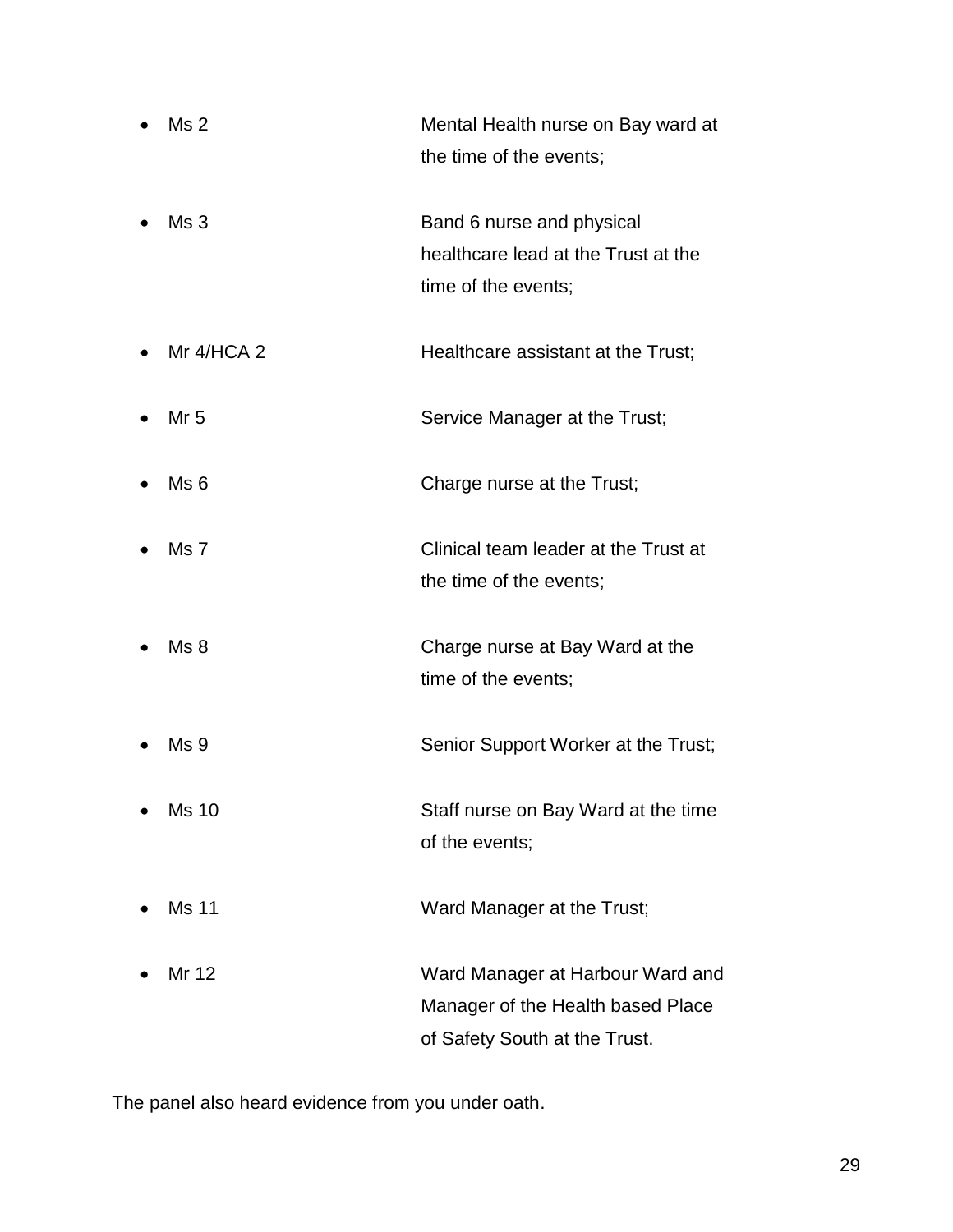- Ms 2 Mental Health nurse on Bay ward at the time of the events;
- Ms 3 Band 6 nurse and physical healthcare lead at the Trust at the time of the events;
- Mr 4/HCA 2 Healthcare assistant at the Trust;
- Mr 5 Service Manager at the Trust;
- Ms 6 Charge nurse at the Trust;
- Ms 7 Clinical team leader at the Trust at the time of the events;
- Ms 8 Charge nurse at Bay Ward at the time of the events;
- Ms 9 Senior Support Worker at the Trust;
- Ms 10 Staff nurse on Bay Ward at the time of the events;
- Ms 11 Ward Manager at the Trust;
- Mr 12 Ward Manager at Harbour Ward and Manager of the Health based Place of Safety South at the Trust.

The panel also heard evidence from you under oath.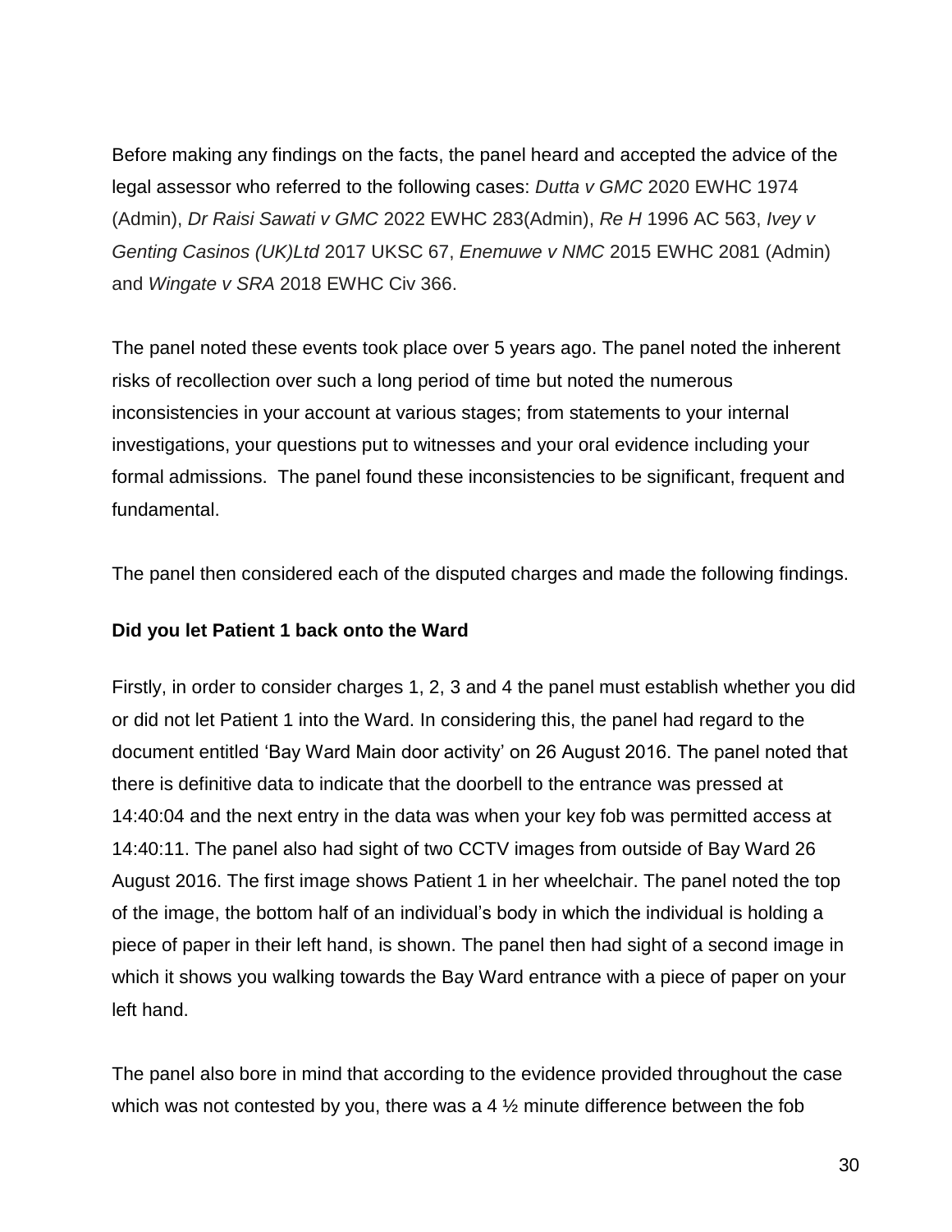Before making any findings on the facts, the panel heard and accepted the advice of the legal assessor who referred to the following cases: *Dutta v GMC* 2020 EWHC 1974 (Admin), *Dr Raisi Sawati v GMC* 2022 EWHC 283(Admin), *Re H* 1996 AC 563, *Ivey v Genting Casinos (UK)Ltd* 2017 UKSC 67, *Enemuwe v NMC* 2015 EWHC 2081 (Admin) and *Wingate v SRA* 2018 EWHC Civ 366.

The panel noted these events took place over 5 years ago. The panel noted the inherent risks of recollection over such a long period of time but noted the numerous inconsistencies in your account at various stages; from statements to your internal investigations, your questions put to witnesses and your oral evidence including your formal admissions. The panel found these inconsistencies to be significant, frequent and fundamental.

The panel then considered each of the disputed charges and made the following findings.

**Did you let Patient 1 back onto the Ward**

Firstly, in order to consider charges 1, 2, 3 and 4 the panel must establish whether you did or did not let Patient 1 into the Ward. In considering this, the panel had regard to the document entitled 'Bay Ward Main door activity' on 26 August 2016. The panel noted that there is definitive data to indicate that the doorbell to the entrance was pressed at 14:40:04 and the next entry in the data was when your key fob was permitted access at 14:40:11. The panel also had sight of two CCTV images from outside of Bay Ward 26 August 2016. The first image shows Patient 1 in her wheelchair. The panel noted the top of the image, the bottom half of an individual's body in which the individual is holding a piece of paper in their left hand, is shown. The panel then had sight of a second image in which it shows you walking towards the Bay Ward entrance with a piece of paper on your left hand.

The panel also bore in mind that according to the evidence provided throughout the case which was not contested by you, there was a 4 ½ minute difference between the fob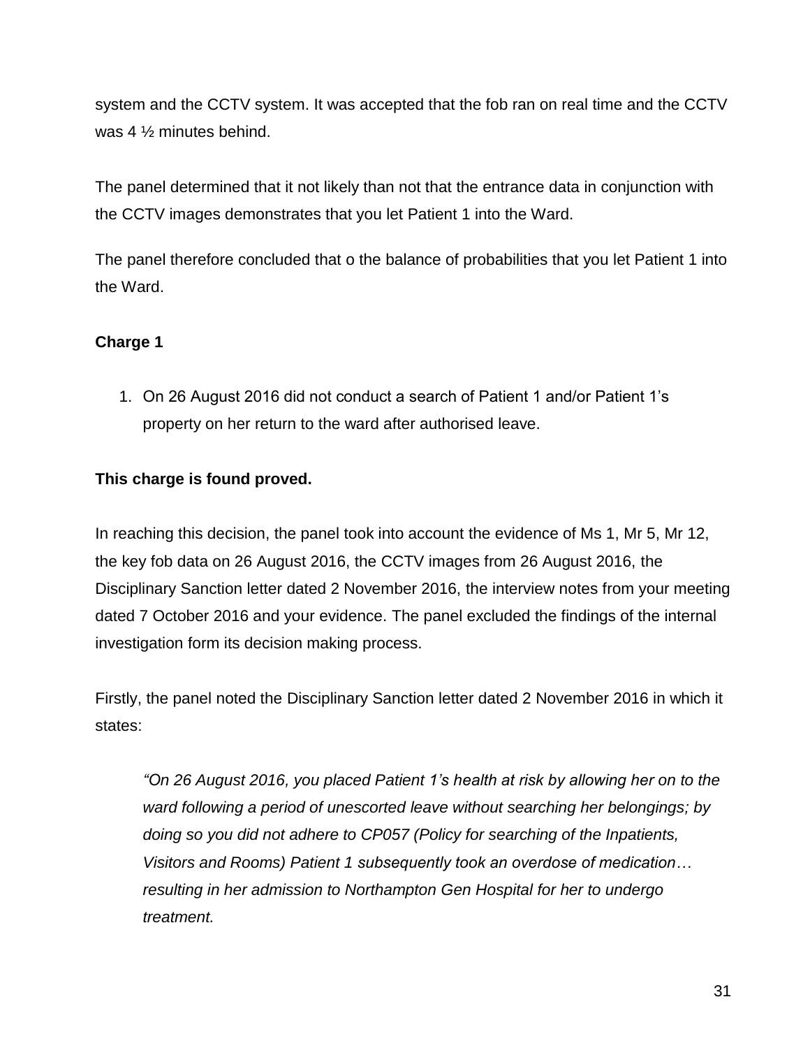system and the CCTV system. It was accepted that the fob ran on real time and the CCTV was 4 ½ minutes behind.

The panel determined that it not likely than not that the entrance data in conjunction with the CCTV images demonstrates that you let Patient 1 into the Ward.

The panel therefore concluded that o the balance of probabilities that you let Patient 1 into the Ward.

**Charge 1**

1. On 26 August 2016 did not conduct a search of Patient 1 and/or Patient 1's property on her return to the ward after authorised leave.

**This charge is found proved.**

In reaching this decision, the panel took into account the evidence of Ms 1, Mr 5, Mr 12, the key fob data on 26 August 2016, the CCTV images from 26 August 2016, the Disciplinary Sanction letter dated 2 November 2016, the interview notes from your meeting dated 7 October 2016 and your evidence. The panel excluded the findings of the internal investigation form its decision making process.

Firstly, the panel noted the Disciplinary Sanction letter dated 2 November 2016 in which it states:

> *"On 26 August 2016, you placed Patient 1's health at risk by allowing her on to the ward following a period of unescorted leave without searching her belongings; by doing so you did not adhere to CP057 (Policy for searching of the Inpatients, Visitors and Rooms) Patient 1 subsequently took an overdose of medication… resulting in her admission to Northampton Gen Hospital for her to undergo treatment.*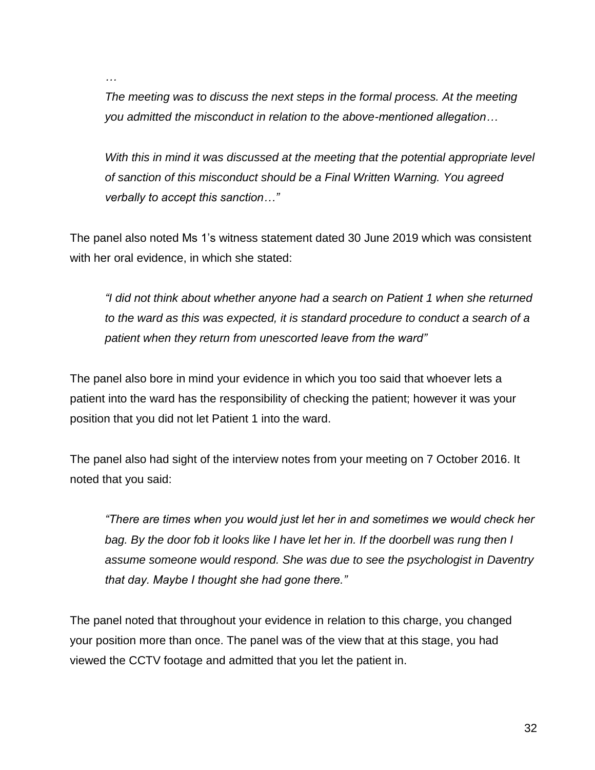> *…*
>
> *The meeting was to discuss the next steps in the formal process. At the meeting you admitted the misconduct in relation to the above-mentioned allegation…*
>
> *With this in mind it was discussed at the meeting that the potential appropriate level of sanction of this misconduct should be a Final Written Warning. You agreed verbally to accept this sanction…"*

The panel also noted Ms 1's witness statement dated 30 June 2019 which was consistent with her oral evidence, in which she stated:

> *"I did not think about whether anyone had a search on Patient 1 when she returned to the ward as this was expected, it is standard procedure to conduct a search of a patient when they return from unescorted leave from the ward"*

The panel also bore in mind your evidence in which you too said that whoever lets a patient into the ward has the responsibility of checking the patient; however it was your position that you did not let Patient 1 into the ward.

The panel also had sight of the interview notes from your meeting on 7 October 2016. It noted that you said:

> *"There are times when you would just let her in and sometimes we would check her bag. By the door fob it looks like I have let her in. If the doorbell was rung then I assume someone would respond. She was due to see the psychologist in Daventry that day. Maybe I thought she had gone there."*

The panel noted that throughout your evidence in relation to this charge, you changed your position more than once. The panel was of the view that at this stage, you had viewed the CCTV footage and admitted that you let the patient in.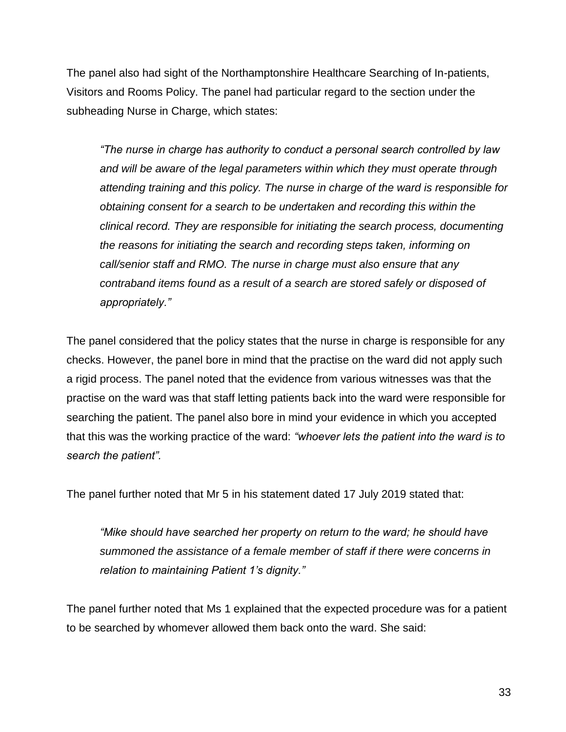The panel also had sight of the Northamptonshire Healthcare Searching of In-patients, Visitors and Rooms Policy. The panel had particular regard to the section under the subheading Nurse in Charge, which states:

> *"The nurse in charge has authority to conduct a personal search controlled by law and will be aware of the legal parameters within which they must operate through attending training and this policy. The nurse in charge of the ward is responsible for obtaining consent for a search to be undertaken and recording this within the clinical record. They are responsible for initiating the search process, documenting the reasons for initiating the search and recording steps taken, informing on call/senior staff and RMO. The nurse in charge must also ensure that any contraband items found as a result of a search are stored safely or disposed of appropriately."*

The panel considered that the policy states that the nurse in charge is responsible for any checks. However, the panel bore in mind that the practise on the ward did not apply such a rigid process. The panel noted that the evidence from various witnesses was that the practise on the ward was that staff letting patients back into the ward were responsible for searching the patient. The panel also bore in mind your evidence in which you accepted that this was the working practice of the ward: *"whoever lets the patient into the ward is to search the patient".*

The panel further noted that Mr 5 in his statement dated 17 July 2019 stated that:

> *"Mike should have searched her property on return to the ward; he should have summoned the assistance of a female member of staff if there were concerns in relation to maintaining Patient 1's dignity."*

The panel further noted that Ms 1 explained that the expected procedure was for a patient to be searched by whomever allowed them back onto the ward. She said: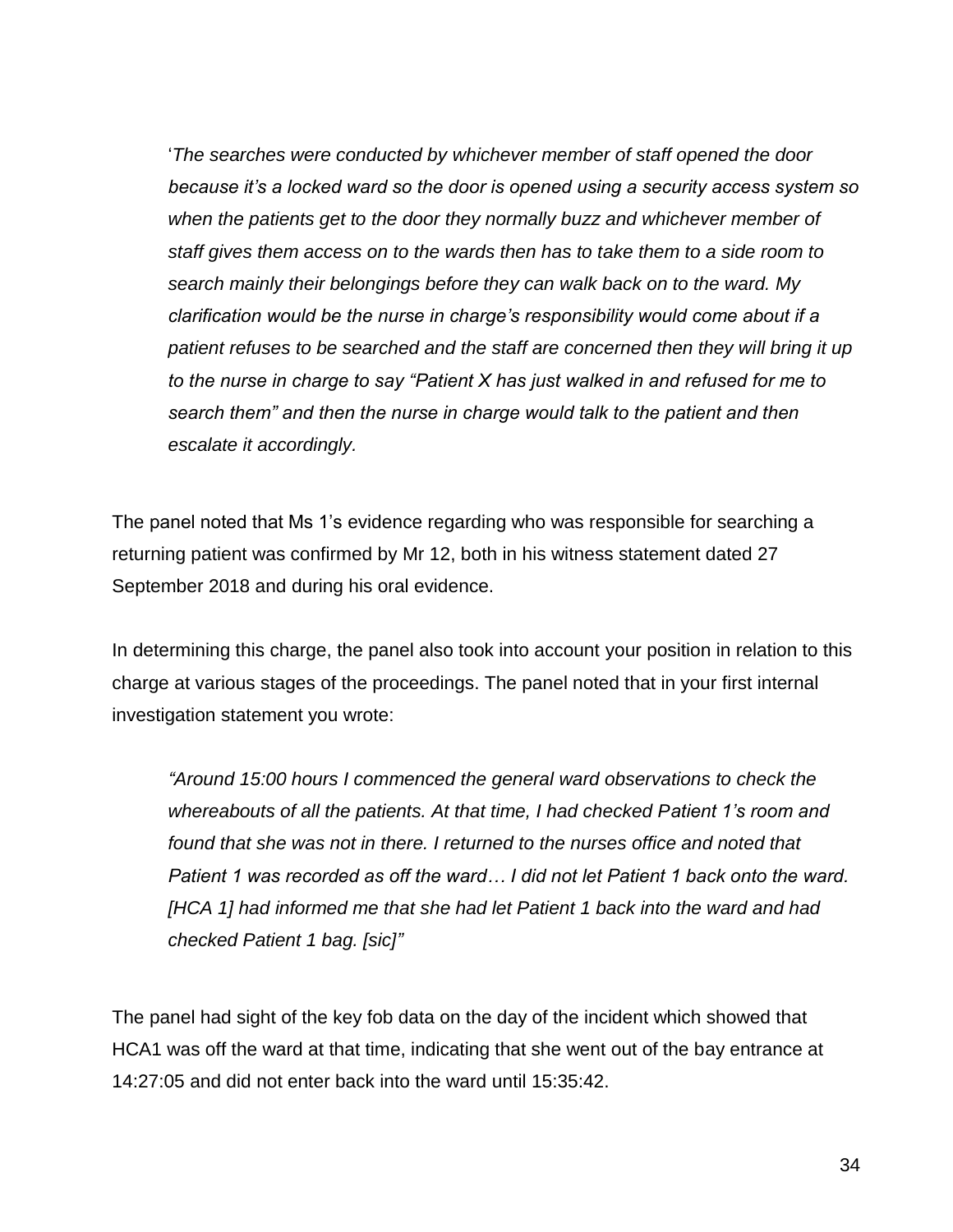> '*The searches were conducted by whichever member of staff opened the door because it's a locked ward so the door is opened using a security access system so when the patients get to the door they normally buzz and whichever member of staff gives them access on to the wards then has to take them to a side room to search mainly their belongings before they can walk back on to the ward. My clarification would be the nurse in charge's responsibility would come about if a patient refuses to be searched and the staff are concerned then they will bring it up to the nurse in charge to say "Patient X has just walked in and refused for me to search them" and then the nurse in charge would talk to the patient and then escalate it accordingly.*

The panel noted that Ms 1's evidence regarding who was responsible for searching a returning patient was confirmed by Mr 12, both in his witness statement dated 27 September 2018 and during his oral evidence.

In determining this charge, the panel also took into account your position in relation to this charge at various stages of the proceedings. The panel noted that in your first internal investigation statement you wrote:

> *"Around 15:00 hours I commenced the general ward observations to check the whereabouts of all the patients. At that time, I had checked Patient 1's room and found that she was not in there. I returned to the nurses office and noted that Patient 1 was recorded as off the ward… I did not let Patient 1 back onto the ward. [HCA 1] had informed me that she had let Patient 1 back into the ward and had checked Patient 1 bag. [sic]"*

The panel had sight of the key fob data on the day of the incident which showed that HCA1 was off the ward at that time, indicating that she went out of the bay entrance at 14:27:05 and did not enter back into the ward until 15:35:42.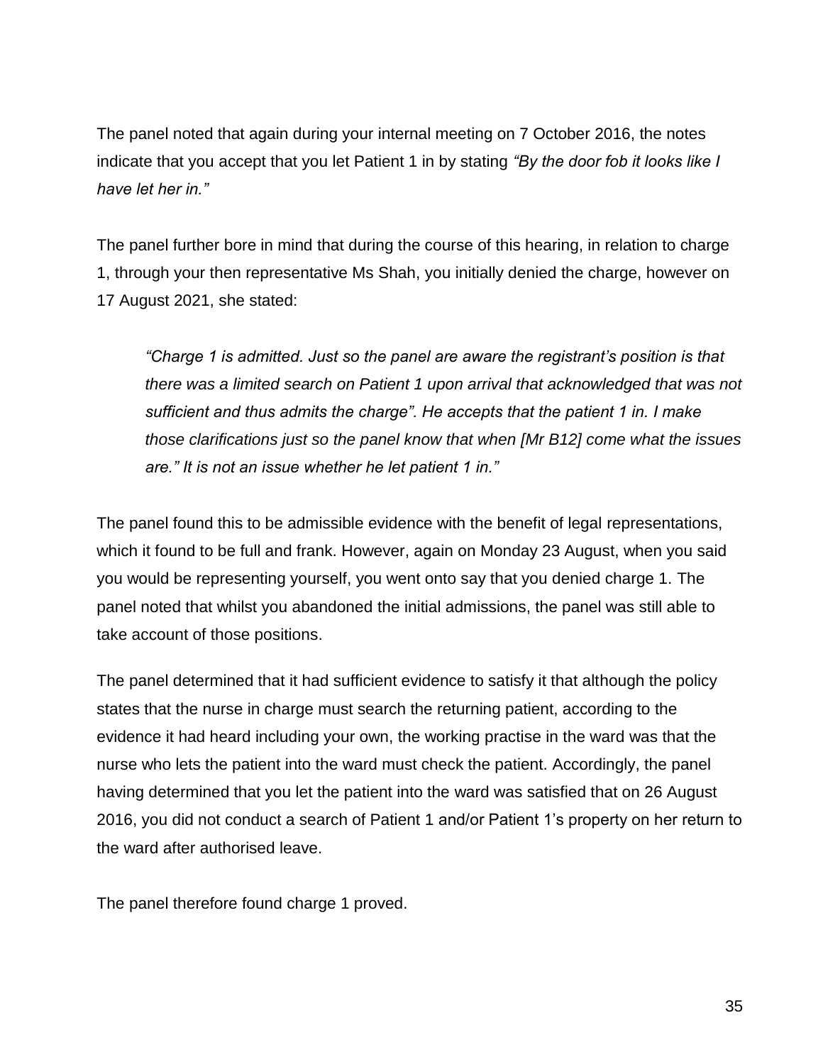The panel noted that again during your internal meeting on 7 October 2016, the notes indicate that you accept that you let Patient 1 in by stating *"By the door fob it looks like I have let her in."*

The panel further bore in mind that during the course of this hearing, in relation to charge 1, through your then representative Ms Shah, you initially denied the charge, however on 17 August 2021, she stated:

> *"Charge 1 is admitted. Just so the panel are aware the registrant's position is that there was a limited search on Patient 1 upon arrival that acknowledged that was not sufficient and thus admits the charge". He accepts that the patient 1 in. I make those clarifications just so the panel know that when [Mr B12] come what the issues are." It is not an issue whether he let patient 1 in."*

The panel found this to be admissible evidence with the benefit of legal representations, which it found to be full and frank. However, again on Monday 23 August, when you said you would be representing yourself, you went onto say that you denied charge 1. The panel noted that whilst you abandoned the initial admissions, the panel was still able to take account of those positions.

The panel determined that it had sufficient evidence to satisfy it that although the policy states that the nurse in charge must search the returning patient, according to the evidence it had heard including your own, the working practise in the ward was that the nurse who lets the patient into the ward must check the patient. Accordingly, the panel having determined that you let the patient into the ward was satisfied that on 26 August 2016, you did not conduct a search of Patient 1 and/or Patient 1's property on her return to the ward after authorised leave.

The panel therefore found charge 1 proved.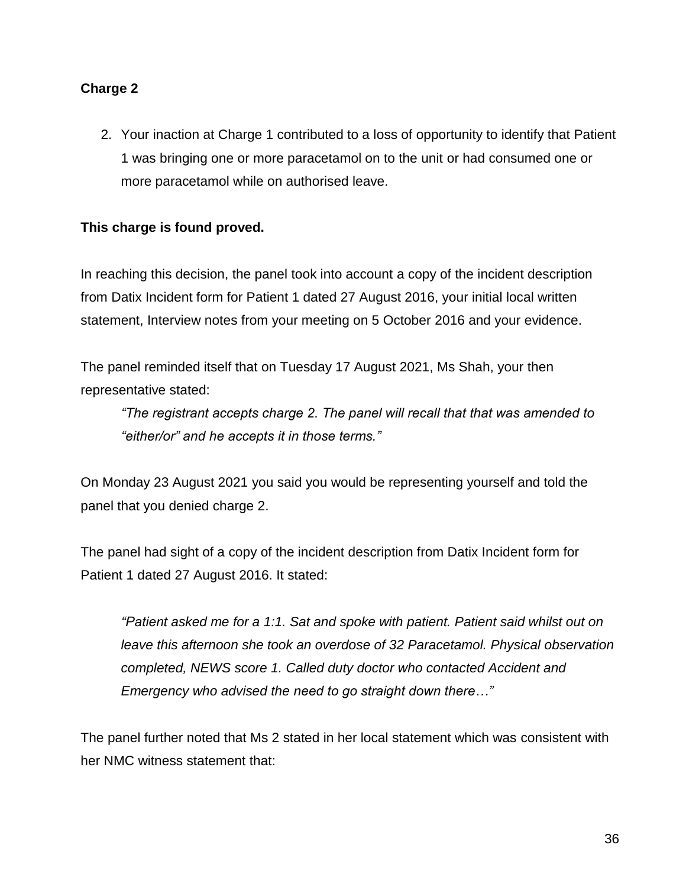**Charge 2**

2. Your inaction at Charge 1 contributed to a loss of opportunity to identify that Patient 1 was bringing one or more paracetamol on to the unit or had consumed one or more paracetamol while on authorised leave.

**This charge is found proved.**

In reaching this decision, the panel took into account a copy of the incident description from Datix Incident form for Patient 1 dated 27 August 2016, your initial local written statement, Interview notes from your meeting on 5 October 2016 and your evidence.

The panel reminded itself that on Tuesday 17 August 2021, Ms Shah, your then representative stated:

> *"The registrant accepts charge 2. The panel will recall that that was amended to "either/or" and he accepts it in those terms."*

On Monday 23 August 2021 you said you would be representing yourself and told the panel that you denied charge 2.

The panel had sight of a copy of the incident description from Datix Incident form for Patient 1 dated 27 August 2016. It stated:

> *"Patient asked me for a 1:1. Sat and spoke with patient. Patient said whilst out on leave this afternoon she took an overdose of 32 Paracetamol. Physical observation completed, NEWS score 1. Called duty doctor who contacted Accident and Emergency who advised the need to go straight down there…"*

The panel further noted that Ms 2 stated in her local statement which was consistent with her NMC witness statement that: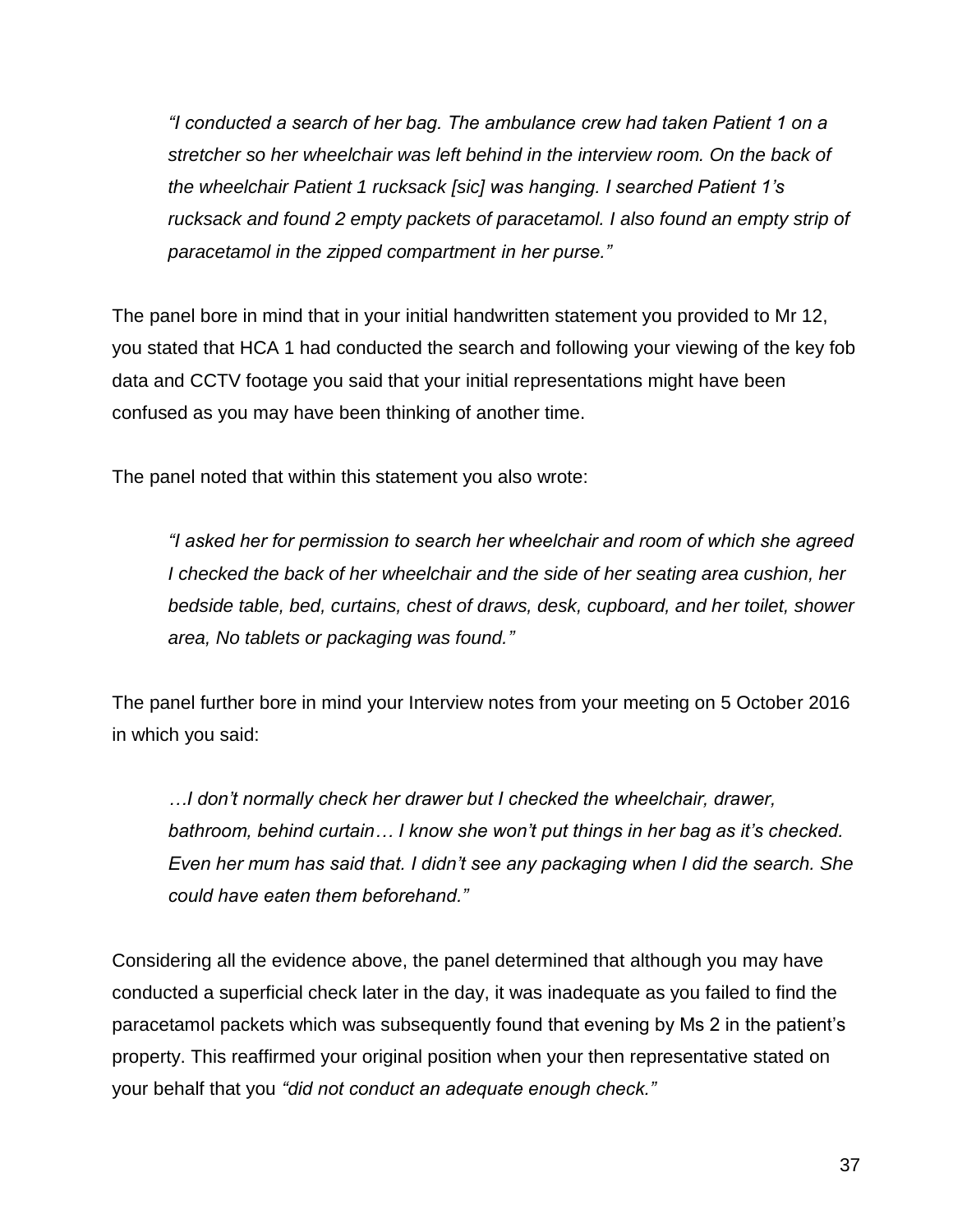*"I conducted a search of her bag. The ambulance crew had taken Patient 1 on a stretcher so her wheelchair was left behind in the interview room. On the back of the wheelchair Patient 1 rucksack [sic] was hanging. I searched Patient 1's rucksack and found 2 empty packets of paracetamol. I also found an empty strip of paracetamol in the zipped compartment in her purse."*

The panel bore in mind that in your initial handwritten statement you provided to Mr 12, you stated that HCA 1 had conducted the search and following your viewing of the key fob data and CCTV footage you said that your initial representations might have been confused as you may have been thinking of another time.

The panel noted that within this statement you also wrote:

*"I asked her for permission to search her wheelchair and room of which she agreed I checked the back of her wheelchair and the side of her seating area cushion, her bedside table, bed, curtains, chest of draws, desk, cupboard, and her toilet, shower area, No tablets or packaging was found."*

The panel further bore in mind your Interview notes from your meeting on 5 October 2016 in which you said:

*…I don't normally check her drawer but I checked the wheelchair, drawer, bathroom, behind curtain… I know she won't put things in her bag as it's checked. Even her mum has said that. I didn't see any packaging when I did the search. She could have eaten them beforehand."*

Considering all the evidence above, the panel determined that although you may have conducted a superficial check later in the day, it was inadequate as you failed to find the paracetamol packets which was subsequently found that evening by Ms 2 in the patient's property. This reaffirmed your original position when your then representative stated on your behalf that you *"did not conduct an adequate enough check."*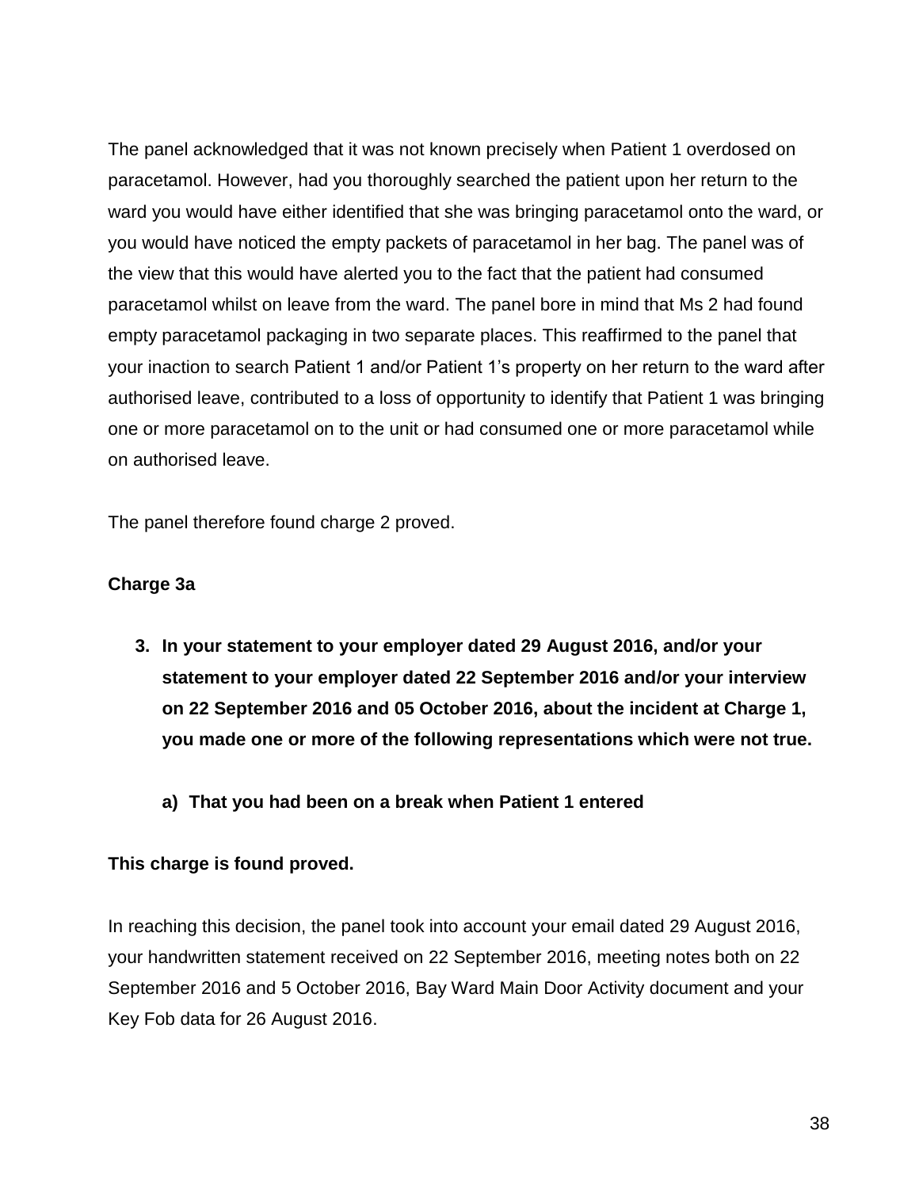The panel acknowledged that it was not known precisely when Patient 1 overdosed on paracetamol. However, had you thoroughly searched the patient upon her return to the ward you would have either identified that she was bringing paracetamol onto the ward, or you would have noticed the empty packets of paracetamol in her bag. The panel was of the view that this would have alerted you to the fact that the patient had consumed paracetamol whilst on leave from the ward. The panel bore in mind that Ms 2 had found empty paracetamol packaging in two separate places. This reaffirmed to the panel that your inaction to search Patient 1 and/or Patient 1's property on her return to the ward after authorised leave, contributed to a loss of opportunity to identify that Patient 1 was bringing one or more paracetamol on to the unit or had consumed one or more paracetamol while on authorised leave.

The panel therefore found charge 2 proved.

**Charge 3a**

3. **In your statement to your employer dated 29 August 2016, and/or your statement to your employer dated 22 September 2016 and/or your interview on 22 September 2016 and 05 October 2016, about the incident at Charge 1, you made one or more of the following representations which were not true.**

    a) **That you had been on a break when Patient 1 entered**

**This charge is found proved.**

In reaching this decision, the panel took into account your email dated 29 August 2016, your handwritten statement received on 22 September 2016, meeting notes both on 22 September 2016 and 5 October 2016, Bay Ward Main Door Activity document and your Key Fob data for 26 August 2016.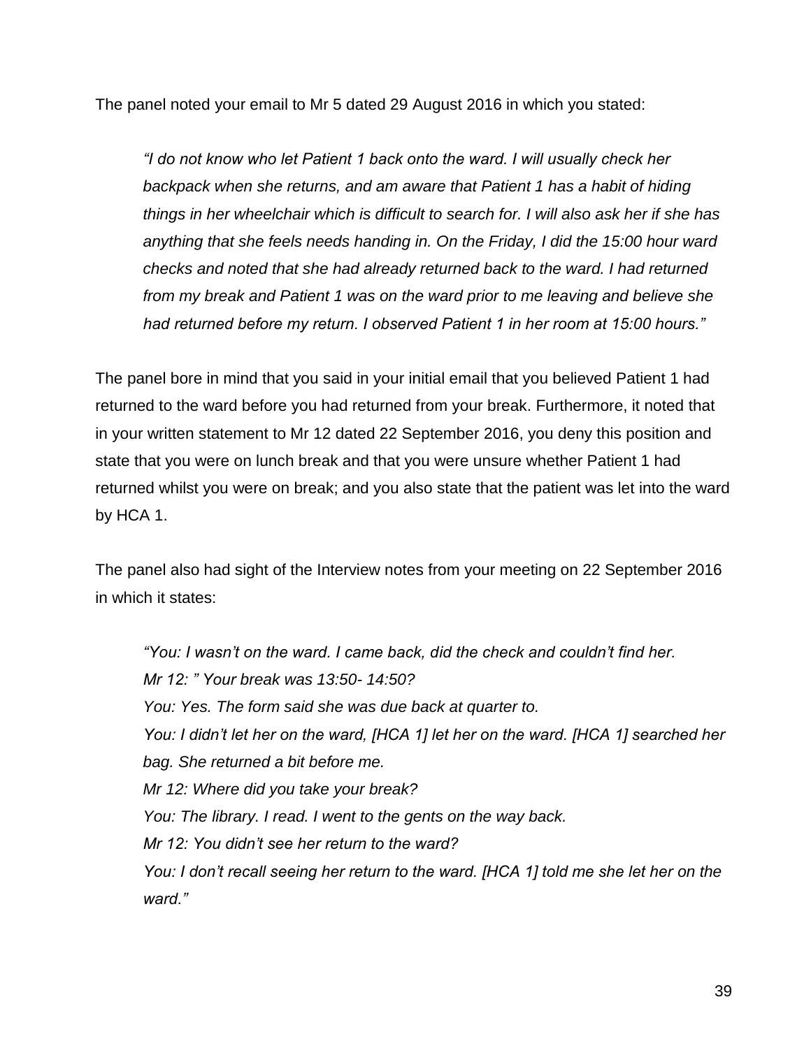The panel noted your email to Mr 5 dated 29 August 2016 in which you stated:

> *"I do not know who let Patient 1 back onto the ward. I will usually check her backpack when she returns, and am aware that Patient 1 has a habit of hiding things in her wheelchair which is difficult to search for. I will also ask her if she has anything that she feels needs handing in. On the Friday, I did the 15:00 hour ward checks and noted that she had already returned back to the ward. I had returned from my break and Patient 1 was on the ward prior to me leaving and believe she had returned before my return. I observed Patient 1 in her room at 15:00 hours."*

The panel bore in mind that you said in your initial email that you believed Patient 1 had returned to the ward before you had returned from your break. Furthermore, it noted that in your written statement to Mr 12 dated 22 September 2016, you deny this position and state that you were on lunch break and that you were unsure whether Patient 1 had returned whilst you were on break; and you also state that the patient was let into the ward by HCA 1.

The panel also had sight of the Interview notes from your meeting on 22 September 2016 in which it states:

> *"You: I wasn't on the ward. I came back, did the check and couldn't find her.*
> *Mr 12: " Your break was 13:50- 14:50?*
> *You: Yes. The form said she was due back at quarter to.*
> *You: I didn't let her on the ward, [HCA 1] let her on the ward. [HCA 1] searched her bag. She returned a bit before me.*
> *Mr 12: Where did you take your break?*
> *You: The library. I read. I went to the gents on the way back.*
> *Mr 12: You didn't see her return to the ward?*
> *You: I don't recall seeing her return to the ward. [HCA 1] told me she let her on the ward."*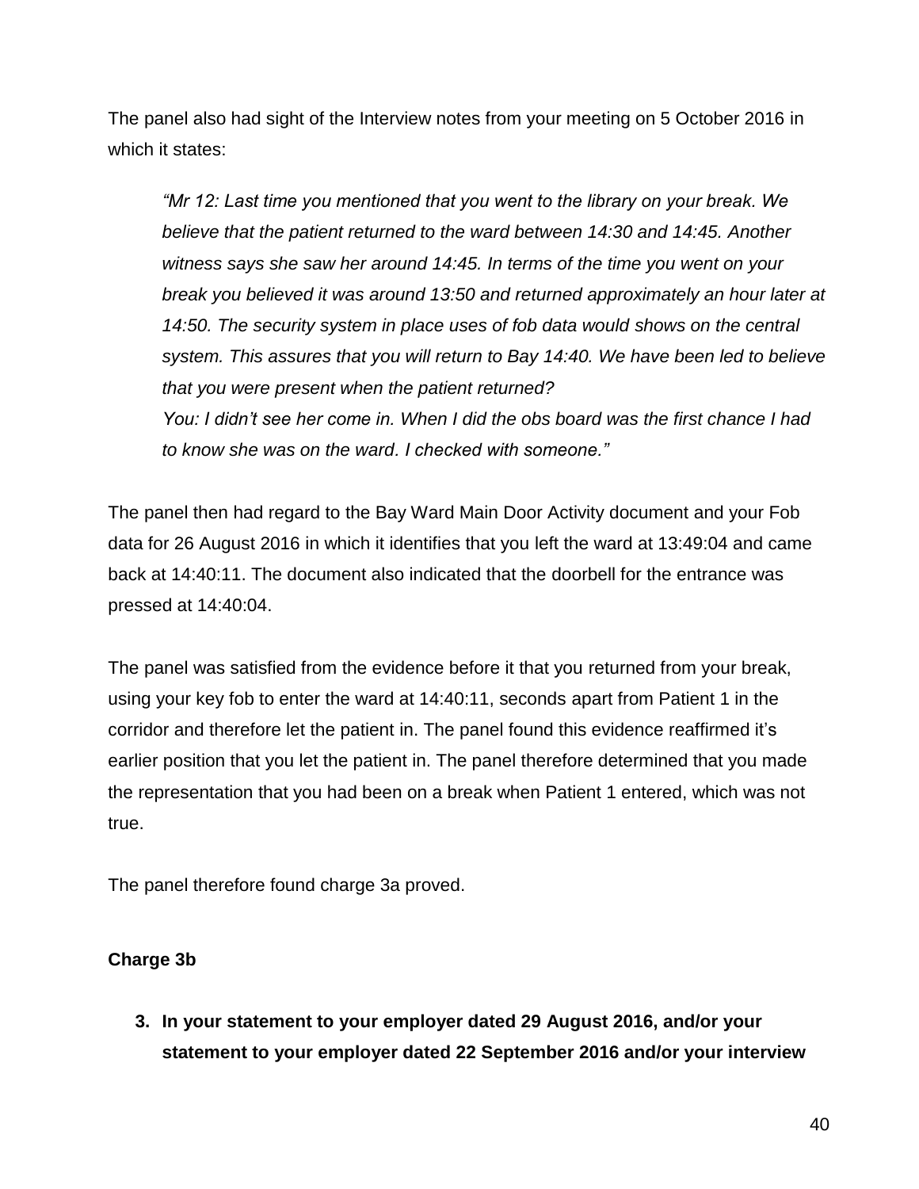The panel also had sight of the Interview notes from your meeting on 5 October 2016 in which it states:

> *"Mr 12: Last time you mentioned that you went to the library on your break. We believe that the patient returned to the ward between 14:30 and 14:45. Another witness says she saw her around 14:45. In terms of the time you went on your break you believed it was around 13:50 and returned approximately an hour later at 14:50. The security system in place uses of fob data would shows on the central system. This assures that you will return to Bay 14:40. We have been led to believe that you were present when the patient returned?*
>
> *You: I didn't see her come in. When I did the obs board was the first chance I had to know she was on the ward. I checked with someone."*

The panel then had regard to the Bay Ward Main Door Activity document and your Fob data for 26 August 2016 in which it identifies that you left the ward at 13:49:04 and came back at 14:40:11. The document also indicated that the doorbell for the entrance was pressed at 14:40:04.

The panel was satisfied from the evidence before it that you returned from your break, using your key fob to enter the ward at 14:40:11, seconds apart from Patient 1 in the corridor and therefore let the patient in. The panel found this evidence reaffirmed it's earlier position that you let the patient in. The panel therefore determined that you made the representation that you had been on a break when Patient 1 entered, which was not true.

The panel therefore found charge 3a proved.

**Charge 3b**

3. **In your statement to your employer dated 29 August 2016, and/or your statement to your employer dated 22 September 2016 and/or your interview**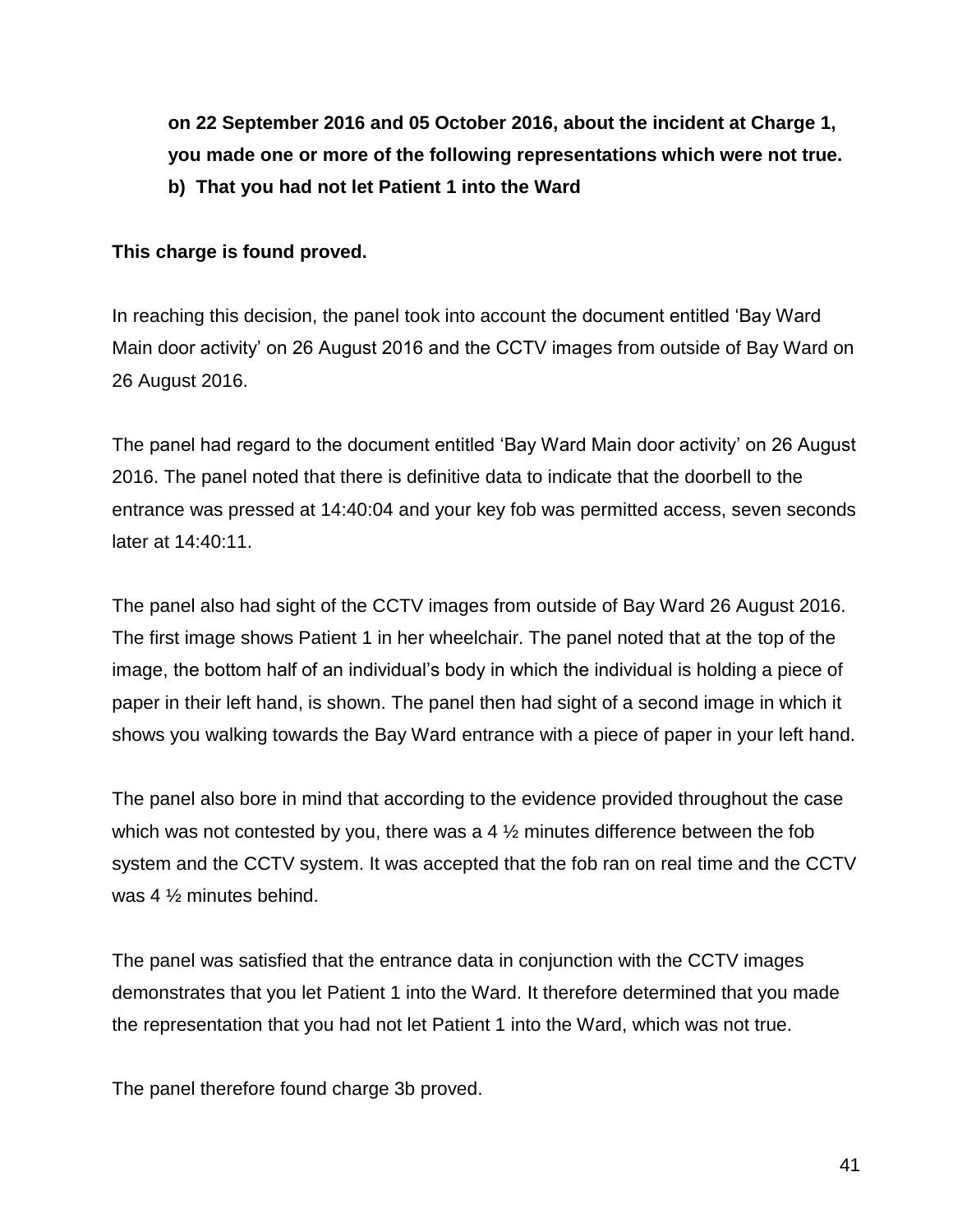**on 22 September 2016 and 05 October 2016, about the incident at Charge 1, you made one or more of the following representations which were not true.**

**b) That you had not let Patient 1 into the Ward**

**This charge is found proved.**

In reaching this decision, the panel took into account the document entitled 'Bay Ward Main door activity' on 26 August 2016 and the CCTV images from outside of Bay Ward on 26 August 2016.

The panel had regard to the document entitled 'Bay Ward Main door activity' on 26 August 2016. The panel noted that there is definitive data to indicate that the doorbell to the entrance was pressed at 14:40:04 and your key fob was permitted access, seven seconds later at 14:40:11.

The panel also had sight of the CCTV images from outside of Bay Ward 26 August 2016. The first image shows Patient 1 in her wheelchair. The panel noted that at the top of the image, the bottom half of an individual's body in which the individual is holding a piece of paper in their left hand, is shown. The panel then had sight of a second image in which it shows you walking towards the Bay Ward entrance with a piece of paper in your left hand.

The panel also bore in mind that according to the evidence provided throughout the case which was not contested by you, there was a 4 ½ minutes difference between the fob system and the CCTV system. It was accepted that the fob ran on real time and the CCTV was 4 ½ minutes behind.

The panel was satisfied that the entrance data in conjunction with the CCTV images demonstrates that you let Patient 1 into the Ward. It therefore determined that you made the representation that you had not let Patient 1 into the Ward, which was not true.

The panel therefore found charge 3b proved.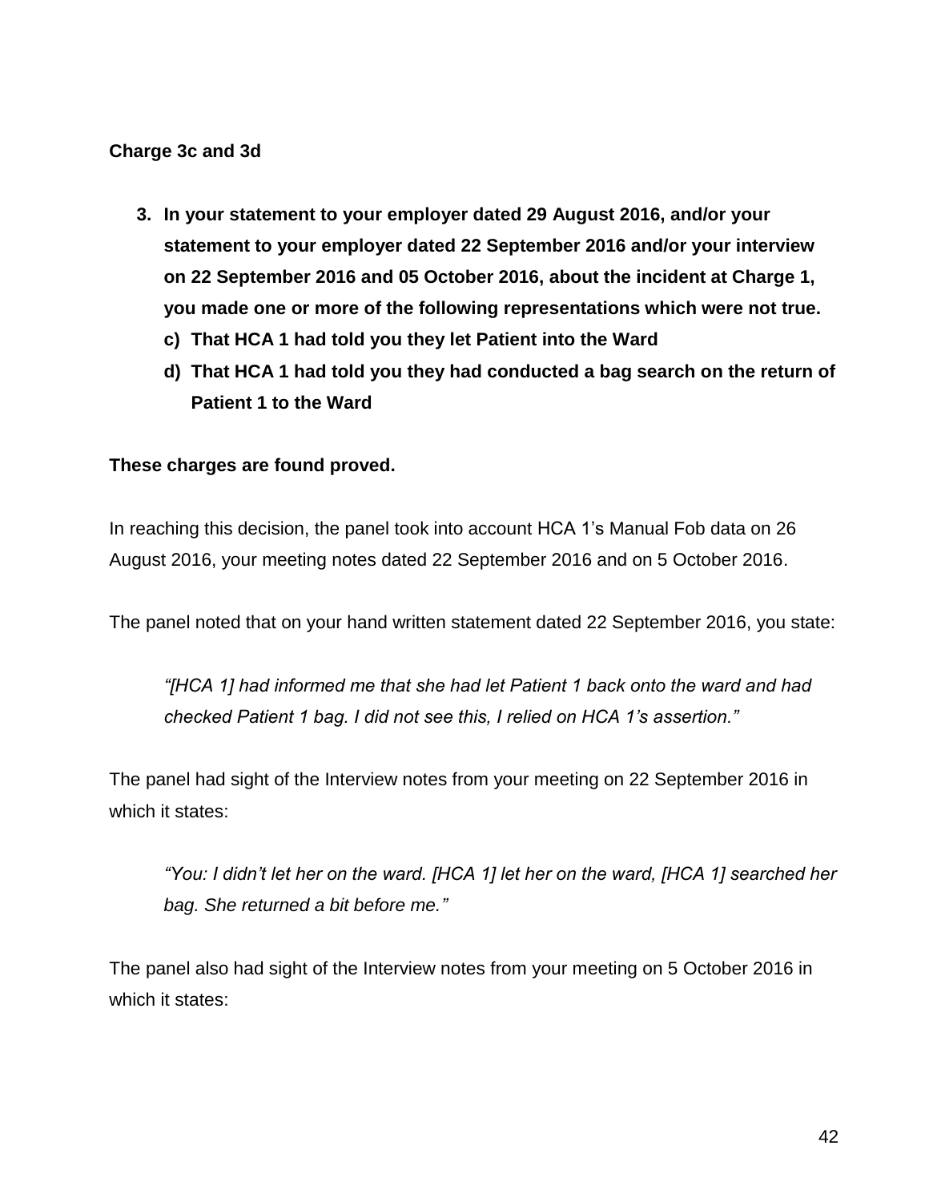**Charge 3c and 3d**

3. **In your statement to your employer dated 29 August 2016, and/or your statement to your employer dated 22 September 2016 and/or your interview on 22 September 2016 and 05 October 2016, about the incident at Charge 1, you made one or more of the following representations which were not true.**
    c) **That HCA 1 had told you they let Patient into the Ward**
    d) **That HCA 1 had told you they had conducted a bag search on the return of Patient 1 to the Ward**

**These charges are found proved.**

In reaching this decision, the panel took into account HCA 1's Manual Fob data on 26 August 2016, your meeting notes dated 22 September 2016 and on 5 October 2016.

The panel noted that on your hand written statement dated 22 September 2016, you state:

> *"[HCA 1] had informed me that she had let Patient 1 back onto the ward and had checked Patient 1 bag. I did not see this, I relied on HCA 1's assertion."*

The panel had sight of the Interview notes from your meeting on 22 September 2016 in which it states:

> *"You: I didn't let her on the ward. [HCA 1] let her on the ward, [HCA 1] searched her bag. She returned a bit before me."*

The panel also had sight of the Interview notes from your meeting on 5 October 2016 in which it states: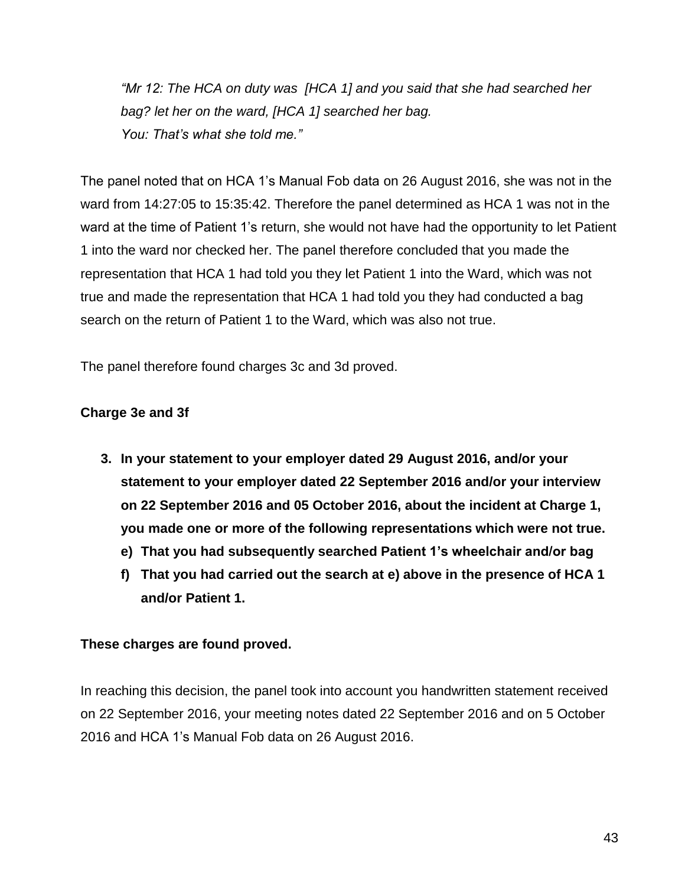*"Mr 12: The HCA on duty was [HCA 1] and you said that she had searched her bag? let her on the ward, [HCA 1] searched her bag.*
*You: That's what she told me."*

The panel noted that on HCA 1's Manual Fob data on 26 August 2016, she was not in the ward from 14:27:05 to 15:35:42. Therefore the panel determined as HCA 1 was not in the ward at the time of Patient 1's return, she would not have had the opportunity to let Patient 1 into the ward nor checked her. The panel therefore concluded that you made the representation that HCA 1 had told you they let Patient 1 into the Ward, which was not true and made the representation that HCA 1 had told you they had conducted a bag search on the return of Patient 1 to the Ward, which was also not true.

The panel therefore found charges 3c and 3d proved.

**Charge 3e and 3f**

3. **In your statement to your employer dated 29 August 2016, and/or your statement to your employer dated 22 September 2016 and/or your interview on 22 September 2016 and 05 October 2016, about the incident at Charge 1, you made one or more of the following representations which were not true.**
   - **e) That you had subsequently searched Patient 1's wheelchair and/or bag**
   - **f) That you had carried out the search at e) above in the presence of HCA 1 and/or Patient 1.**

**These charges are found proved.**

In reaching this decision, the panel took into account you handwritten statement received on 22 September 2016, your meeting notes dated 22 September 2016 and on 5 October 2016 and HCA 1's Manual Fob data on 26 August 2016.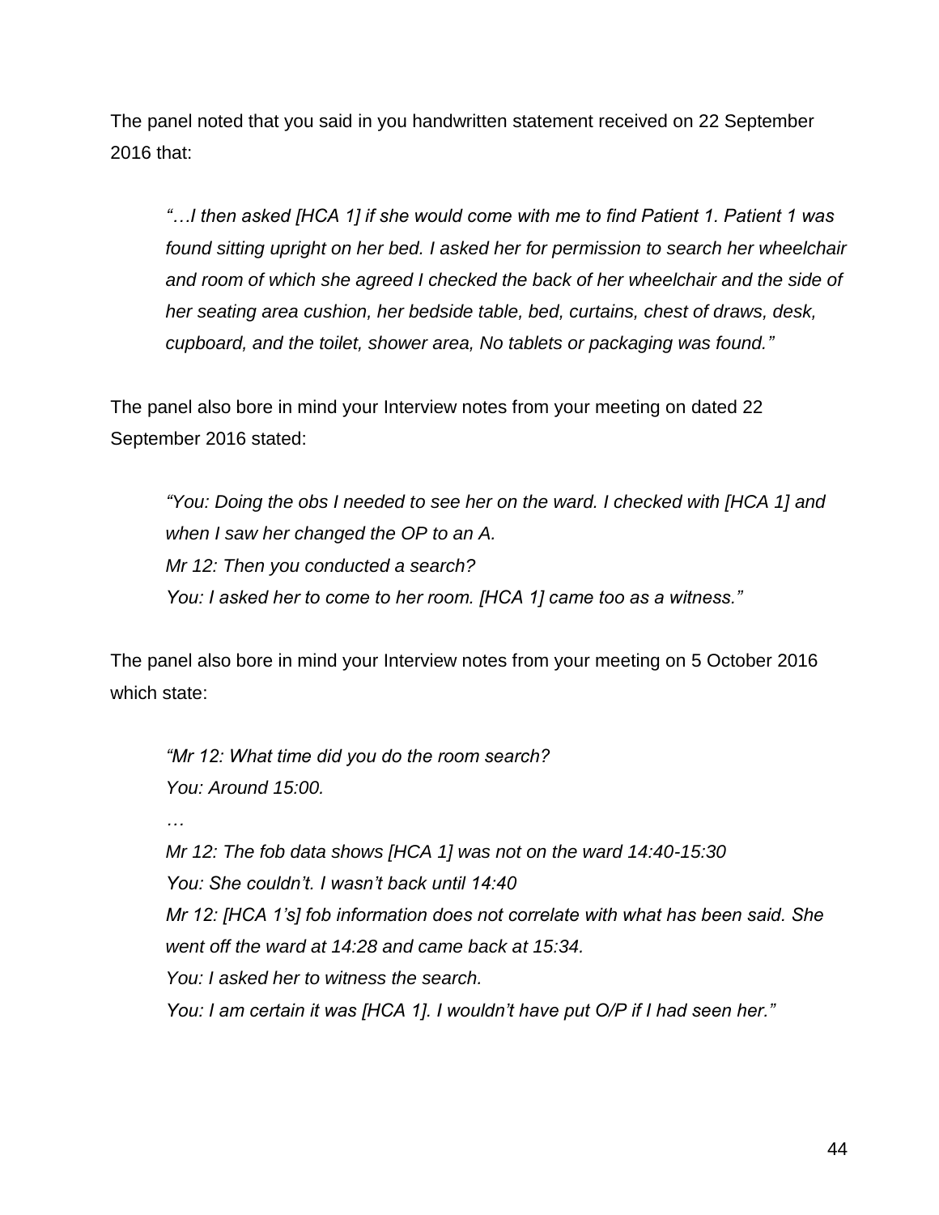The panel noted that you said in you handwritten statement received on 22 September 2016 that:

> *"…I then asked [HCA 1] if she would come with me to find Patient 1. Patient 1 was found sitting upright on her bed. I asked her for permission to search her wheelchair and room of which she agreed I checked the back of her wheelchair and the side of her seating area cushion, her bedside table, bed, curtains, chest of draws, desk, cupboard, and the toilet, shower area, No tablets or packaging was found."*

The panel also bore in mind your Interview notes from your meeting on dated 22 September 2016 stated:

> *"You: Doing the obs I needed to see her on the ward. I checked with [HCA 1] and when I saw her changed the OP to an A.*
> *Mr 12: Then you conducted a search?*
> *You: I asked her to come to her room. [HCA 1] came too as a witness."*

The panel also bore in mind your Interview notes from your meeting on 5 October 2016 which state:

> *"Mr 12: What time did you do the room search?*
> *You: Around 15:00.*
> *…*
> *Mr 12: The fob data shows [HCA 1] was not on the ward 14:40-15:30*
> *You: She couldn't. I wasn't back until 14:40*
> *Mr 12: [HCA 1's] fob information does not correlate with what has been said. She went off the ward at 14:28 and came back at 15:34.*
> *You: I asked her to witness the search.*
> *You: I am certain it was [HCA 1]. I wouldn't have put O/P if I had seen her."*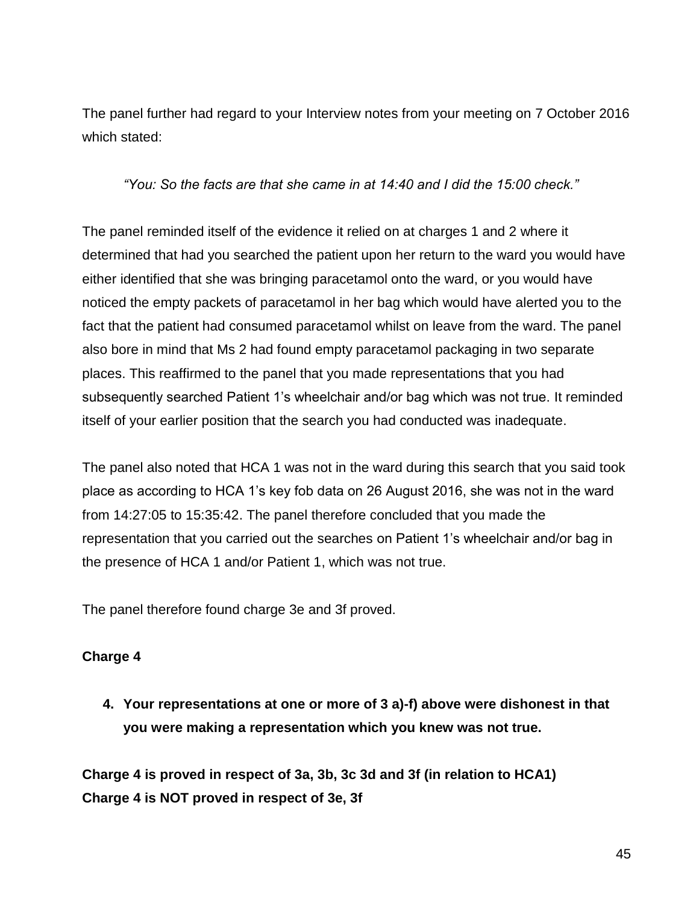The panel further had regard to your Interview notes from your meeting on 7 October 2016 which stated:

> *"You: So the facts are that she came in at 14:40 and I did the 15:00 check."*

The panel reminded itself of the evidence it relied on at charges 1 and 2 where it determined that had you searched the patient upon her return to the ward you would have either identified that she was bringing paracetamol onto the ward, or you would have noticed the empty packets of paracetamol in her bag which would have alerted you to the fact that the patient had consumed paracetamol whilst on leave from the ward. The panel also bore in mind that Ms 2 had found empty paracetamol packaging in two separate places. This reaffirmed to the panel that you made representations that you had subsequently searched Patient 1's wheelchair and/or bag which was not true. It reminded itself of your earlier position that the search you had conducted was inadequate.

The panel also noted that HCA 1 was not in the ward during this search that you said took place as according to HCA 1's key fob data on 26 August 2016, she was not in the ward from 14:27:05 to 15:35:42. The panel therefore concluded that you made the representation that you carried out the searches on Patient 1's wheelchair and/or bag in the presence of HCA 1 and/or Patient 1, which was not true.

The panel therefore found charge 3e and 3f proved.

**Charge 4**

4. **Your representations at one or more of 3 a)-f) above were dishonest in that you were making a representation which you knew was not true.**

**Charge 4 is proved in respect of 3a, 3b, 3c 3d and 3f (in relation to HCA1)**
**Charge 4 is NOT proved in respect of 3e, 3f**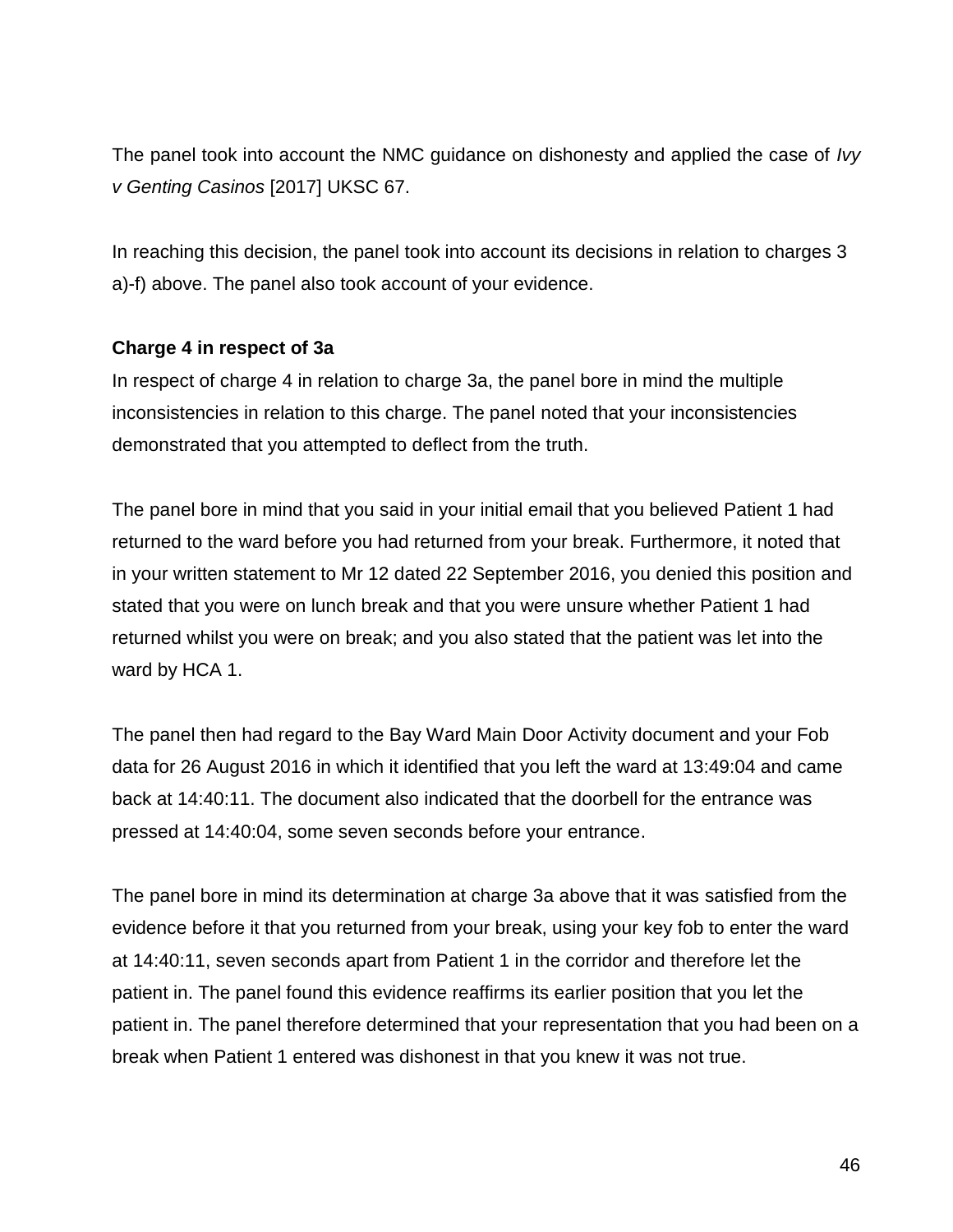The panel took into account the NMC guidance on dishonesty and applied the case of *Ivy v Genting Casinos* [2017] UKSC 67.

In reaching this decision, the panel took into account its decisions in relation to charges 3 a)-f) above. The panel also took account of your evidence.

**Charge 4 in respect of 3a**

In respect of charge 4 in relation to charge 3a, the panel bore in mind the multiple inconsistencies in relation to this charge. The panel noted that your inconsistencies demonstrated that you attempted to deflect from the truth.

The panel bore in mind that you said in your initial email that you believed Patient 1 had returned to the ward before you had returned from your break. Furthermore, it noted that in your written statement to Mr 12 dated 22 September 2016, you denied this position and stated that you were on lunch break and that you were unsure whether Patient 1 had returned whilst you were on break; and you also stated that the patient was let into the ward by HCA 1.

The panel then had regard to the Bay Ward Main Door Activity document and your Fob data for 26 August 2016 in which it identified that you left the ward at 13:49:04 and came back at 14:40:11. The document also indicated that the doorbell for the entrance was pressed at 14:40:04, some seven seconds before your entrance.

The panel bore in mind its determination at charge 3a above that it was satisfied from the evidence before it that you returned from your break, using your key fob to enter the ward at 14:40:11, seven seconds apart from Patient 1 in the corridor and therefore let the patient in. The panel found this evidence reaffirms its earlier position that you let the patient in. The panel therefore determined that your representation that you had been on a break when Patient 1 entered was dishonest in that you knew it was not true.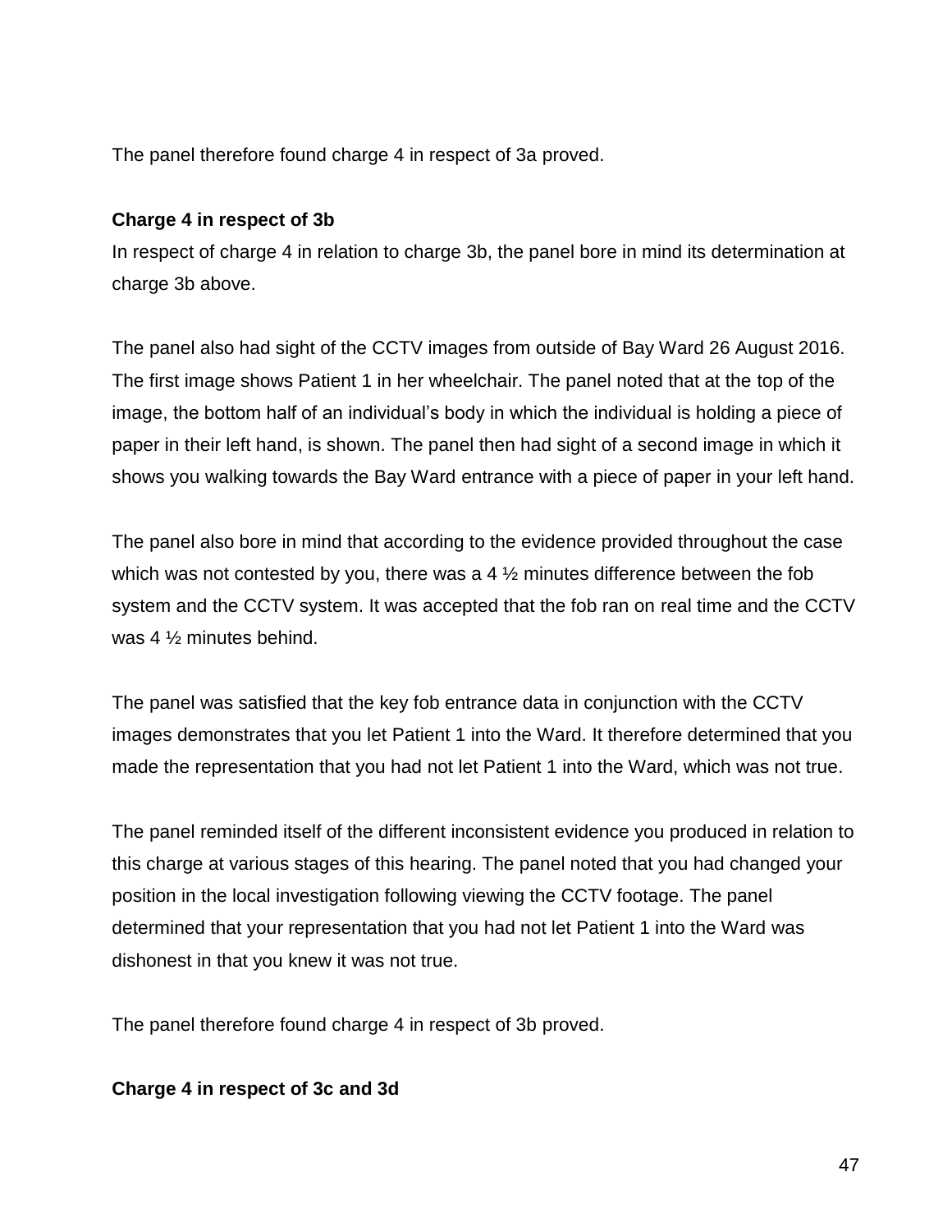The panel therefore found charge 4 in respect of 3a proved.

**Charge 4 in respect of 3b**

In respect of charge 4 in relation to charge 3b, the panel bore in mind its determination at charge 3b above.

The panel also had sight of the CCTV images from outside of Bay Ward 26 August 2016. The first image shows Patient 1 in her wheelchair. The panel noted that at the top of the image, the bottom half of an individual's body in which the individual is holding a piece of paper in their left hand, is shown. The panel then had sight of a second image in which it shows you walking towards the Bay Ward entrance with a piece of paper in your left hand.

The panel also bore in mind that according to the evidence provided throughout the case which was not contested by you, there was a 4 ½ minutes difference between the fob system and the CCTV system. It was accepted that the fob ran on real time and the CCTV was 4 ½ minutes behind.

The panel was satisfied that the key fob entrance data in conjunction with the CCTV images demonstrates that you let Patient 1 into the Ward. It therefore determined that you made the representation that you had not let Patient 1 into the Ward, which was not true.

The panel reminded itself of the different inconsistent evidence you produced in relation to this charge at various stages of this hearing. The panel noted that you had changed your position in the local investigation following viewing the CCTV footage. The panel determined that your representation that you had not let Patient 1 into the Ward was dishonest in that you knew it was not true.

The panel therefore found charge 4 in respect of 3b proved.

**Charge 4 in respect of 3c and 3d**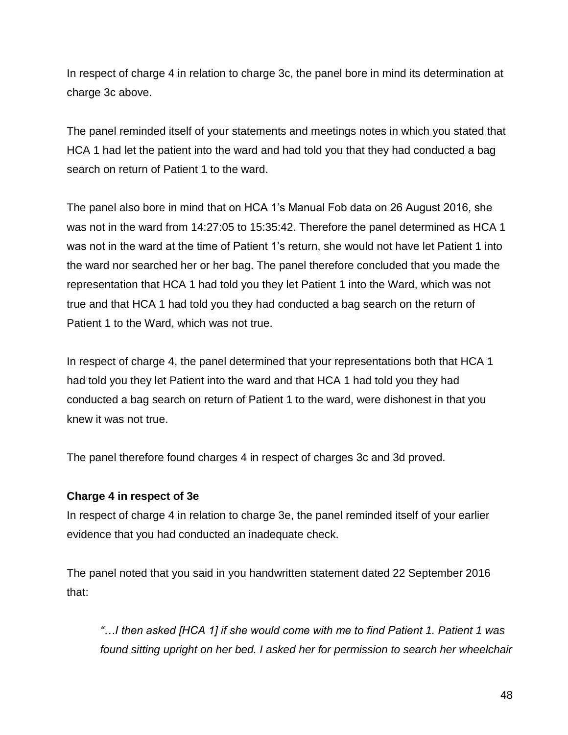In respect of charge 4 in relation to charge 3c, the panel bore in mind its determination at charge 3c above.

The panel reminded itself of your statements and meetings notes in which you stated that HCA 1 had let the patient into the ward and had told you that they had conducted a bag search on return of Patient 1 to the ward.

The panel also bore in mind that on HCA 1's Manual Fob data on 26 August 2016, she was not in the ward from 14:27:05 to 15:35:42. Therefore the panel determined as HCA 1 was not in the ward at the time of Patient 1's return, she would not have let Patient 1 into the ward nor searched her or her bag. The panel therefore concluded that you made the representation that HCA 1 had told you they let Patient 1 into the Ward, which was not true and that HCA 1 had told you they had conducted a bag search on the return of Patient 1 to the Ward, which was not true.

In respect of charge 4, the panel determined that your representations both that HCA 1 had told you they let Patient into the ward and that HCA 1 had told you they had conducted a bag search on return of Patient 1 to the ward, were dishonest in that you knew it was not true.

The panel therefore found charges 4 in respect of charges 3c and 3d proved.

**Charge 4 in respect of 3e**

In respect of charge 4 in relation to charge 3e, the panel reminded itself of your earlier evidence that you had conducted an inadequate check.

The panel noted that you said in you handwritten statement dated 22 September 2016 that:

> *"…I then asked [HCA 1] if she would come with me to find Patient 1. Patient 1 was found sitting upright on her bed. I asked her for permission to search her wheelchair*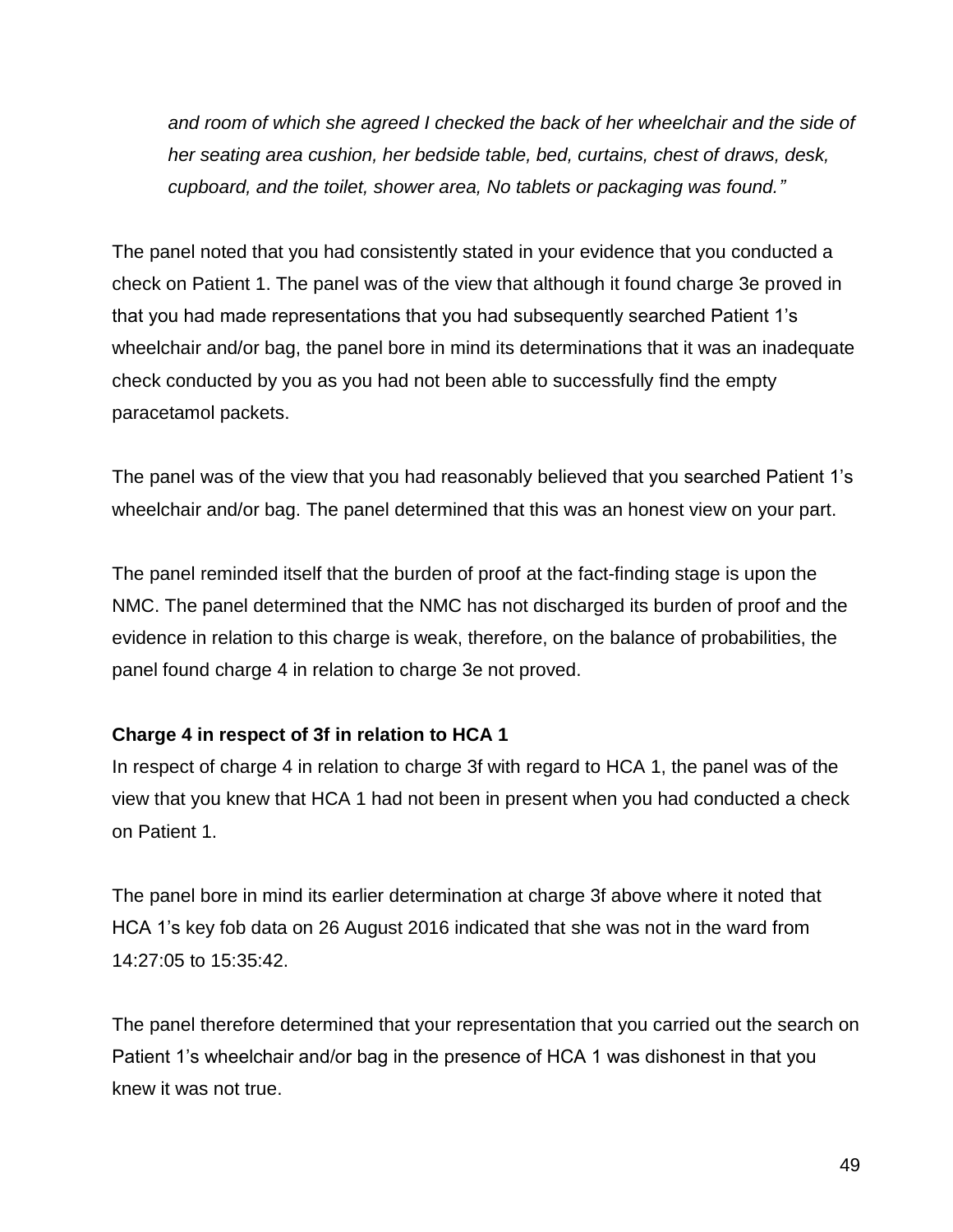*and room of which she agreed I checked the back of her wheelchair and the side of her seating area cushion, her bedside table, bed, curtains, chest of draws, desk, cupboard, and the toilet, shower area, No tablets or packaging was found."*

The panel noted that you had consistently stated in your evidence that you conducted a check on Patient 1. The panel was of the view that although it found charge 3e proved in that you had made representations that you had subsequently searched Patient 1's wheelchair and/or bag, the panel bore in mind its determinations that it was an inadequate check conducted by you as you had not been able to successfully find the empty paracetamol packets.

The panel was of the view that you had reasonably believed that you searched Patient 1's wheelchair and/or bag. The panel determined that this was an honest view on your part.

The panel reminded itself that the burden of proof at the fact-finding stage is upon the NMC. The panel determined that the NMC has not discharged its burden of proof and the evidence in relation to this charge is weak, therefore, on the balance of probabilities, the panel found charge 4 in relation to charge 3e not proved.

**Charge 4 in respect of 3f in relation to HCA 1**

In respect of charge 4 in relation to charge 3f with regard to HCA 1, the panel was of the view that you knew that HCA 1 had not been in present when you had conducted a check on Patient 1.

The panel bore in mind its earlier determination at charge 3f above where it noted that HCA 1's key fob data on 26 August 2016 indicated that she was not in the ward from 14:27:05 to 15:35:42.

The panel therefore determined that your representation that you carried out the search on Patient 1's wheelchair and/or bag in the presence of HCA 1 was dishonest in that you knew it was not true.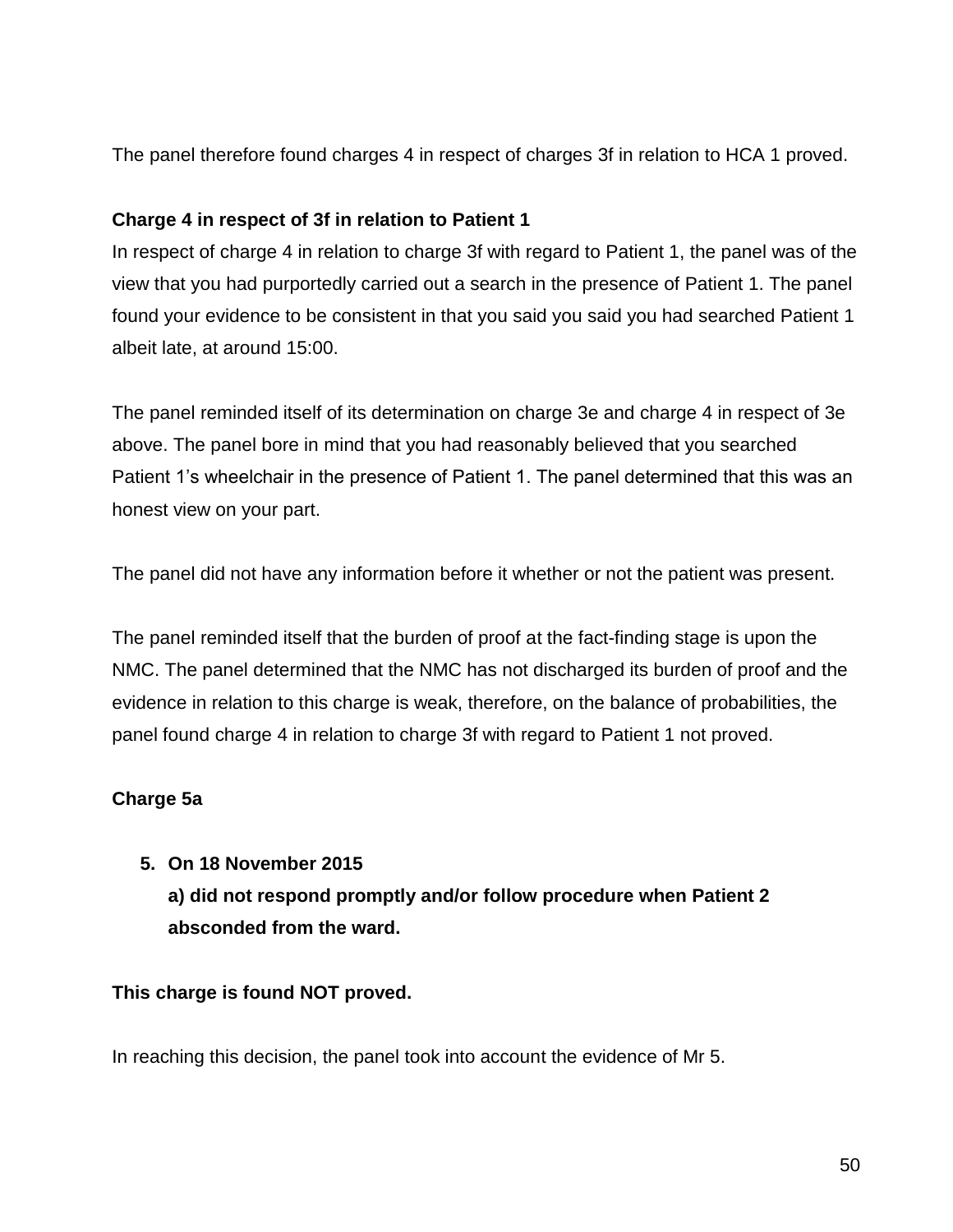The panel therefore found charges 4 in respect of charges 3f in relation to HCA 1 proved.

**Charge 4 in respect of 3f in relation to Patient 1**

In respect of charge 4 in relation to charge 3f with regard to Patient 1, the panel was of the view that you had purportedly carried out a search in the presence of Patient 1. The panel found your evidence to be consistent in that you said you said you had searched Patient 1 albeit late, at around 15:00.

The panel reminded itself of its determination on charge 3e and charge 4 in respect of 3e above. The panel bore in mind that you had reasonably believed that you searched Patient 1's wheelchair in the presence of Patient 1. The panel determined that this was an honest view on your part.

The panel did not have any information before it whether or not the patient was present.

The panel reminded itself that the burden of proof at the fact-finding stage is upon the NMC. The panel determined that the NMC has not discharged its burden of proof and the evidence in relation to this charge is weak, therefore, on the balance of probabilities, the panel found charge 4 in relation to charge 3f with regard to Patient 1 not proved.

**Charge 5a**

5. **On 18 November 2015**
   **a) did not respond promptly and/or follow procedure when Patient 2 absconded from the ward.**

**This charge is found NOT proved.**

In reaching this decision, the panel took into account the evidence of Mr 5.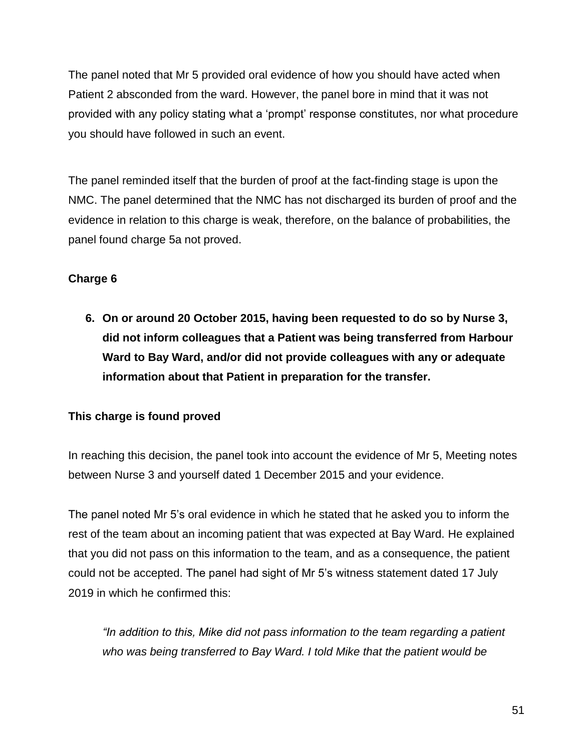The panel noted that Mr 5 provided oral evidence of how you should have acted when Patient 2 absconded from the ward. However, the panel bore in mind that it was not provided with any policy stating what a 'prompt' response constitutes, nor what procedure you should have followed in such an event.

The panel reminded itself that the burden of proof at the fact-finding stage is upon the NMC. The panel determined that the NMC has not discharged its burden of proof and the evidence in relation to this charge is weak, therefore, on the balance of probabilities, the panel found charge 5a not proved.

**Charge 6**

6. **On or around 20 October 2015, having been requested to do so by Nurse 3, did not inform colleagues that a Patient was being transferred from Harbour Ward to Bay Ward, and/or did not provide colleagues with any or adequate information about that Patient in preparation for the transfer.**

**This charge is found proved**

In reaching this decision, the panel took into account the evidence of Mr 5, Meeting notes between Nurse 3 and yourself dated 1 December 2015 and your evidence.

The panel noted Mr 5's oral evidence in which he stated that he asked you to inform the rest of the team about an incoming patient that was expected at Bay Ward. He explained that you did not pass on this information to the team, and as a consequence, the patient could not be accepted. The panel had sight of Mr 5's witness statement dated 17 July 2019 in which he confirmed this:

> *"In addition to this, Mike did not pass information to the team regarding a patient who was being transferred to Bay Ward. I told Mike that the patient would be*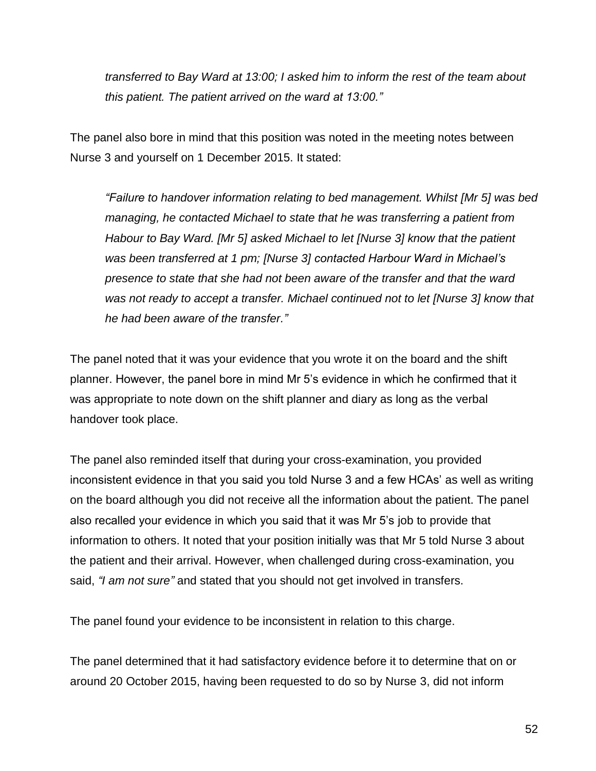*transferred to Bay Ward at 13:00; I asked him to inform the rest of the team about this patient. The patient arrived on the ward at 13:00."*

The panel also bore in mind that this position was noted in the meeting notes between Nurse 3 and yourself on 1 December 2015. It stated:

> *"Failure to handover information relating to bed management. Whilst [Mr 5] was bed managing, he contacted Michael to state that he was transferring a patient from Habour to Bay Ward. [Mr 5] asked Michael to let [Nurse 3] know that the patient was been transferred at 1 pm; [Nurse 3] contacted Harbour Ward in Michael's presence to state that she had not been aware of the transfer and that the ward was not ready to accept a transfer. Michael continued not to let [Nurse 3] know that he had been aware of the transfer."*

The panel noted that it was your evidence that you wrote it on the board and the shift planner. However, the panel bore in mind Mr 5's evidence in which he confirmed that it was appropriate to note down on the shift planner and diary as long as the verbal handover took place.

The panel also reminded itself that during your cross-examination, you provided inconsistent evidence in that you said you told Nurse 3 and a few HCAs' as well as writing on the board although you did not receive all the information about the patient. The panel also recalled your evidence in which you said that it was Mr 5's job to provide that information to others. It noted that your position initially was that Mr 5 told Nurse 3 about the patient and their arrival. However, when challenged during cross-examination, you said, *"I am not sure"* and stated that you should not get involved in transfers.

The panel found your evidence to be inconsistent in relation to this charge.

The panel determined that it had satisfactory evidence before it to determine that on or around 20 October 2015, having been requested to do so by Nurse 3, did not inform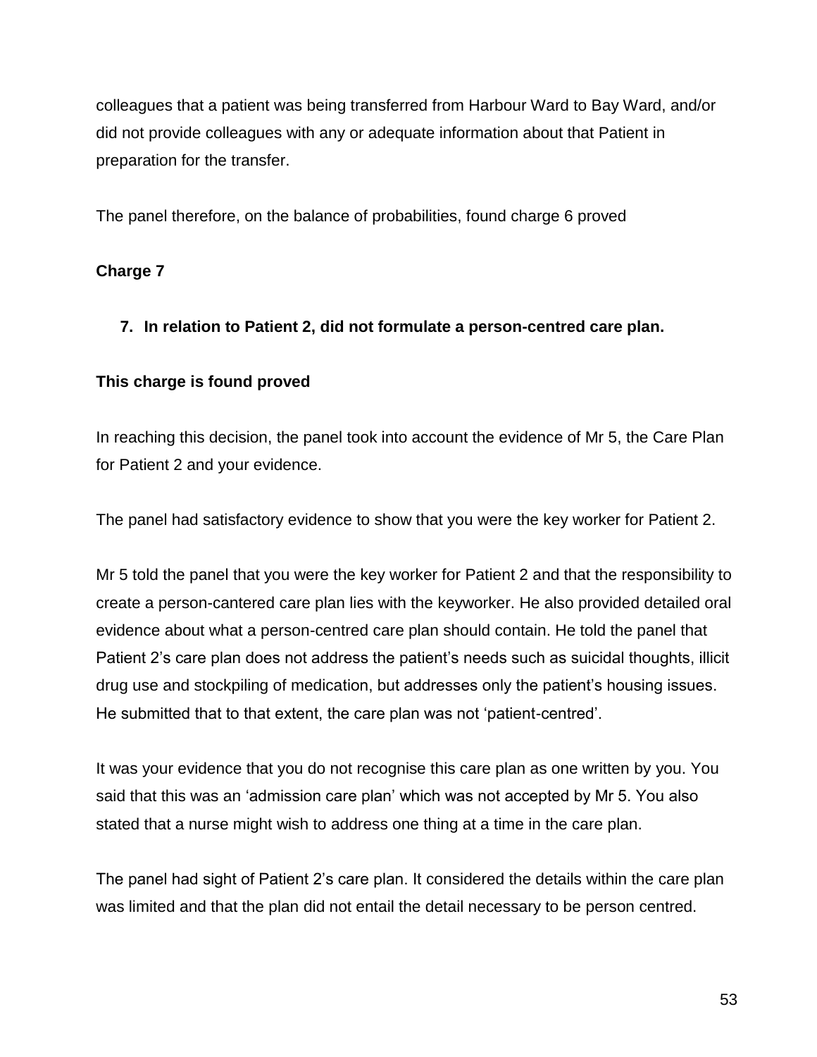colleagues that a patient was being transferred from Harbour Ward to Bay Ward, and/or did not provide colleagues with any or adequate information about that Patient in preparation for the transfer.

The panel therefore, on the balance of probabilities, found charge 6 proved

**Charge 7**

**7. In relation to Patient 2, did not formulate a person-centred care plan.**

**This charge is found proved**

In reaching this decision, the panel took into account the evidence of Mr 5, the Care Plan for Patient 2 and your evidence.

The panel had satisfactory evidence to show that you were the key worker for Patient 2.

Mr 5 told the panel that you were the key worker for Patient 2 and that the responsibility to create a person-cantered care plan lies with the keyworker. He also provided detailed oral evidence about what a person-centred care plan should contain. He told the panel that Patient 2's care plan does not address the patient's needs such as suicidal thoughts, illicit drug use and stockpiling of medication, but addresses only the patient's housing issues. He submitted that to that extent, the care plan was not 'patient-centred'.

It was your evidence that you do not recognise this care plan as one written by you. You said that this was an 'admission care plan' which was not accepted by Mr 5. You also stated that a nurse might wish to address one thing at a time in the care plan.

The panel had sight of Patient 2's care plan. It considered the details within the care plan was limited and that the plan did not entail the detail necessary to be person centred.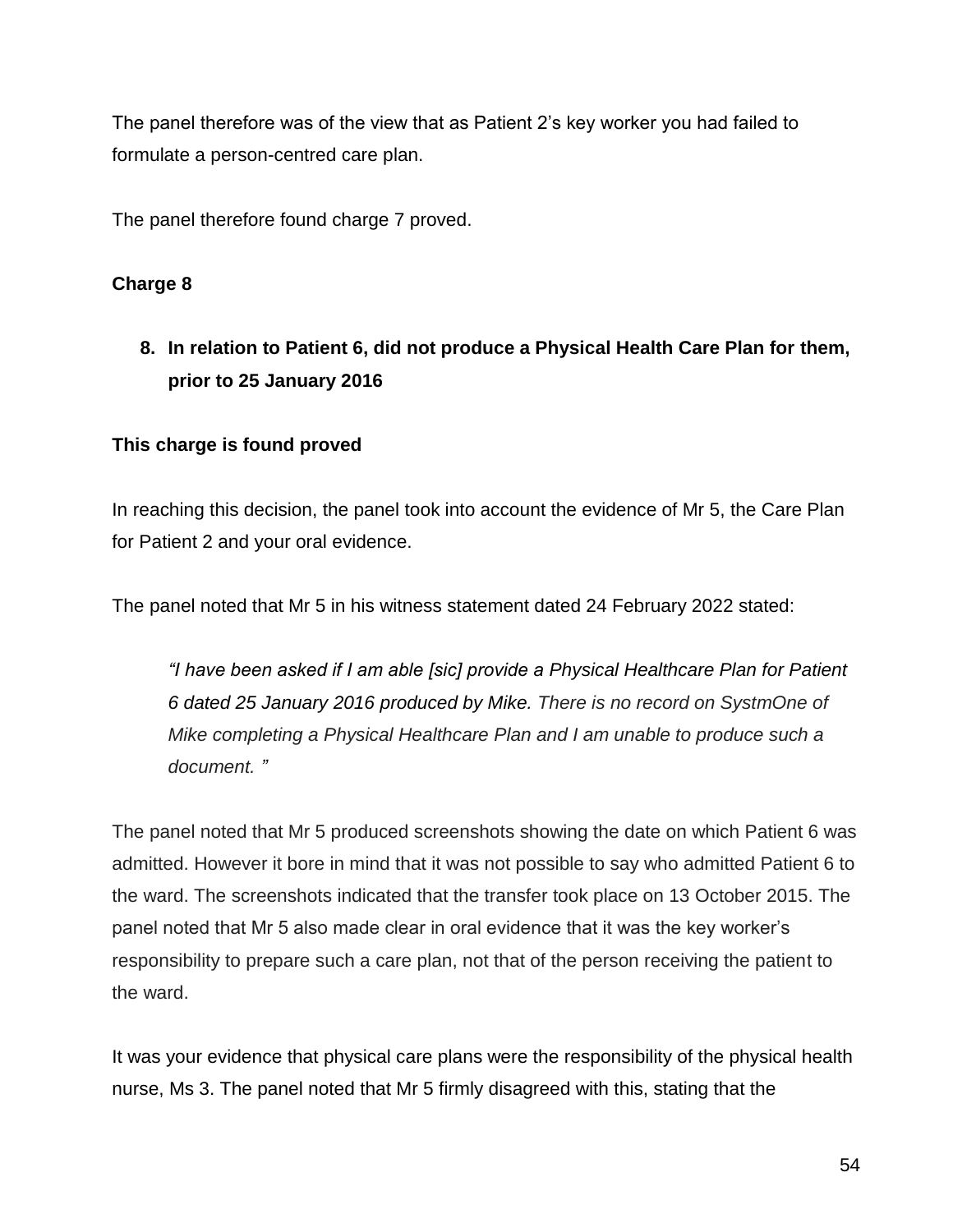The panel therefore was of the view that as Patient 2's key worker you had failed to formulate a person-centred care plan.

The panel therefore found charge 7 proved.

**Charge 8**

8. **In relation to Patient 6, did not produce a Physical Health Care Plan for them, prior to 25 January 2016**

**This charge is found proved**

In reaching this decision, the panel took into account the evidence of Mr 5, the Care Plan for Patient 2 and your oral evidence.

The panel noted that Mr 5 in his witness statement dated 24 February 2022 stated:

> *"I have been asked if I am able [sic] provide a Physical Healthcare Plan for Patient 6 dated 25 January 2016 produced by Mike. There is no record on SystmOne of Mike completing a Physical Healthcare Plan and I am unable to produce such a document. "*

The panel noted that Mr 5 produced screenshots showing the date on which Patient 6 was admitted. However it bore in mind that it was not possible to say who admitted Patient 6 to the ward. The screenshots indicated that the transfer took place on 13 October 2015. The panel noted that Mr 5 also made clear in oral evidence that it was the key worker's responsibility to prepare such a care plan, not that of the person receiving the patient to the ward.

It was your evidence that physical care plans were the responsibility of the physical health nurse, Ms 3. The panel noted that Mr 5 firmly disagreed with this, stating that the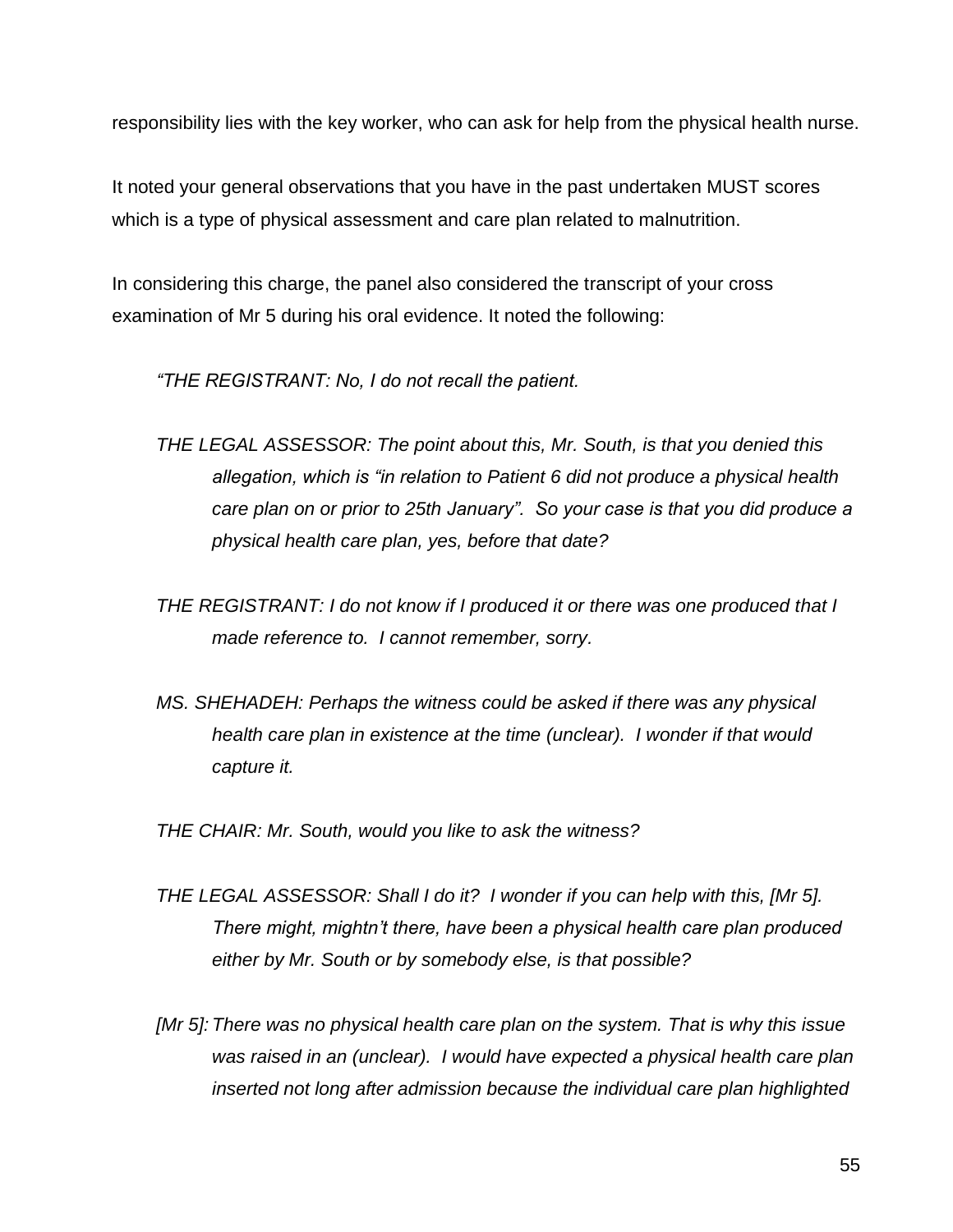responsibility lies with the key worker, who can ask for help from the physical health nurse.

It noted your general observations that you have in the past undertaken MUST scores which is a type of physical assessment and care plan related to malnutrition.

In considering this charge, the panel also considered the transcript of your cross examination of Mr 5 during his oral evidence. It noted the following:

> *"THE REGISTRANT: No, I do not recall the patient.*
>
> *THE LEGAL ASSESSOR: The point about this, Mr. South, is that you denied this allegation, which is "in relation to Patient 6 did not produce a physical health care plan on or prior to 25th January". So your case is that you did produce a physical health care plan, yes, before that date?*
>
> *THE REGISTRANT: I do not know if I produced it or there was one produced that I made reference to. I cannot remember, sorry.*
>
> *MS. SHEHADEH: Perhaps the witness could be asked if there was any physical health care plan in existence at the time (unclear). I wonder if that would capture it.*
>
> *THE CHAIR: Mr. South, would you like to ask the witness?*
>
> *THE LEGAL ASSESSOR: Shall I do it? I wonder if you can help with this, [Mr 5]. There might, mightn't there, have been a physical health care plan produced either by Mr. South or by somebody else, is that possible?*
>
> *[Mr 5]: There was no physical health care plan on the system. That is why this issue was raised in an (unclear). I would have expected a physical health care plan inserted not long after admission because the individual care plan highlighted*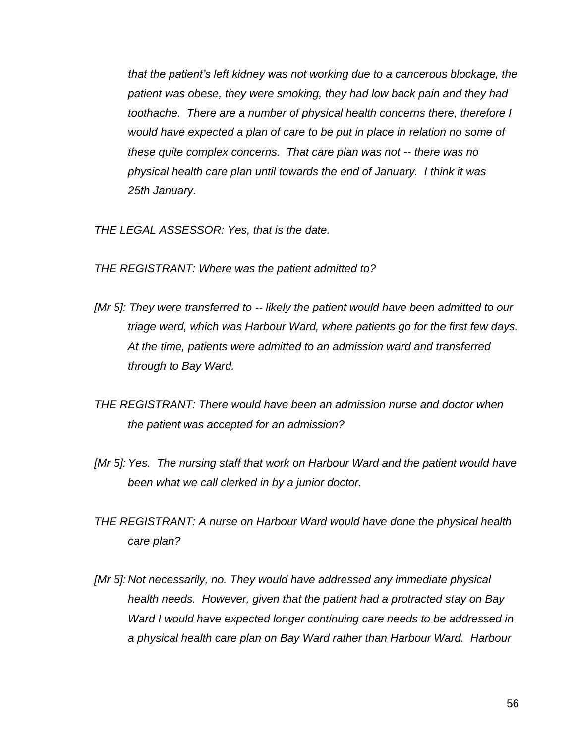*that the patient's left kidney was not working due to a cancerous blockage, the patient was obese, they were smoking, they had low back pain and they had toothache. There are a number of physical health concerns there, therefore I would have expected a plan of care to be put in place in relation no some of these quite complex concerns. That care plan was not -- there was no physical health care plan until towards the end of January. I think it was 25th January.*

*THE LEGAL ASSESSOR: Yes, that is the date.*

*THE REGISTRANT: Where was the patient admitted to?*

*[Mr 5]: They were transferred to -- likely the patient would have been admitted to our triage ward, which was Harbour Ward, where patients go for the first few days. At the time, patients were admitted to an admission ward and transferred through to Bay Ward.*

*THE REGISTRANT: There would have been an admission nurse and doctor when the patient was accepted for an admission?*

*[Mr 5]: Yes. The nursing staff that work on Harbour Ward and the patient would have been what we call clerked in by a junior doctor.*

*THE REGISTRANT: A nurse on Harbour Ward would have done the physical health care plan?*

*[Mr 5]: Not necessarily, no. They would have addressed any immediate physical health needs. However, given that the patient had a protracted stay on Bay Ward I would have expected longer continuing care needs to be addressed in a physical health care plan on Bay Ward rather than Harbour Ward. Harbour*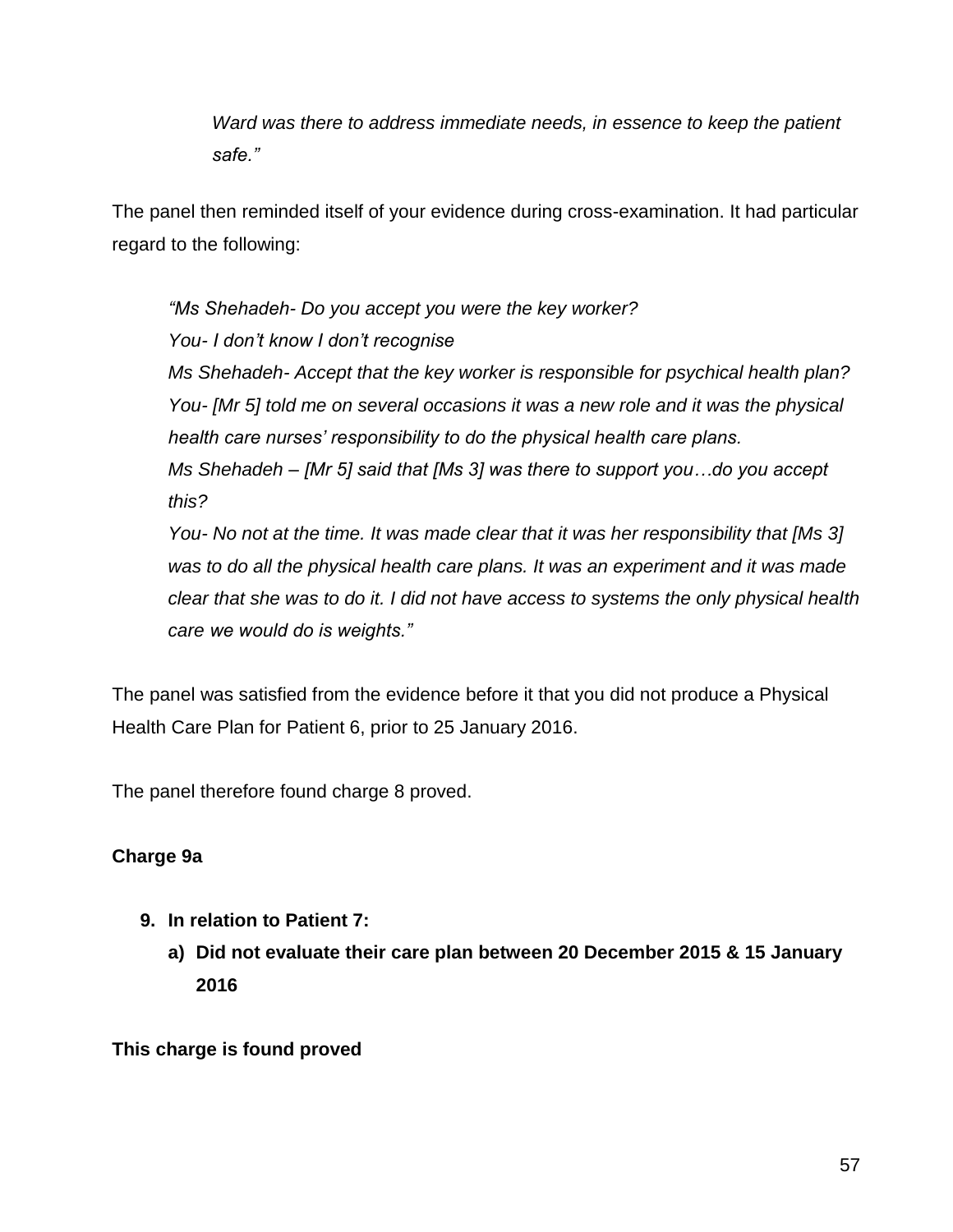*Ward was there to address immediate needs, in essence to keep the patient safe."*

The panel then reminded itself of your evidence during cross-examination. It had particular regard to the following:

> *"Ms Shehadeh- Do you accept you were the key worker?*
> *You- I don't know I don't recognise*
> *Ms Shehadeh- Accept that the key worker is responsible for psychical health plan?*
> *You- [Mr 5] told me on several occasions it was a new role and it was the physical health care nurses' responsibility to do the physical health care plans.*
> *Ms Shehadeh – [Mr 5] said that [Ms 3] was there to support you…do you accept this?*
> *You- No not at the time. It was made clear that it was her responsibility that [Ms 3] was to do all the physical health care plans. It was an experiment and it was made clear that she was to do it. I did not have access to systems the only physical health care we would do is weights."*

The panel was satisfied from the evidence before it that you did not produce a Physical Health Care Plan for Patient 6, prior to 25 January 2016.

The panel therefore found charge 8 proved.

**Charge 9a**

9. **In relation to Patient 7:**
   a) **Did not evaluate their care plan between 20 December 2015 & 15 January 2016**

**This charge is found proved**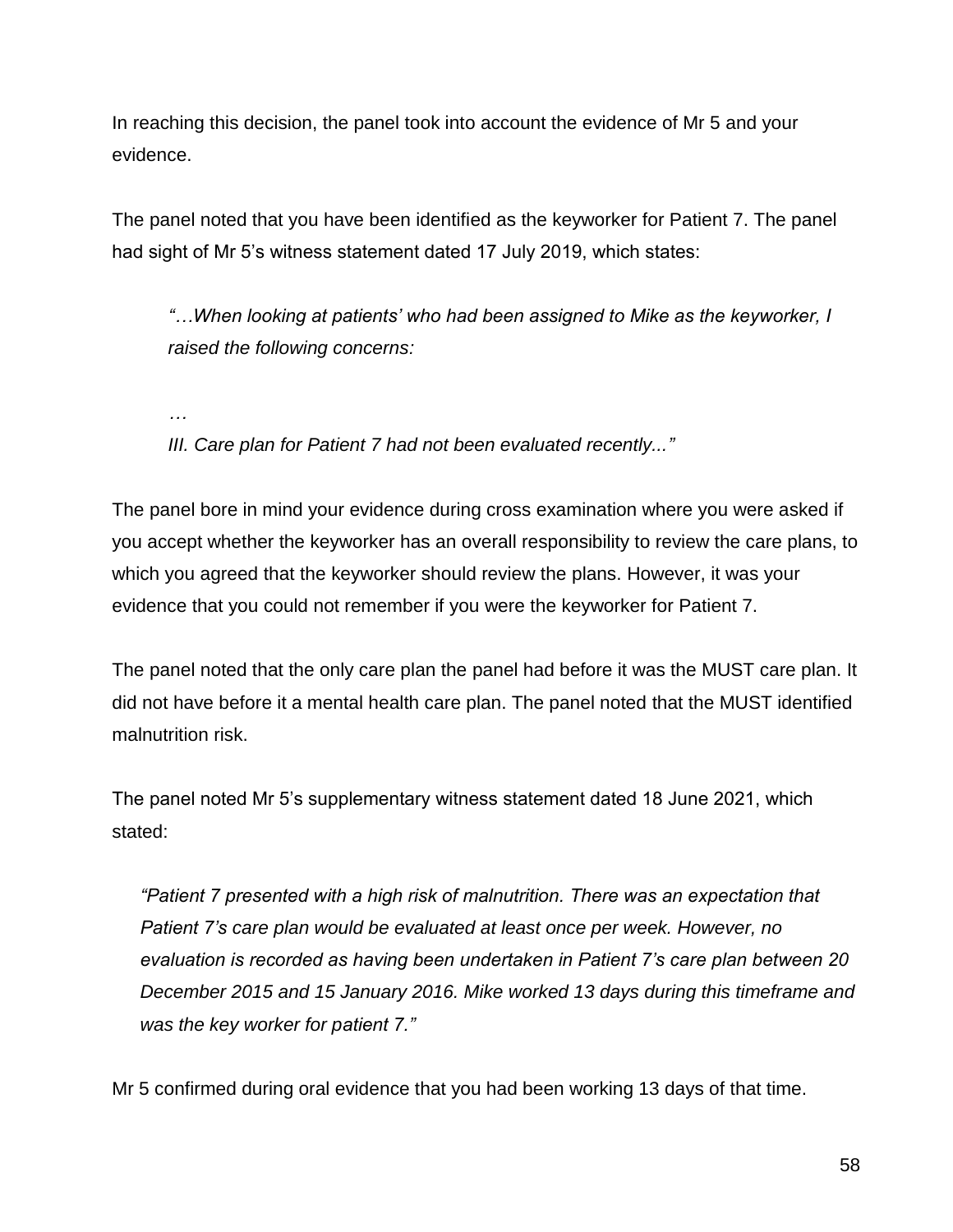In reaching this decision, the panel took into account the evidence of Mr 5 and your evidence.

The panel noted that you have been identified as the keyworker for Patient 7. The panel had sight of Mr 5's witness statement dated 17 July 2019, which states:

> *"…When looking at patients' who had been assigned to Mike as the keyworker, I raised the following concerns:*
>
> *…*
>
> *III. Care plan for Patient 7 had not been evaluated recently..."*

The panel bore in mind your evidence during cross examination where you were asked if you accept whether the keyworker has an overall responsibility to review the care plans, to which you agreed that the keyworker should review the plans. However, it was your evidence that you could not remember if you were the keyworker for Patient 7.

The panel noted that the only care plan the panel had before it was the MUST care plan. It did not have before it a mental health care plan. The panel noted that the MUST identified malnutrition risk.

The panel noted Mr 5's supplementary witness statement dated 18 June 2021, which stated:

> *"Patient 7 presented with a high risk of malnutrition. There was an expectation that Patient 7's care plan would be evaluated at least once per week. However, no evaluation is recorded as having been undertaken in Patient 7's care plan between 20 December 2015 and 15 January 2016. Mike worked 13 days during this timeframe and was the key worker for patient 7."*

Mr 5 confirmed during oral evidence that you had been working 13 days of that time.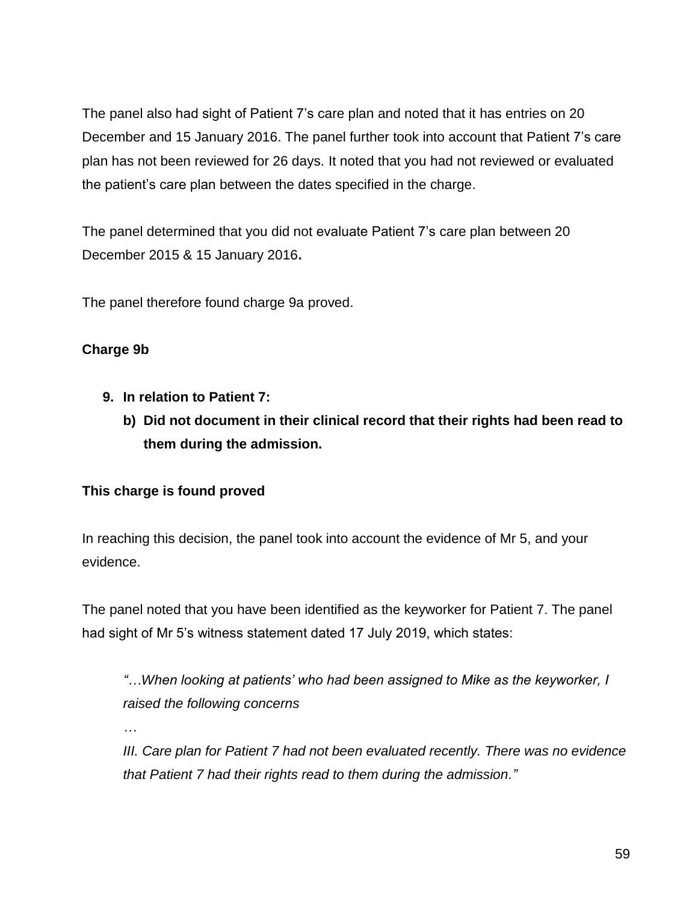The panel also had sight of Patient 7's care plan and noted that it has entries on 20 December and 15 January 2016. The panel further took into account that Patient 7's care plan has not been reviewed for 26 days. It noted that you had not reviewed or evaluated the patient's care plan between the dates specified in the charge.

The panel determined that you did not evaluate Patient 7's care plan between 20 December 2015 & 15 January 2016**.**

The panel therefore found charge 9a proved.

**Charge 9b**

9. **In relation to Patient 7:**
    b) **Did not document in their clinical record that their rights had been read to them during the admission.**

**This charge is found proved**

In reaching this decision, the panel took into account the evidence of Mr 5, and your evidence.

The panel noted that you have been identified as the keyworker for Patient 7. The panel had sight of Mr 5's witness statement dated 17 July 2019, which states:

> *"…When looking at patients' who had been assigned to Mike as the keyworker, I raised the following concerns*
>
> *…*
>
> *III. Care plan for Patient 7 had not been evaluated recently. There was no evidence that Patient 7 had their rights read to them during the admission."*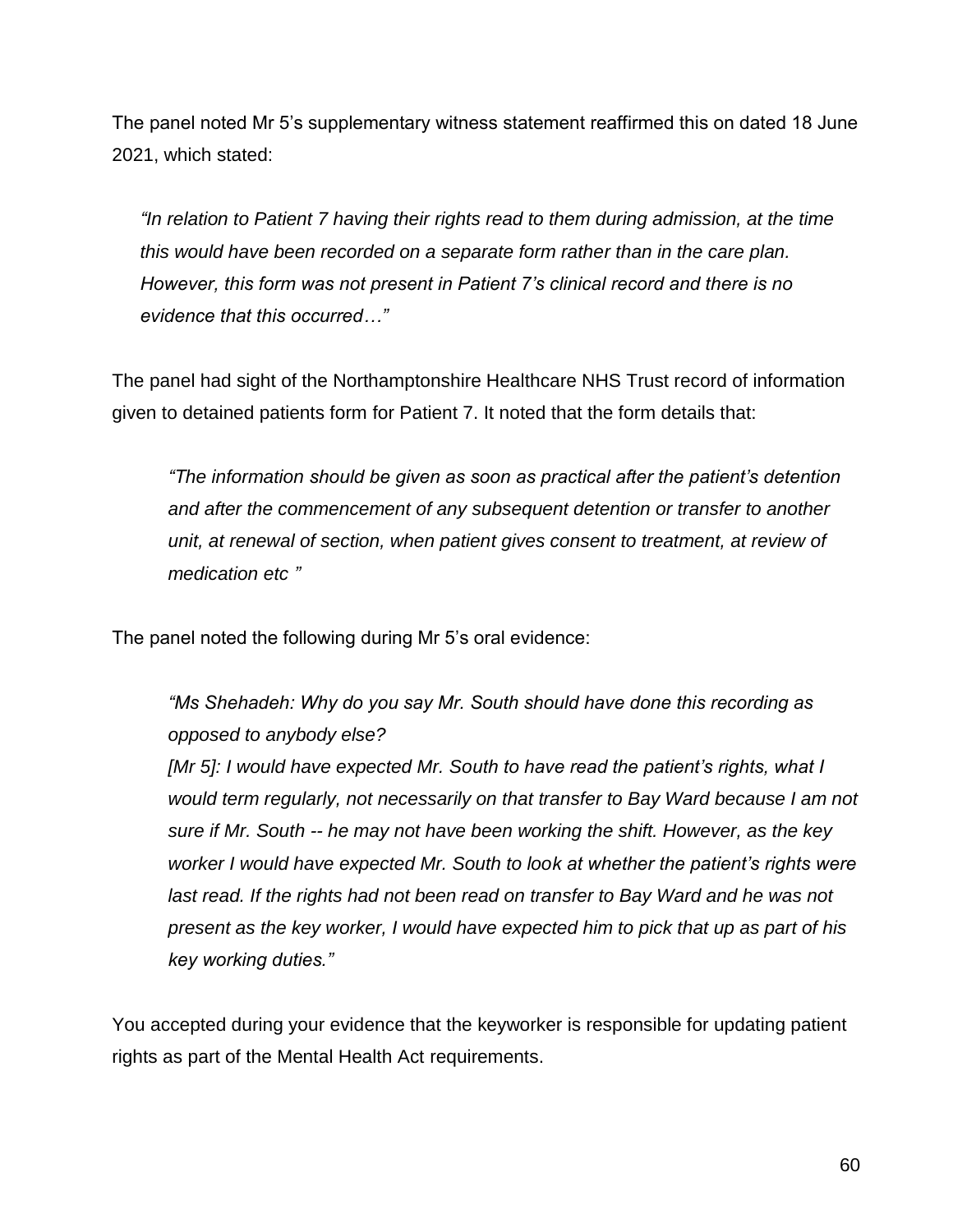The panel noted Mr 5's supplementary witness statement reaffirmed this on dated 18 June 2021, which stated:

> *"In relation to Patient 7 having their rights read to them during admission, at the time this would have been recorded on a separate form rather than in the care plan. However, this form was not present in Patient 7's clinical record and there is no evidence that this occurred…"*

The panel had sight of the Northamptonshire Healthcare NHS Trust record of information given to detained patients form for Patient 7. It noted that the form details that:

> *"The information should be given as soon as practical after the patient's detention and after the commencement of any subsequent detention or transfer to another unit, at renewal of section, when patient gives consent to treatment, at review of medication etc "*

The panel noted the following during Mr 5's oral evidence:

> *"Ms Shehadeh: Why do you say Mr. South should have done this recording as opposed to anybody else?*
>
> *[Mr 5]: I would have expected Mr. South to have read the patient's rights, what I would term regularly, not necessarily on that transfer to Bay Ward because I am not sure if Mr. South -- he may not have been working the shift. However, as the key worker I would have expected Mr. South to look at whether the patient's rights were last read. If the rights had not been read on transfer to Bay Ward and he was not present as the key worker, I would have expected him to pick that up as part of his key working duties."*

You accepted during your evidence that the keyworker is responsible for updating patient rights as part of the Mental Health Act requirements.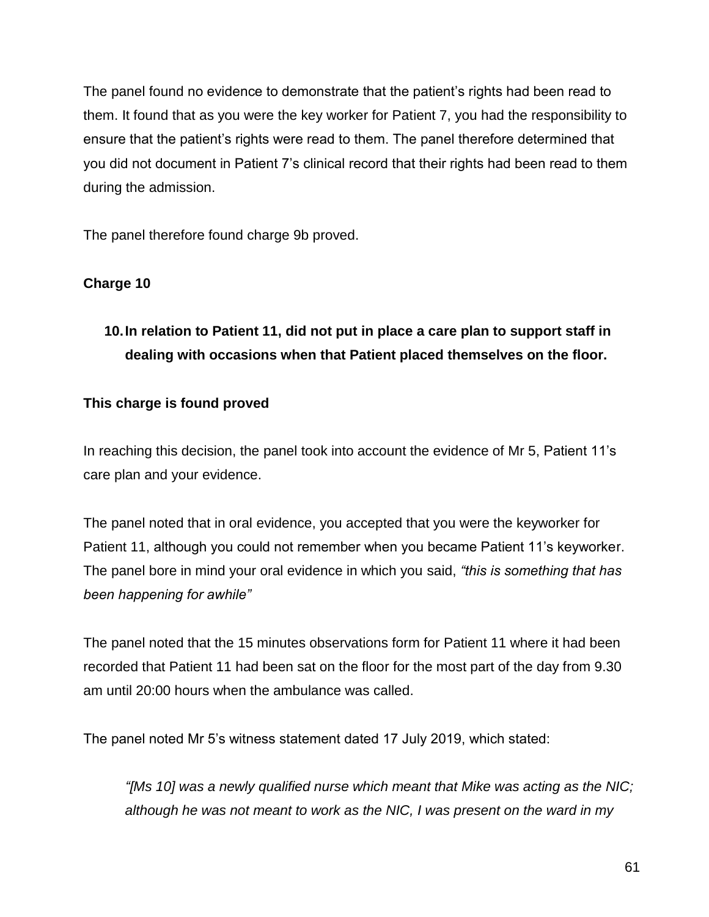The panel found no evidence to demonstrate that the patient's rights had been read to them. It found that as you were the key worker for Patient 7, you had the responsibility to ensure that the patient's rights were read to them. The panel therefore determined that you did not document in Patient 7's clinical record that their rights had been read to them during the admission.

The panel therefore found charge 9b proved.

**Charge 10**

10. **In relation to Patient 11, did not put in place a care plan to support staff in dealing with occasions when that Patient placed themselves on the floor.**

**This charge is found proved**

In reaching this decision, the panel took into account the evidence of Mr 5, Patient 11's care plan and your evidence.

The panel noted that in oral evidence, you accepted that you were the keyworker for Patient 11, although you could not remember when you became Patient 11's keyworker. The panel bore in mind your oral evidence in which you said, *"this is something that has been happening for awhile"*

The panel noted that the 15 minutes observations form for Patient 11 where it had been recorded that Patient 11 had been sat on the floor for the most part of the day from 9.30 am until 20:00 hours when the ambulance was called.

The panel noted Mr 5's witness statement dated 17 July 2019, which stated:

> *"[Ms 10] was a newly qualified nurse which meant that Mike was acting as the NIC; although he was not meant to work as the NIC, I was present on the ward in my*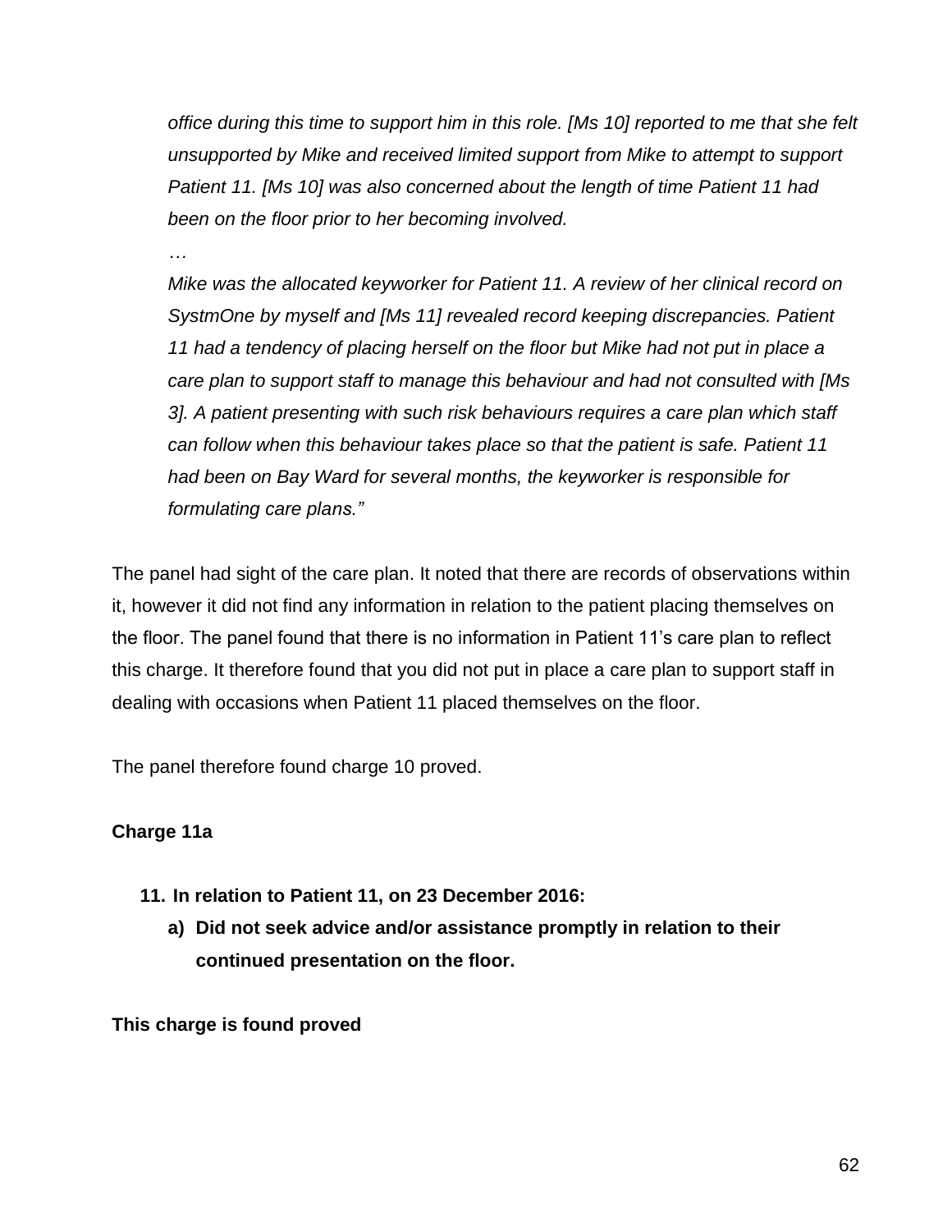*office during this time to support him in this role. [Ms 10] reported to me that she felt unsupported by Mike and received limited support from Mike to attempt to support Patient 11. [Ms 10] was also concerned about the length of time Patient 11 had been on the floor prior to her becoming involved.*

*…*

*Mike was the allocated keyworker for Patient 11. A review of her clinical record on SystmOne by myself and [Ms 11] revealed record keeping discrepancies. Patient 11 had a tendency of placing herself on the floor but Mike had not put in place a care plan to support staff to manage this behaviour and had not consulted with [Ms 3]. A patient presenting with such risk behaviours requires a care plan which staff can follow when this behaviour takes place so that the patient is safe. Patient 11 had been on Bay Ward for several months, the keyworker is responsible for formulating care plans."*

The panel had sight of the care plan. It noted that there are records of observations within it, however it did not find any information in relation to the patient placing themselves on the floor. The panel found that there is no information in Patient 11's care plan to reflect this charge. It therefore found that you did not put in place a care plan to support staff in dealing with occasions when Patient 11 placed themselves on the floor.

The panel therefore found charge 10 proved.

**Charge 11a**

**11. In relation to Patient 11, on 23 December 2016:**

**a) Did not seek advice and/or assistance promptly in relation to their continued presentation on the floor.**

**This charge is found proved**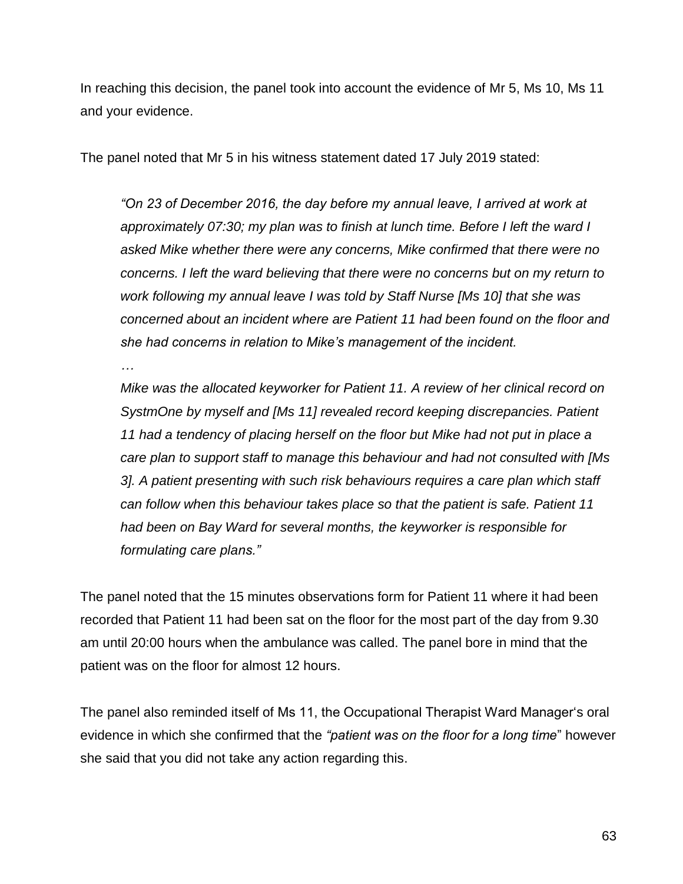In reaching this decision, the panel took into account the evidence of Mr 5, Ms 10, Ms 11 and your evidence.

The panel noted that Mr 5 in his witness statement dated 17 July 2019 stated:

> *"On 23 of December 2016, the day before my annual leave, I arrived at work at approximately 07:30; my plan was to finish at lunch time. Before I left the ward I asked Mike whether there were any concerns, Mike confirmed that there were no concerns. I left the ward believing that there were no concerns but on my return to work following my annual leave I was told by Staff Nurse [Ms 10] that she was concerned about an incident where are Patient 11 had been found on the floor and she had concerns in relation to Mike's management of the incident.*
>
> *…*
>
> *Mike was the allocated keyworker for Patient 11. A review of her clinical record on SystmOne by myself and [Ms 11] revealed record keeping discrepancies. Patient 11 had a tendency of placing herself on the floor but Mike had not put in place a care plan to support staff to manage this behaviour and had not consulted with [Ms 3]. A patient presenting with such risk behaviours requires a care plan which staff can follow when this behaviour takes place so that the patient is safe. Patient 11 had been on Bay Ward for several months, the keyworker is responsible for formulating care plans."*

The panel noted that the 15 minutes observations form for Patient 11 where it had been recorded that Patient 11 had been sat on the floor for the most part of the day from 9.30 am until 20:00 hours when the ambulance was called. The panel bore in mind that the patient was on the floor for almost 12 hours.

The panel also reminded itself of Ms 11, the Occupational Therapist Ward Manager's oral evidence in which she confirmed that the *"patient was on the floor for a long time"* however she said that you did not take any action regarding this.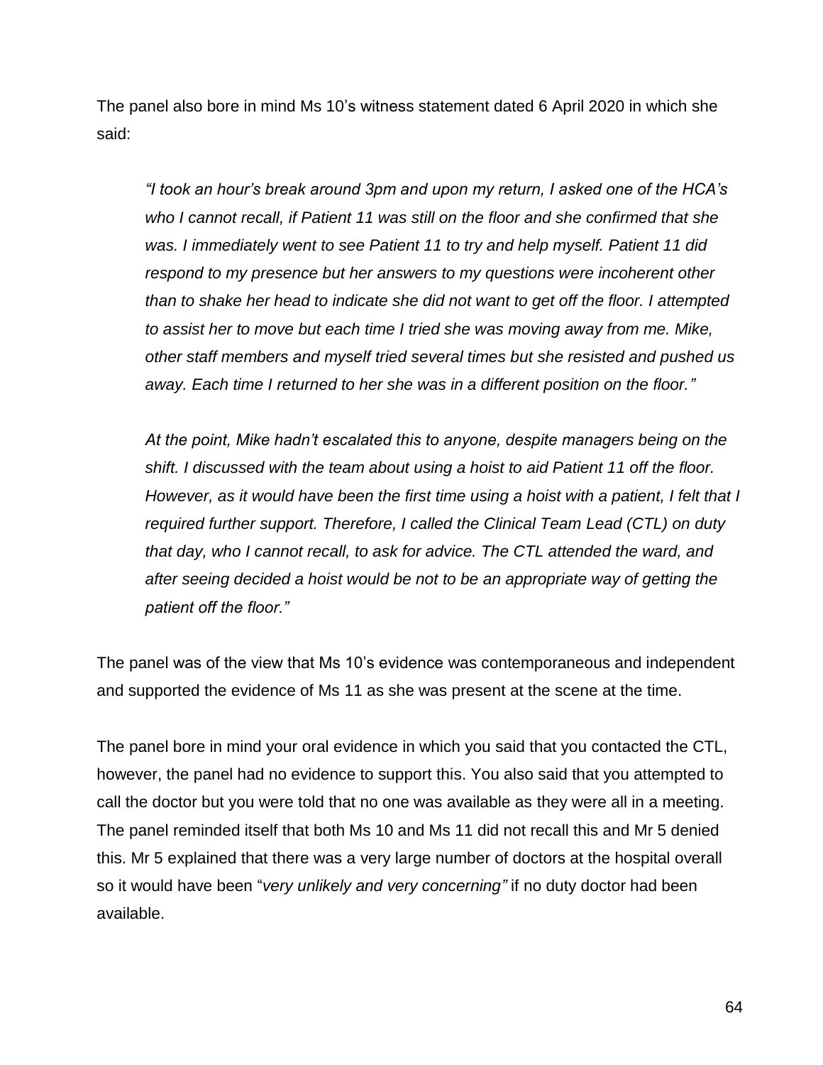The panel also bore in mind Ms 10's witness statement dated 6 April 2020 in which she said:

> *"I took an hour's break around 3pm and upon my return, I asked one of the HCA's who I cannot recall, if Patient 11 was still on the floor and she confirmed that she was. I immediately went to see Patient 11 to try and help myself. Patient 11 did respond to my presence but her answers to my questions were incoherent other than to shake her head to indicate she did not want to get off the floor. I attempted to assist her to move but each time I tried she was moving away from me. Mike, other staff members and myself tried several times but she resisted and pushed us away. Each time I returned to her she was in a different position on the floor."*
>
> *At the point, Mike hadn't escalated this to anyone, despite managers being on the shift. I discussed with the team about using a hoist to aid Patient 11 off the floor. However, as it would have been the first time using a hoist with a patient, I felt that I required further support. Therefore, I called the Clinical Team Lead (CTL) on duty that day, who I cannot recall, to ask for advice. The CTL attended the ward, and after seeing decided a hoist would be not to be an appropriate way of getting the patient off the floor."*

The panel was of the view that Ms 10's evidence was contemporaneous and independent and supported the evidence of Ms 11 as she was present at the scene at the time.

The panel bore in mind your oral evidence in which you said that you contacted the CTL, however, the panel had no evidence to support this. You also said that you attempted to call the doctor but you were told that no one was available as they were all in a meeting. The panel reminded itself that both Ms 10 and Ms 11 did not recall this and Mr 5 denied this. Mr 5 explained that there was a very large number of doctors at the hospital overall so it would have been "*very unlikely and very concerning"* if no duty doctor had been available.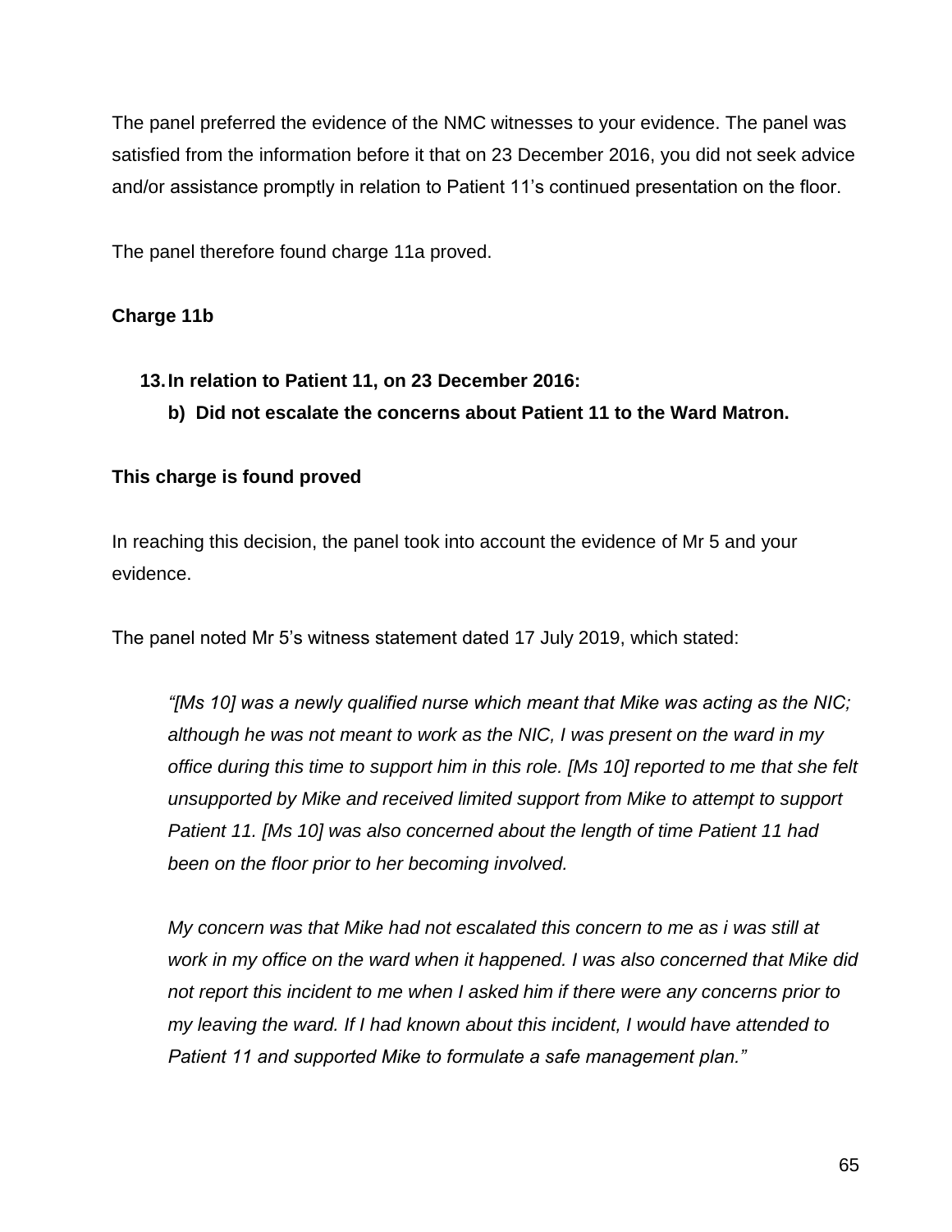The panel preferred the evidence of the NMC witnesses to your evidence. The panel was satisfied from the information before it that on 23 December 2016, you did not seek advice and/or assistance promptly in relation to Patient 11's continued presentation on the floor.

The panel therefore found charge 11a proved.

**Charge 11b**

> **13. In relation to Patient 11, on 23 December 2016:**
>
> **b) Did not escalate the concerns about Patient 11 to the Ward Matron.**

**This charge is found proved**

In reaching this decision, the panel took into account the evidence of Mr 5 and your evidence.

The panel noted Mr 5's witness statement dated 17 July 2019, which stated:

> *"[Ms 10] was a newly qualified nurse which meant that Mike was acting as the NIC; although he was not meant to work as the NIC, I was present on the ward in my office during this time to support him in this role. [Ms 10] reported to me that she felt unsupported by Mike and received limited support from Mike to attempt to support Patient 11. [Ms 10] was also concerned about the length of time Patient 11 had been on the floor prior to her becoming involved.*
>
> *My concern was that Mike had not escalated this concern to me as i was still at work in my office on the ward when it happened. I was also concerned that Mike did not report this incident to me when I asked him if there were any concerns prior to my leaving the ward. If I had known about this incident, I would have attended to Patient 11 and supported Mike to formulate a safe management plan."*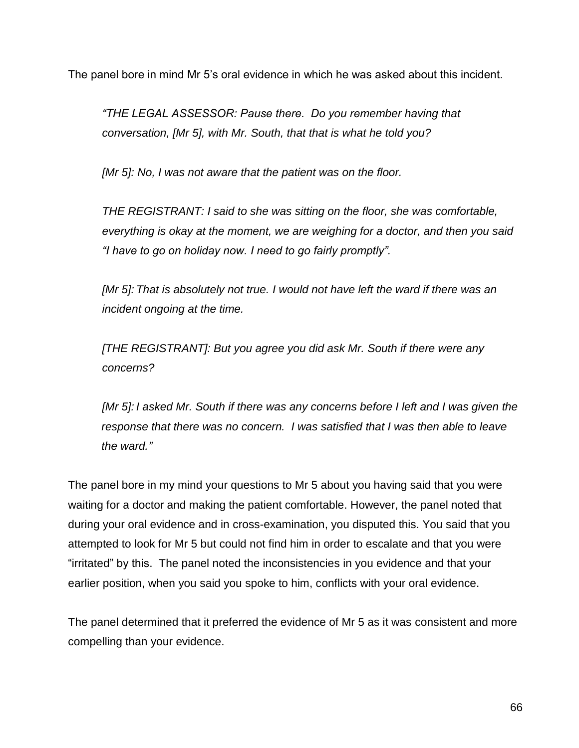The panel bore in mind Mr 5's oral evidence in which he was asked about this incident.

> *"THE LEGAL ASSESSOR: Pause there. Do you remember having that conversation, [Mr 5], with Mr. South, that that is what he told you?*
>
> *[Mr 5]: No, I was not aware that the patient was on the floor.*
>
> *THE REGISTRANT: I said to she was sitting on the floor, she was comfortable, everything is okay at the moment, we are weighing for a doctor, and then you said "I have to go on holiday now. I need to go fairly promptly".*
>
> *[Mr 5]: That is absolutely not true. I would not have left the ward if there was an incident ongoing at the time.*
>
> *[THE REGISTRANT]: But you agree you did ask Mr. South if there were any concerns?*
>
> *[Mr 5]: I asked Mr. South if there was any concerns before I left and I was given the response that there was no concern. I was satisfied that I was then able to leave the ward."*

The panel bore in my mind your questions to Mr 5 about you having said that you were waiting for a doctor and making the patient comfortable. However, the panel noted that during your oral evidence and in cross-examination, you disputed this. You said that you attempted to look for Mr 5 but could not find him in order to escalate and that you were "irritated" by this. The panel noted the inconsistencies in you evidence and that your earlier position, when you said you spoke to him, conflicts with your oral evidence.

The panel determined that it preferred the evidence of Mr 5 as it was consistent and more compelling than your evidence.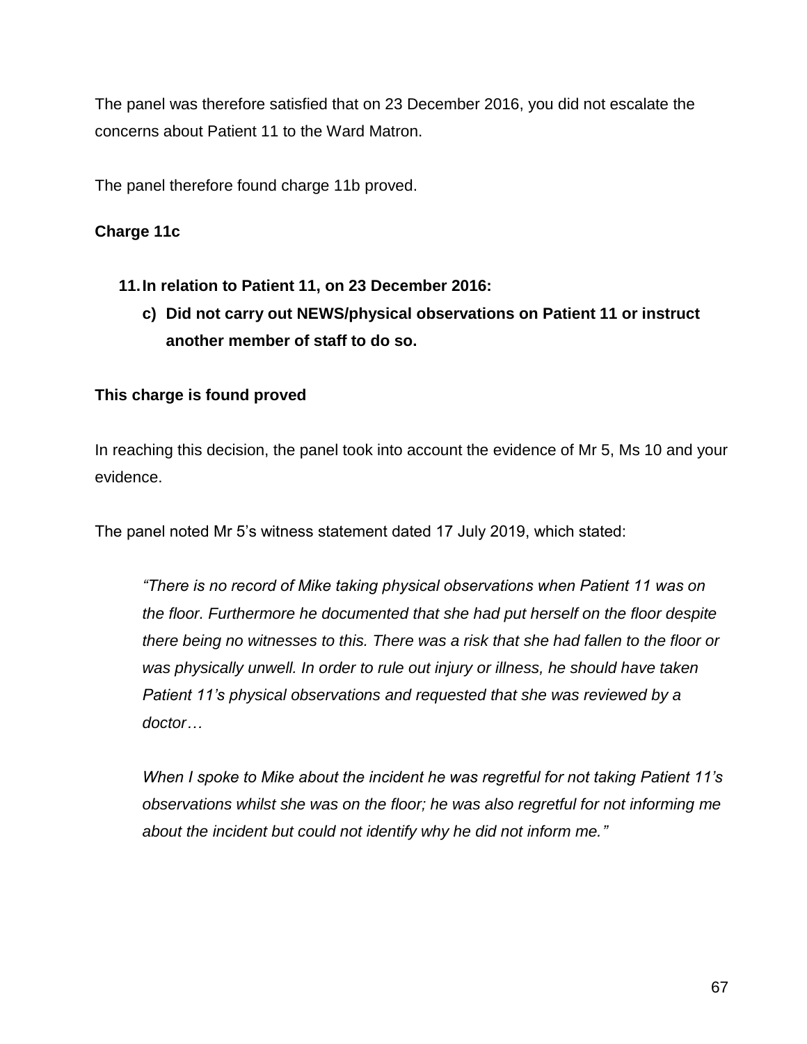The panel was therefore satisfied that on 23 December 2016, you did not escalate the concerns about Patient 11 to the Ward Matron.

The panel therefore found charge 11b proved.

**Charge 11c**

**11. In relation to Patient 11, on 23 December 2016:**

**c) Did not carry out NEWS/physical observations on Patient 11 or instruct another member of staff to do so.**

**This charge is found proved**

In reaching this decision, the panel took into account the evidence of Mr 5, Ms 10 and your evidence.

The panel noted Mr 5's witness statement dated 17 July 2019, which stated:

> *"There is no record of Mike taking physical observations when Patient 11 was on the floor. Furthermore he documented that she had put herself on the floor despite there being no witnesses to this. There was a risk that she had fallen to the floor or was physically unwell. In order to rule out injury or illness, he should have taken Patient 11's physical observations and requested that she was reviewed by a doctor…*
>
> *When I spoke to Mike about the incident he was regretful for not taking Patient 11's observations whilst she was on the floor; he was also regretful for not informing me about the incident but could not identify why he did not inform me."*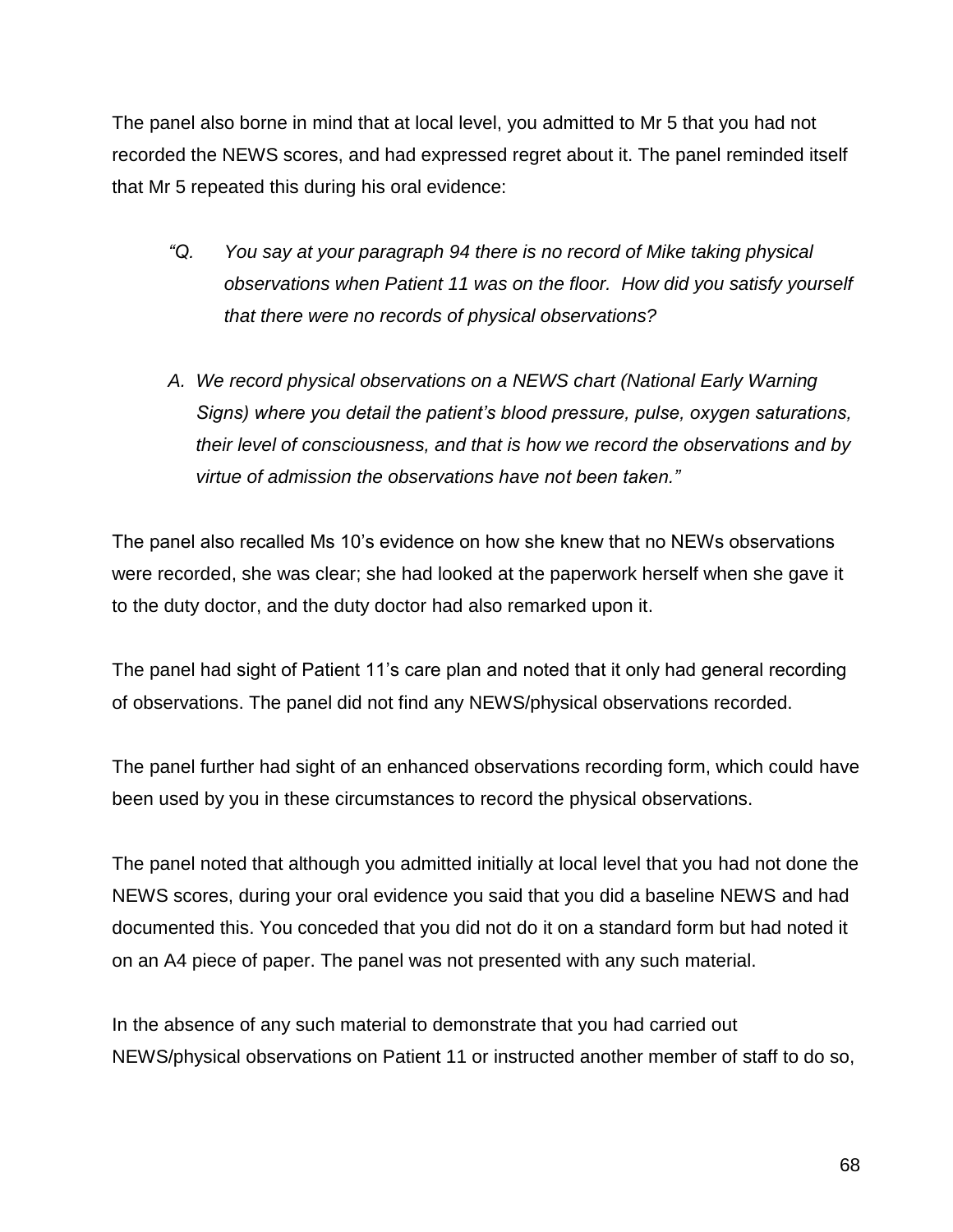The panel also borne in mind that at local level, you admitted to Mr 5 that you had not recorded the NEWS scores, and had expressed regret about it. The panel reminded itself that Mr 5 repeated this during his oral evidence:

> *"Q. You say at your paragraph 94 there is no record of Mike taking physical observations when Patient 11 was on the floor. How did you satisfy yourself that there were no records of physical observations?*
>
> *A. We record physical observations on a NEWS chart (National Early Warning Signs) where you detail the patient's blood pressure, pulse, oxygen saturations, their level of consciousness, and that is how we record the observations and by virtue of admission the observations have not been taken."*

The panel also recalled Ms 10's evidence on how she knew that no NEWs observations were recorded, she was clear; she had looked at the paperwork herself when she gave it to the duty doctor, and the duty doctor had also remarked upon it.

The panel had sight of Patient 11's care plan and noted that it only had general recording of observations. The panel did not find any NEWS/physical observations recorded.

The panel further had sight of an enhanced observations recording form, which could have been used by you in these circumstances to record the physical observations.

The panel noted that although you admitted initially at local level that you had not done the NEWS scores, during your oral evidence you said that you did a baseline NEWS and had documented this. You conceded that you did not do it on a standard form but had noted it on an A4 piece of paper. The panel was not presented with any such material.

In the absence of any such material to demonstrate that you had carried out NEWS/physical observations on Patient 11 or instructed another member of staff to do so,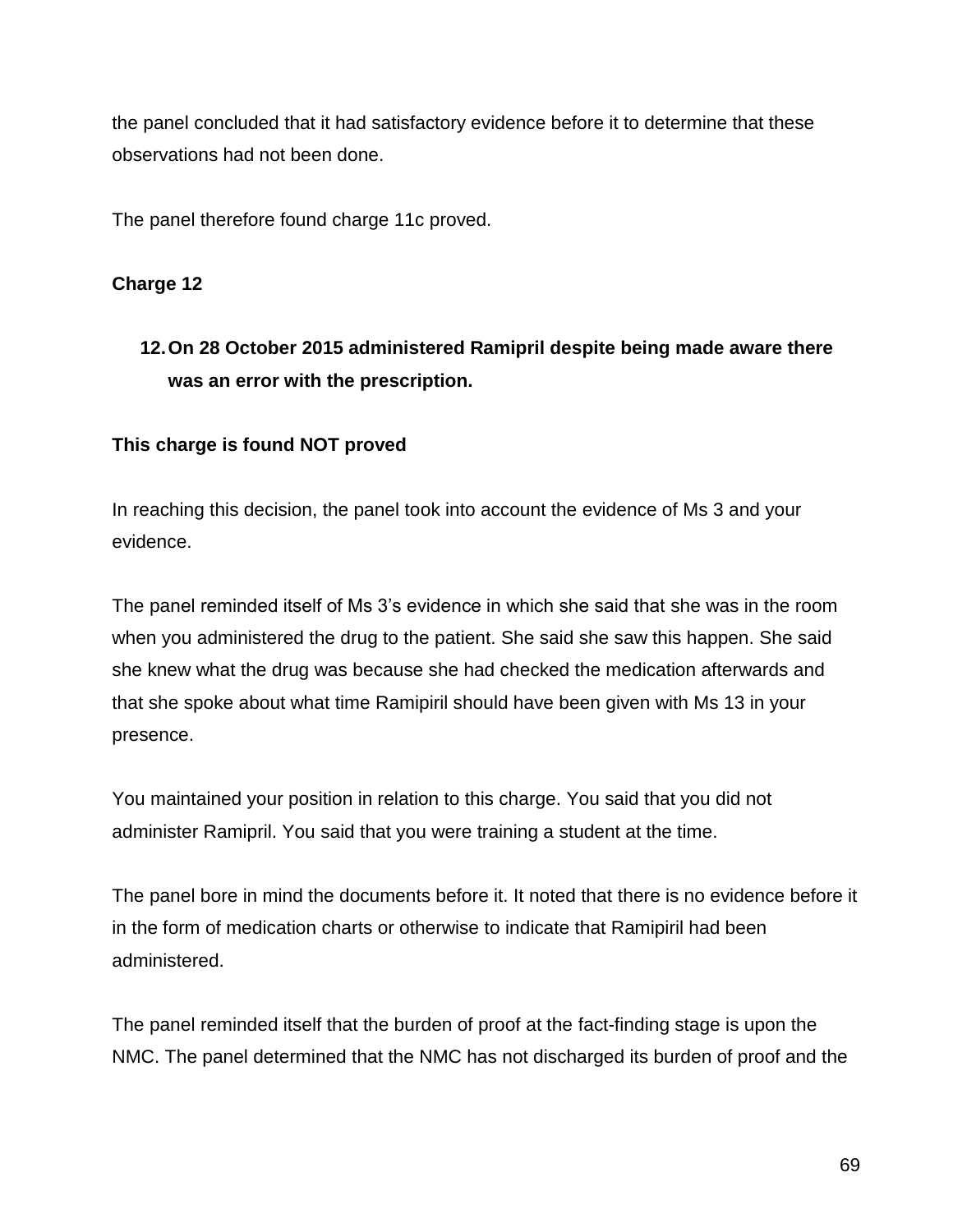the panel concluded that it had satisfactory evidence before it to determine that these observations had not been done.

The panel therefore found charge 11c proved.

**Charge 12**

12. **On 28 October 2015 administered Ramipril despite being made aware there was an error with the prescription.**

**This charge is found NOT proved**

In reaching this decision, the panel took into account the evidence of Ms 3 and your evidence.

The panel reminded itself of Ms 3's evidence in which she said that she was in the room when you administered the drug to the patient. She said she saw this happen. She said she knew what the drug was because she had checked the medication afterwards and that she spoke about what time Ramipiril should have been given with Ms 13 in your presence.

You maintained your position in relation to this charge. You said that you did not administer Ramipril. You said that you were training a student at the time.

The panel bore in mind the documents before it. It noted that there is no evidence before it in the form of medication charts or otherwise to indicate that Ramipiril had been administered.

The panel reminded itself that the burden of proof at the fact-finding stage is upon the NMC. The panel determined that the NMC has not discharged its burden of proof and the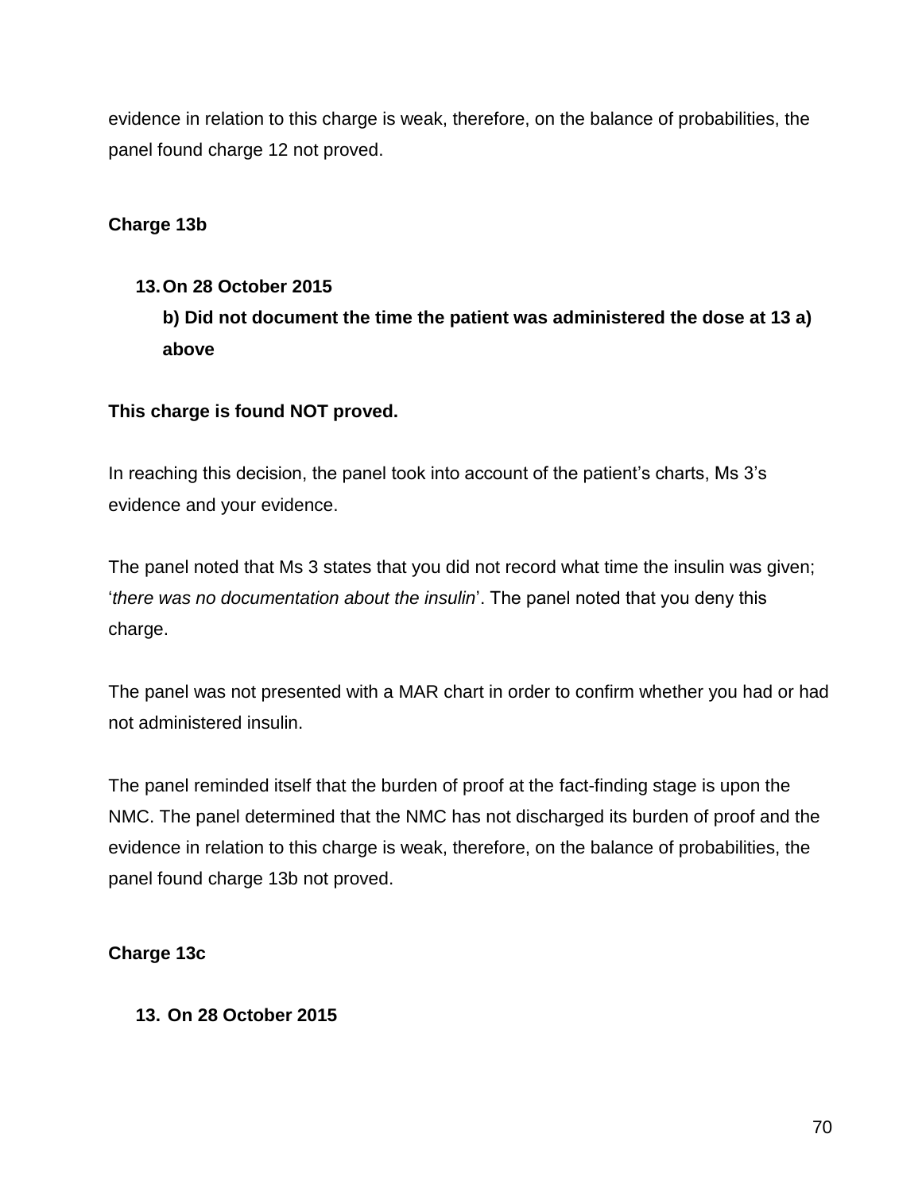evidence in relation to this charge is weak, therefore, on the balance of probabilities, the panel found charge 12 not proved.

**Charge 13b**

**13. On 28 October 2015**
**b) Did not document the time the patient was administered the dose at 13 a) above**

**This charge is found NOT proved.**

In reaching this decision, the panel took into account of the patient's charts, Ms 3's evidence and your evidence.

The panel noted that Ms 3 states that you did not record what time the insulin was given; '*there was no documentation about the insulin*'. The panel noted that you deny this charge.

The panel was not presented with a MAR chart in order to confirm whether you had or had not administered insulin.

The panel reminded itself that the burden of proof at the fact-finding stage is upon the NMC. The panel determined that the NMC has not discharged its burden of proof and the evidence in relation to this charge is weak, therefore, on the balance of probabilities, the panel found charge 13b not proved.

**Charge 13c**

**13. On 28 October 2015**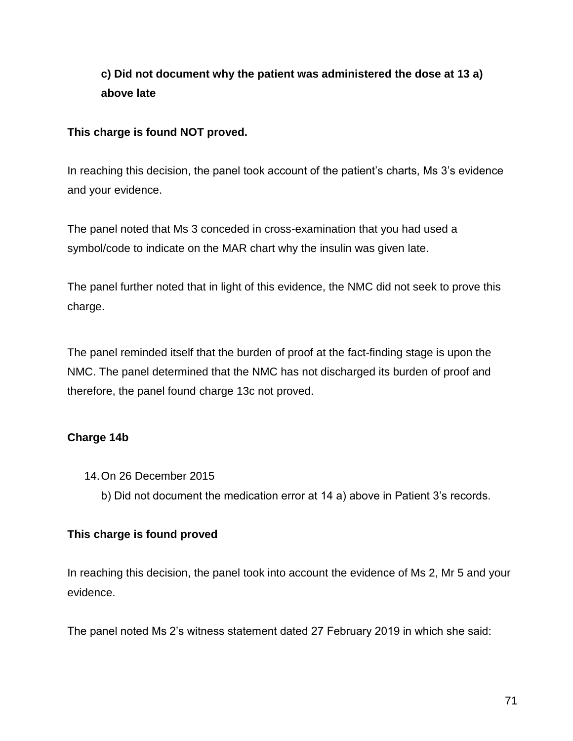**c) Did not document why the patient was administered the dose at 13 a) above late**

**This charge is found NOT proved.**

In reaching this decision, the panel took account of the patient's charts, Ms 3's evidence and your evidence.

The panel noted that Ms 3 conceded in cross-examination that you had used a symbol/code to indicate on the MAR chart why the insulin was given late.

The panel further noted that in light of this evidence, the NMC did not seek to prove this charge.

The panel reminded itself that the burden of proof at the fact-finding stage is upon the NMC. The panel determined that the NMC has not discharged its burden of proof and therefore, the panel found charge 13c not proved.

**Charge 14b**

14. On 26 December 2015
    b) Did not document the medication error at 14 a) above in Patient 3's records.

**This charge is found proved**

In reaching this decision, the panel took into account the evidence of Ms 2, Mr 5 and your evidence.

The panel noted Ms 2's witness statement dated 27 February 2019 in which she said: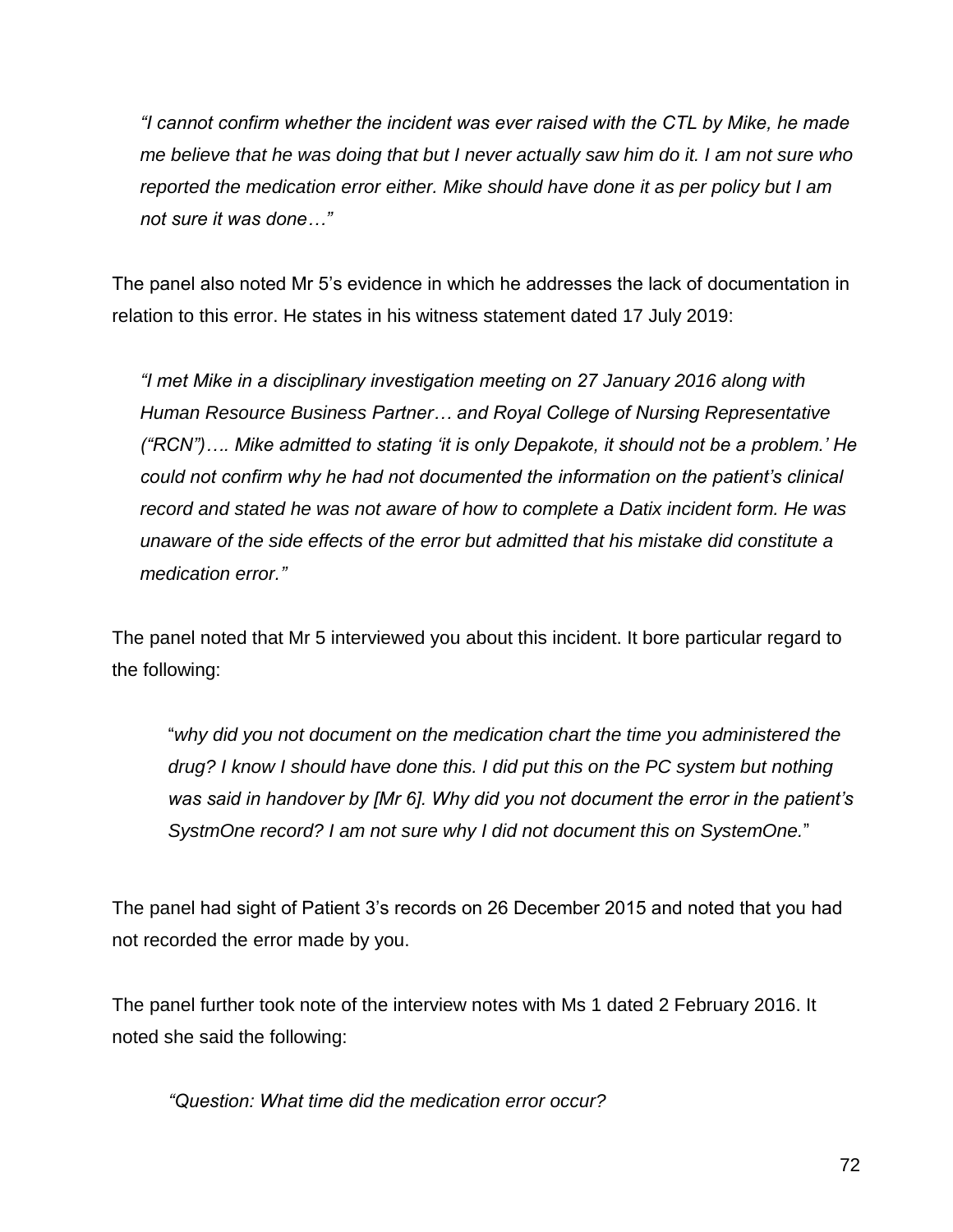> *"I cannot confirm whether the incident was ever raised with the CTL by Mike, he made me believe that he was doing that but I never actually saw him do it. I am not sure who reported the medication error either. Mike should have done it as per policy but I am not sure it was done…"*

The panel also noted Mr 5's evidence in which he addresses the lack of documentation in relation to this error. He states in his witness statement dated 17 July 2019:

> *"I met Mike in a disciplinary investigation meeting on 27 January 2016 along with Human Resource Business Partner… and Royal College of Nursing Representative ("RCN")…. Mike admitted to stating 'it is only Depakote, it should not be a problem.' He could not confirm why he had not documented the information on the patient's clinical record and stated he was not aware of how to complete a Datix incident form. He was unaware of the side effects of the error but admitted that his mistake did constitute a medication error."*

The panel noted that Mr 5 interviewed you about this incident. It bore particular regard to the following:

> "*why did you not document on the medication chart the time you administered the drug? I know I should have done this. I did put this on the PC system but nothing was said in handover by [Mr 6]. Why did you not document the error in the patient's SystmOne record? I am not sure why I did not document this on SystemOne.*"

The panel had sight of Patient 3's records on 26 December 2015 and noted that you had not recorded the error made by you.

The panel further took note of the interview notes with Ms 1 dated 2 February 2016. It noted she said the following:

> *"Question: What time did the medication error occur?*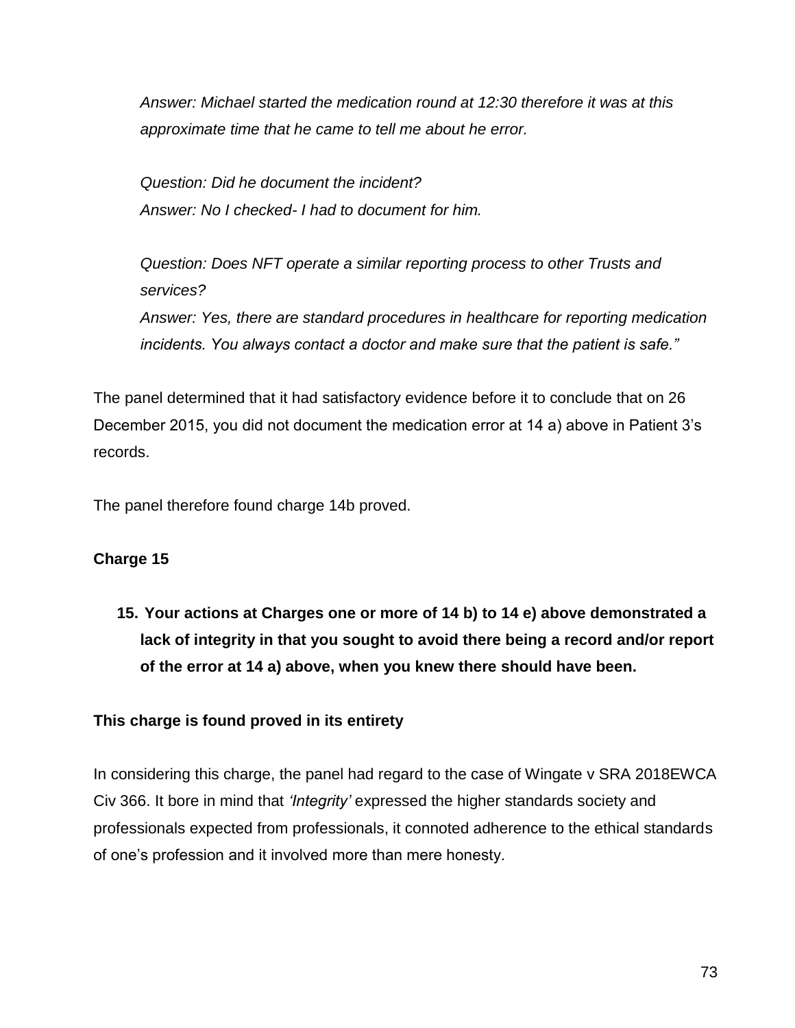*Answer: Michael started the medication round at 12:30 therefore it was at this approximate time that he came to tell me about he error.*

*Question: Did he document the incident?*
*Answer: No I checked- I had to document for him.*

*Question: Does NFT operate a similar reporting process to other Trusts and services?*
*Answer: Yes, there are standard procedures in healthcare for reporting medication incidents. You always contact a doctor and make sure that the patient is safe."*

The panel determined that it had satisfactory evidence before it to conclude that on 26 December 2015, you did not document the medication error at 14 a) above in Patient 3's records.

The panel therefore found charge 14b proved.

**Charge 15**

**15. Your actions at Charges one or more of 14 b) to 14 e) above demonstrated a lack of integrity in that you sought to avoid there being a record and/or report of the error at 14 a) above, when you knew there should have been.**

**This charge is found proved in its entirety**

In considering this charge, the panel had regard to the case of Wingate v SRA 2018EWCA Civ 366. It bore in mind that *'Integrity'* expressed the higher standards society and professionals expected from professionals, it connoted adherence to the ethical standards of one's profession and it involved more than mere honesty.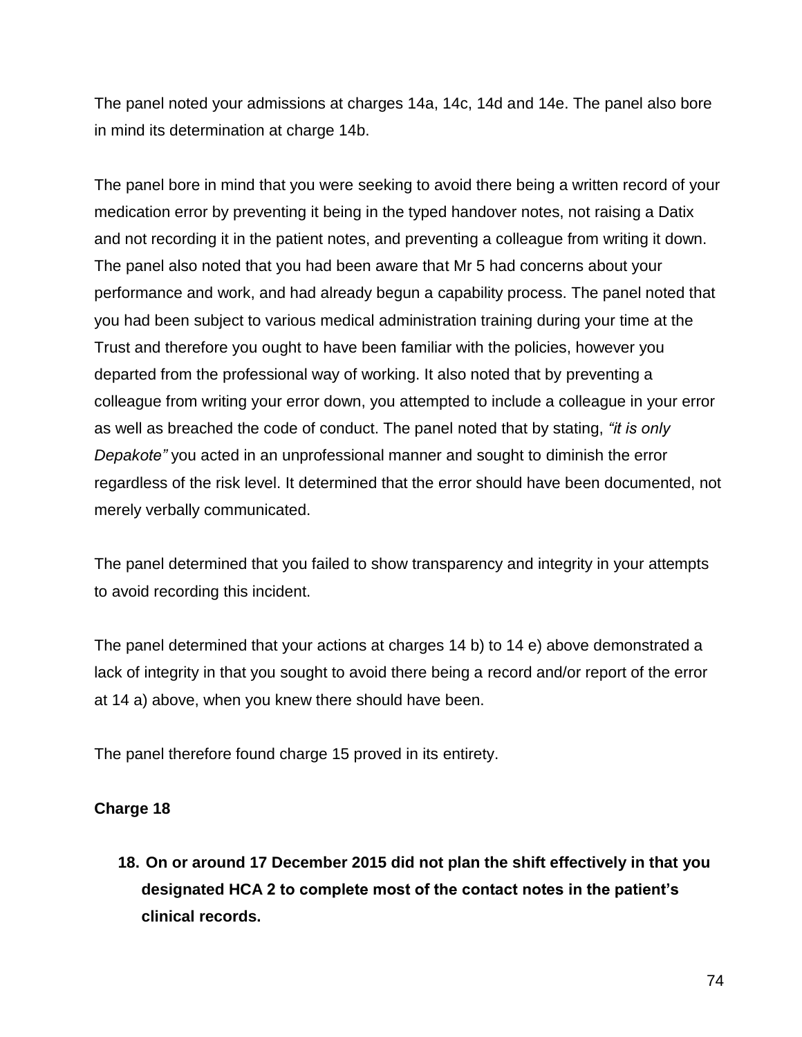The panel noted your admissions at charges 14a, 14c, 14d and 14e. The panel also bore in mind its determination at charge 14b.

The panel bore in mind that you were seeking to avoid there being a written record of your medication error by preventing it being in the typed handover notes, not raising a Datix and not recording it in the patient notes, and preventing a colleague from writing it down. The panel also noted that you had been aware that Mr 5 had concerns about your performance and work, and had already begun a capability process. The panel noted that you had been subject to various medical administration training during your time at the Trust and therefore you ought to have been familiar with the policies, however you departed from the professional way of working. It also noted that by preventing a colleague from writing your error down, you attempted to include a colleague in your error as well as breached the code of conduct. The panel noted that by stating, *"it is only Depakote"* you acted in an unprofessional manner and sought to diminish the error regardless of the risk level. It determined that the error should have been documented, not merely verbally communicated.

The panel determined that you failed to show transparency and integrity in your attempts to avoid recording this incident.

The panel determined that your actions at charges 14 b) to 14 e) above demonstrated a lack of integrity in that you sought to avoid there being a record and/or report of the error at 14 a) above, when you knew there should have been.

The panel therefore found charge 15 proved in its entirety.

**Charge 18**

18. **On or around 17 December 2015 did not plan the shift effectively in that you designated HCA 2 to complete most of the contact notes in the patient's clinical records.**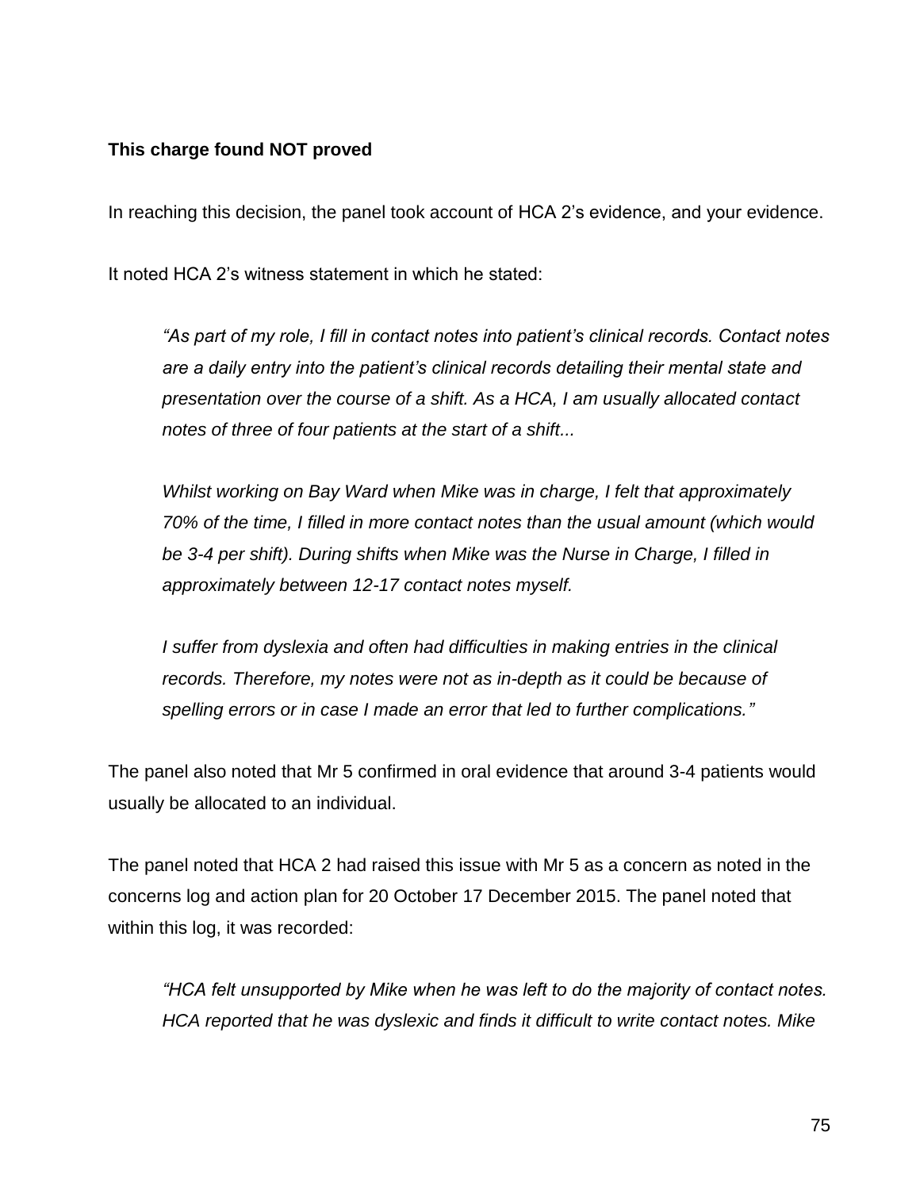**This charge found NOT proved**

In reaching this decision, the panel took account of HCA 2's evidence, and your evidence.

It noted HCA 2's witness statement in which he stated:

> *"As part of my role, I fill in contact notes into patient's clinical records. Contact notes are a daily entry into the patient's clinical records detailing their mental state and presentation over the course of a shift. As a HCA, I am usually allocated contact notes of three of four patients at the start of a shift...*
>
> *Whilst working on Bay Ward when Mike was in charge, I felt that approximately 70% of the time, I filled in more contact notes than the usual amount (which would be 3-4 per shift). During shifts when Mike was the Nurse in Charge, I filled in approximately between 12-17 contact notes myself.*
>
> *I suffer from dyslexia and often had difficulties in making entries in the clinical records. Therefore, my notes were not as in-depth as it could be because of spelling errors or in case I made an error that led to further complications."*

The panel also noted that Mr 5 confirmed in oral evidence that around 3-4 patients would usually be allocated to an individual.

The panel noted that HCA 2 had raised this issue with Mr 5 as a concern as noted in the concerns log and action plan for 20 October 17 December 2015. The panel noted that within this log, it was recorded:

> *"HCA felt unsupported by Mike when he was left to do the majority of contact notes. HCA reported that he was dyslexic and finds it difficult to write contact notes. Mike*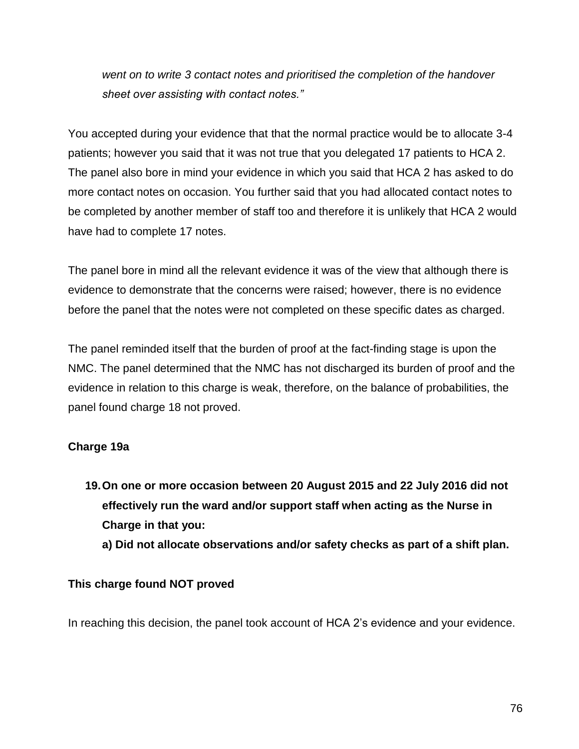*went on to write 3 contact notes and prioritised the completion of the handover sheet over assisting with contact notes."*

You accepted during your evidence that that the normal practice would be to allocate 3-4 patients; however you said that it was not true that you delegated 17 patients to HCA 2. The panel also bore in mind your evidence in which you said that HCA 2 has asked to do more contact notes on occasion. You further said that you had allocated contact notes to be completed by another member of staff too and therefore it is unlikely that HCA 2 would have had to complete 17 notes.

The panel bore in mind all the relevant evidence it was of the view that although there is evidence to demonstrate that the concerns were raised; however, there is no evidence before the panel that the notes were not completed on these specific dates as charged.

The panel reminded itself that the burden of proof at the fact-finding stage is upon the NMC. The panel determined that the NMC has not discharged its burden of proof and the evidence in relation to this charge is weak, therefore, on the balance of probabilities, the panel found charge 18 not proved.

**Charge 19a**

**19. On one or more occasion between 20 August 2015 and 22 July 2016 did not effectively run the ward and/or support staff when acting as the Nurse in Charge in that you:**
**a) Did not allocate observations and/or safety checks as part of a shift plan.**

**This charge found NOT proved**

In reaching this decision, the panel took account of HCA 2's evidence and your evidence.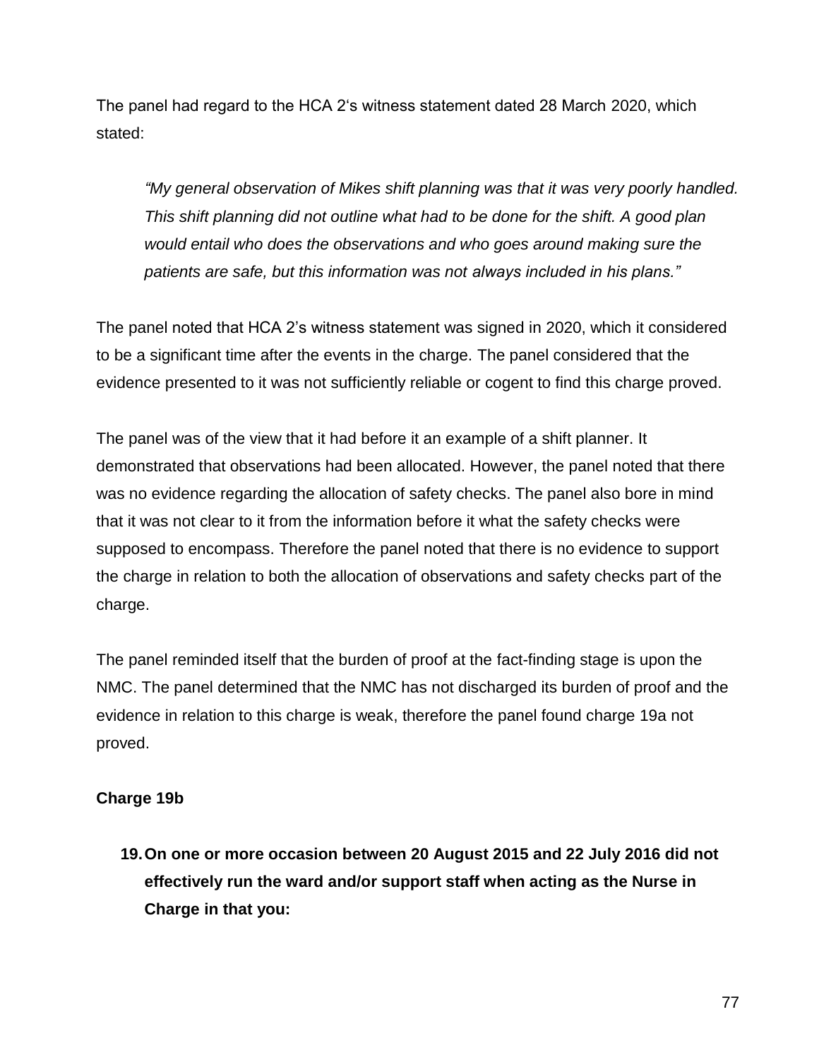The panel had regard to the HCA 2's witness statement dated 28 March 2020, which stated:

> *"My general observation of Mikes shift planning was that it was very poorly handled. This shift planning did not outline what had to be done for the shift. A good plan would entail who does the observations and who goes around making sure the patients are safe, but this information was not always included in his plans."*

The panel noted that HCA 2's witness statement was signed in 2020, which it considered to be a significant time after the events in the charge. The panel considered that the evidence presented to it was not sufficiently reliable or cogent to find this charge proved.

The panel was of the view that it had before it an example of a shift planner. It demonstrated that observations had been allocated. However, the panel noted that there was no evidence regarding the allocation of safety checks. The panel also bore in mind that it was not clear to it from the information before it what the safety checks were supposed to encompass. Therefore the panel noted that there is no evidence to support the charge in relation to both the allocation of observations and safety checks part of the charge.

The panel reminded itself that the burden of proof at the fact-finding stage is upon the NMC. The panel determined that the NMC has not discharged its burden of proof and the evidence in relation to this charge is weak, therefore the panel found charge 19a not proved.

**Charge 19b**

**19. On one or more occasion between 20 August 2015 and 22 July 2016 did not effectively run the ward and/or support staff when acting as the Nurse in Charge in that you:**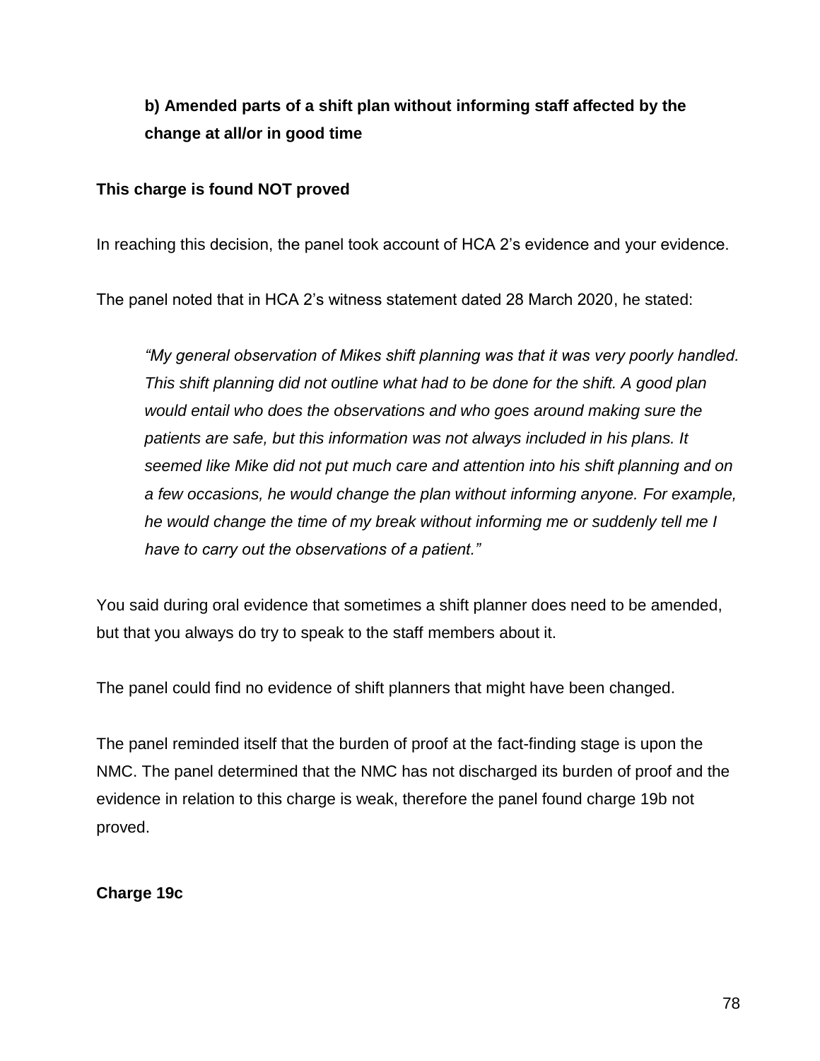**b) Amended parts of a shift plan without informing staff affected by the change at all/or in good time**

**This charge is found NOT proved**

In reaching this decision, the panel took account of HCA 2's evidence and your evidence.

The panel noted that in HCA 2's witness statement dated 28 March 2020, he stated:

> *"My general observation of Mikes shift planning was that it was very poorly handled. This shift planning did not outline what had to be done for the shift. A good plan would entail who does the observations and who goes around making sure the patients are safe, but this information was not always included in his plans. It seemed like Mike did not put much care and attention into his shift planning and on a few occasions, he would change the plan without informing anyone. For example, he would change the time of my break without informing me or suddenly tell me I have to carry out the observations of a patient."*

You said during oral evidence that sometimes a shift planner does need to be amended, but that you always do try to speak to the staff members about it.

The panel could find no evidence of shift planners that might have been changed.

The panel reminded itself that the burden of proof at the fact-finding stage is upon the NMC. The panel determined that the NMC has not discharged its burden of proof and the evidence in relation to this charge is weak, therefore the panel found charge 19b not proved.

**Charge 19c**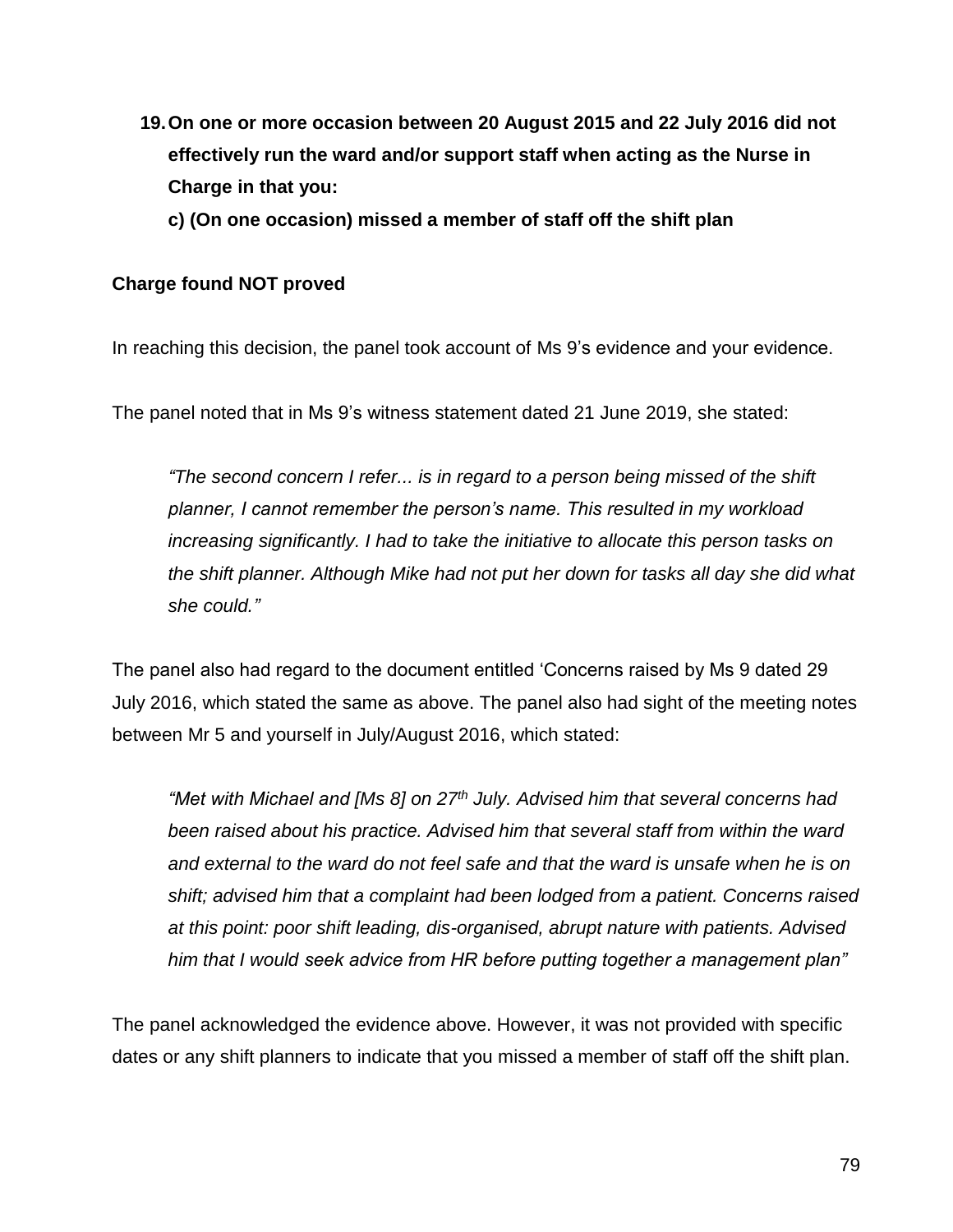19. **On one or more occasion between 20 August 2015 and 22 July 2016 did not effectively run the ward and/or support staff when acting as the Nurse in Charge in that you:**

    **c) (On one occasion) missed a member of staff off the shift plan**

**Charge found NOT proved**

In reaching this decision, the panel took account of Ms 9's evidence and your evidence.

The panel noted that in Ms 9's witness statement dated 21 June 2019, she stated:

> *"The second concern I refer... is in regard to a person being missed of the shift planner, I cannot remember the person's name. This resulted in my workload increasing significantly. I had to take the initiative to allocate this person tasks on the shift planner. Although Mike had not put her down for tasks all day she did what she could."*

The panel also had regard to the document entitled 'Concerns raised by Ms 9 dated 29 July 2016, which stated the same as above. The panel also had sight of the meeting notes between Mr 5 and yourself in July/August 2016, which stated:

> *"Met with Michael and [Ms 8] on 27th July. Advised him that several concerns had been raised about his practice. Advised him that several staff from within the ward and external to the ward do not feel safe and that the ward is unsafe when he is on shift; advised him that a complaint had been lodged from a patient. Concerns raised at this point: poor shift leading, dis-organised, abrupt nature with patients. Advised him that I would seek advice from HR before putting together a management plan"*

The panel acknowledged the evidence above. However, it was not provided with specific dates or any shift planners to indicate that you missed a member of staff off the shift plan.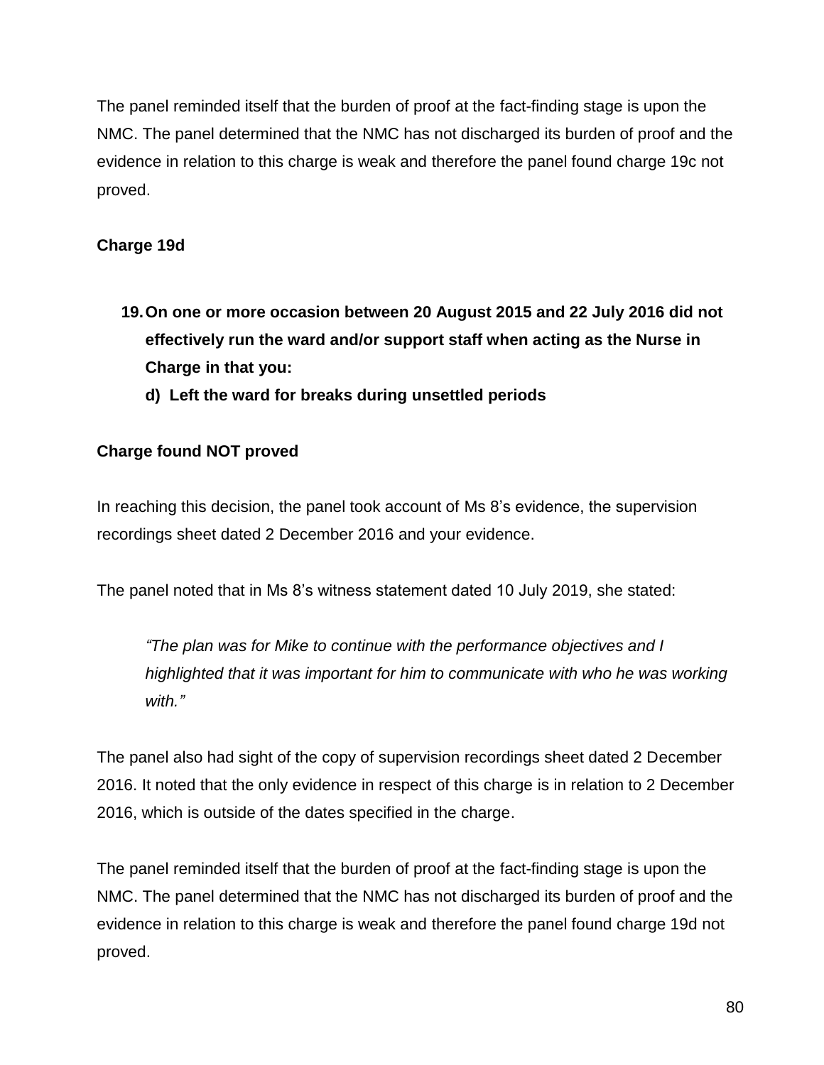The panel reminded itself that the burden of proof at the fact-finding stage is upon the NMC. The panel determined that the NMC has not discharged its burden of proof and the evidence in relation to this charge is weak and therefore the panel found charge 19c not proved.

**Charge 19d**

> **19. On one or more occasion between 20 August 2015 and 22 July 2016 did not effectively run the ward and/or support staff when acting as the Nurse in Charge in that you:**
>
> **d) Left the ward for breaks during unsettled periods**

**Charge found NOT proved**

In reaching this decision, the panel took account of Ms 8's evidence, the supervision recordings sheet dated 2 December 2016 and your evidence.

The panel noted that in Ms 8's witness statement dated 10 July 2019, she stated:

> *"The plan was for Mike to continue with the performance objectives and I highlighted that it was important for him to communicate with who he was working with."*

The panel also had sight of the copy of supervision recordings sheet dated 2 December 2016. It noted that the only evidence in respect of this charge is in relation to 2 December 2016, which is outside of the dates specified in the charge.

The panel reminded itself that the burden of proof at the fact-finding stage is upon the NMC. The panel determined that the NMC has not discharged its burden of proof and the evidence in relation to this charge is weak and therefore the panel found charge 19d not proved.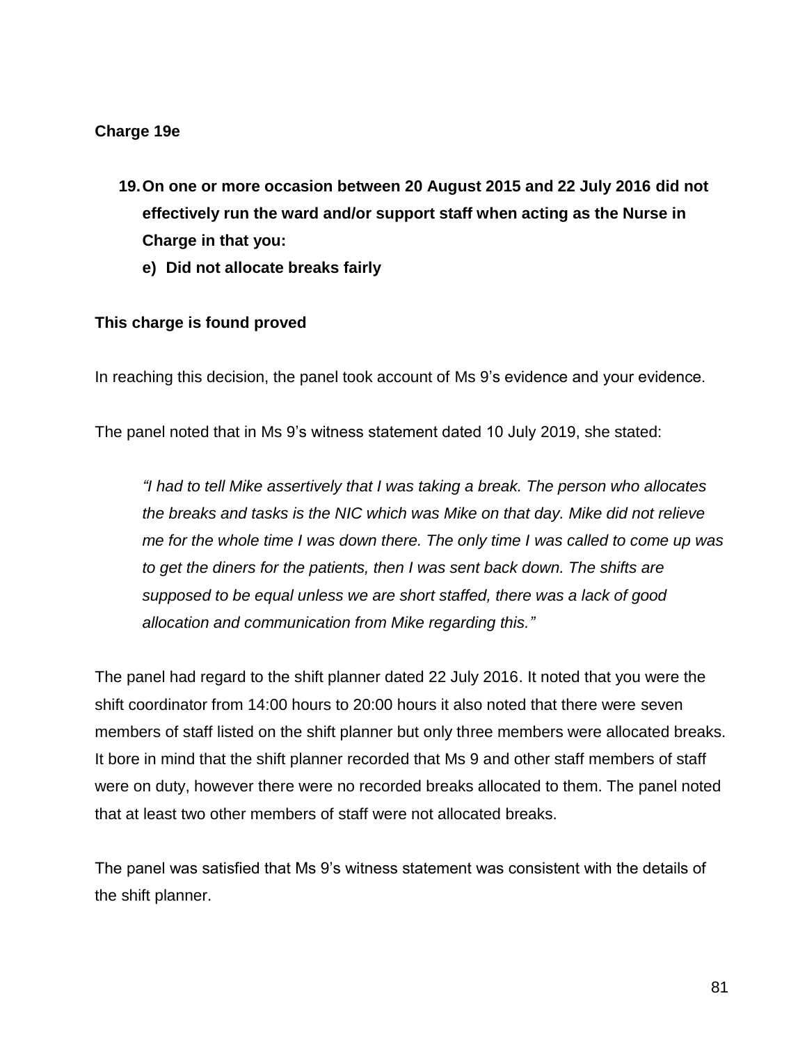**Charge 19e**

19. **On one or more occasion between 20 August 2015 and 22 July 2016 did not effectively run the ward and/or support staff when acting as the Nurse in Charge in that you:**
    e) **Did not allocate breaks fairly**

**This charge is found proved**

In reaching this decision, the panel took account of Ms 9's evidence and your evidence.

The panel noted that in Ms 9's witness statement dated 10 July 2019, she stated:

> *"I had to tell Mike assertively that I was taking a break. The person who allocates the breaks and tasks is the NIC which was Mike on that day. Mike did not relieve me for the whole time I was down there. The only time I was called to come up was to get the diners for the patients, then I was sent back down. The shifts are supposed to be equal unless we are short staffed, there was a lack of good allocation and communication from Mike regarding this."*

The panel had regard to the shift planner dated 22 July 2016. It noted that you were the shift coordinator from 14:00 hours to 20:00 hours it also noted that there were seven members of staff listed on the shift planner but only three members were allocated breaks. It bore in mind that the shift planner recorded that Ms 9 and other staff members of staff were on duty, however there were no recorded breaks allocated to them. The panel noted that at least two other members of staff were not allocated breaks.

The panel was satisfied that Ms 9's witness statement was consistent with the details of the shift planner.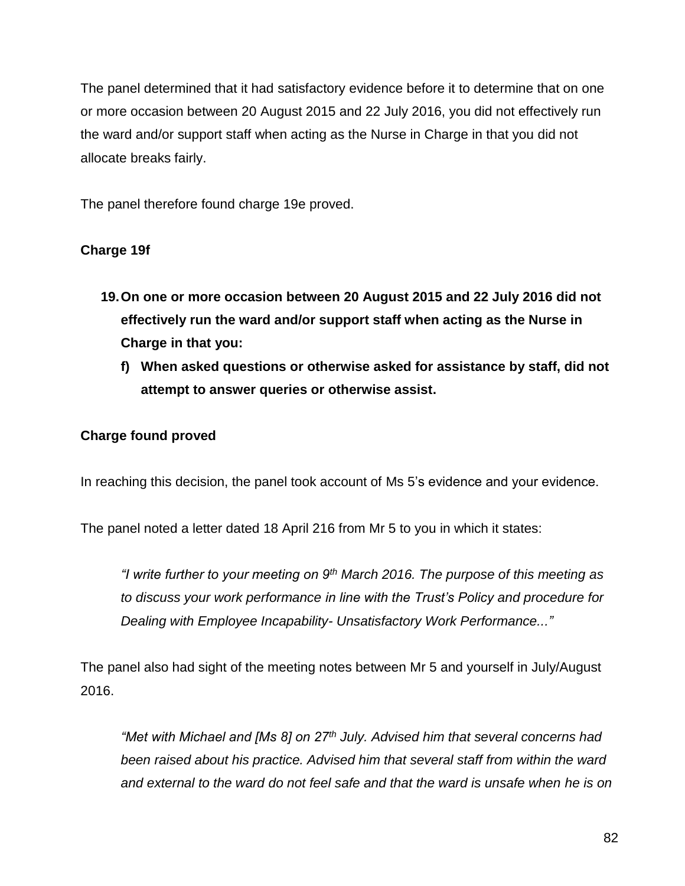The panel determined that it had satisfactory evidence before it to determine that on one or more occasion between 20 August 2015 and 22 July 2016, you did not effectively run the ward and/or support staff when acting as the Nurse in Charge in that you did not allocate breaks fairly.

The panel therefore found charge 19e proved.

**Charge 19f**

> **19. On one or more occasion between 20 August 2015 and 22 July 2016 did not effectively run the ward and/or support staff when acting as the Nurse in Charge in that you:**
>
> **f) When asked questions or otherwise asked for assistance by staff, did not attempt to answer queries or otherwise assist.**

**Charge found proved**

In reaching this decision, the panel took account of Ms 5's evidence and your evidence.

The panel noted a letter dated 18 April 216 from Mr 5 to you in which it states:

> *"I write further to your meeting on 9th March 2016. The purpose of this meeting as to discuss your work performance in line with the Trust's Policy and procedure for Dealing with Employee Incapability- Unsatisfactory Work Performance..."*

The panel also had sight of the meeting notes between Mr 5 and yourself in July/August 2016.

> *"Met with Michael and [Ms 8] on 27th July. Advised him that several concerns had been raised about his practice. Advised him that several staff from within the ward and external to the ward do not feel safe and that the ward is unsafe when he is on*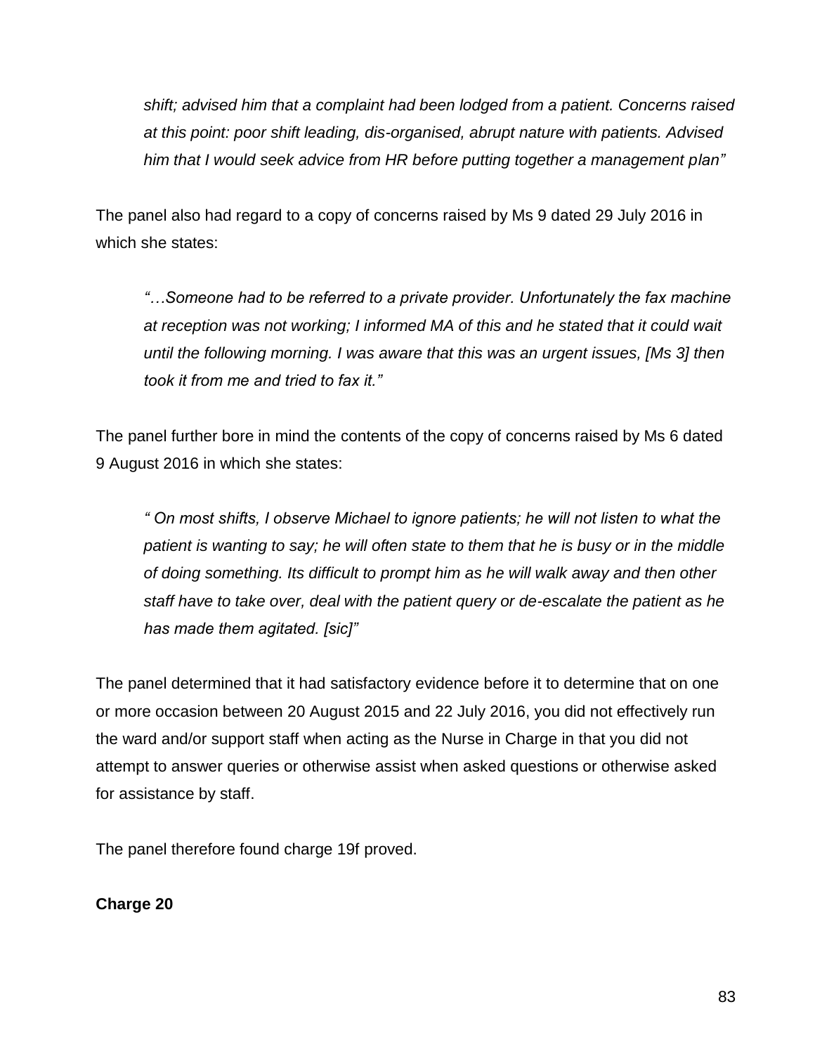*shift; advised him that a complaint had been lodged from a patient. Concerns raised at this point: poor shift leading, dis-organised, abrupt nature with patients. Advised him that I would seek advice from HR before putting together a management plan"*

The panel also had regard to a copy of concerns raised by Ms 9 dated 29 July 2016 in which she states:

*"…Someone had to be referred to a private provider. Unfortunately the fax machine at reception was not working; I informed MA of this and he stated that it could wait until the following morning. I was aware that this was an urgent issues, [Ms 3] then took it from me and tried to fax it."*

The panel further bore in mind the contents of the copy of concerns raised by Ms 6 dated 9 August 2016 in which she states:

*" On most shifts, I observe Michael to ignore patients; he will not listen to what the patient is wanting to say; he will often state to them that he is busy or in the middle of doing something. Its difficult to prompt him as he will walk away and then other staff have to take over, deal with the patient query or de-escalate the patient as he has made them agitated. [sic]"*

The panel determined that it had satisfactory evidence before it to determine that on one or more occasion between 20 August 2015 and 22 July 2016, you did not effectively run the ward and/or support staff when acting as the Nurse in Charge in that you did not attempt to answer queries or otherwise assist when asked questions or otherwise asked for assistance by staff.

The panel therefore found charge 19f proved.

**Charge 20**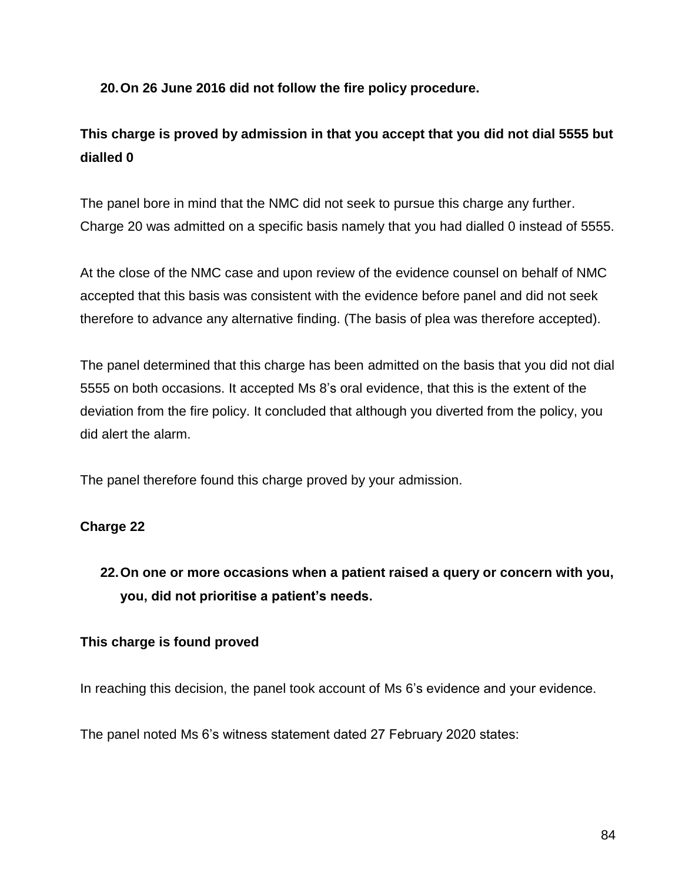**20. On 26 June 2016 did not follow the fire policy procedure.**

**This charge is proved by admission in that you accept that you did not dial 5555 but dialled 0**

The panel bore in mind that the NMC did not seek to pursue this charge any further. Charge 20 was admitted on a specific basis namely that you had dialled 0 instead of 5555.

At the close of the NMC case and upon review of the evidence counsel on behalf of NMC accepted that this basis was consistent with the evidence before panel and did not seek therefore to advance any alternative finding. (The basis of plea was therefore accepted).

The panel determined that this charge has been admitted on the basis that you did not dial 5555 on both occasions. It accepted Ms 8's oral evidence, that this is the extent of the deviation from the fire policy. It concluded that although you diverted from the policy, you did alert the alarm.

The panel therefore found this charge proved by your admission.

**Charge 22**

**22. On one or more occasions when a patient raised a query or concern with you, you, did not prioritise a patient's needs.**

**This charge is found proved**

In reaching this decision, the panel took account of Ms 6's evidence and your evidence.

The panel noted Ms 6's witness statement dated 27 February 2020 states: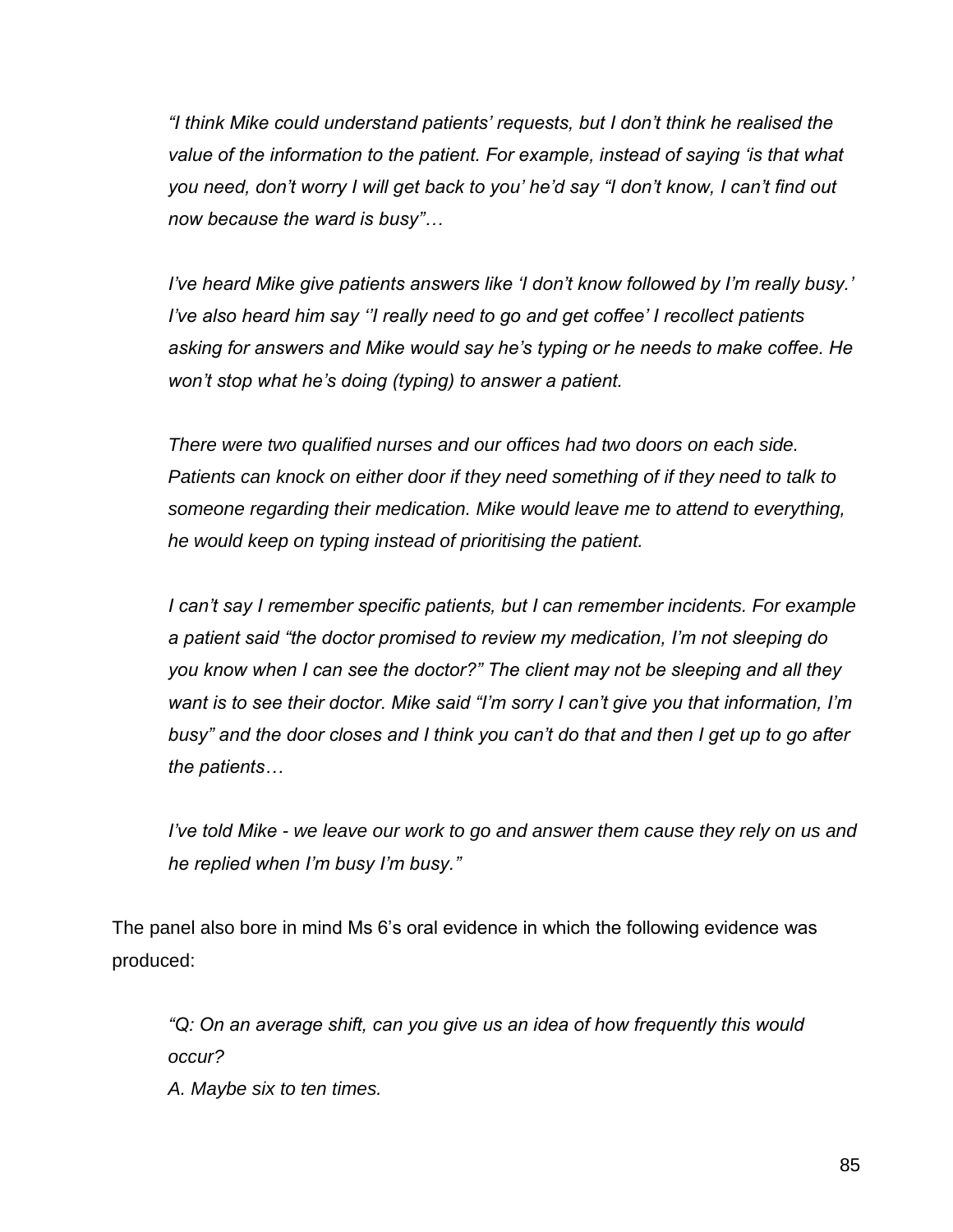> *"I think Mike could understand patients' requests, but I don't think he realised the value of the information to the patient. For example, instead of saying 'is that what you need, don't worry I will get back to you' he'd say "I don't know, I can't find out now because the ward is busy"…*
>
> *I've heard Mike give patients answers like 'I don't know followed by I'm really busy.' I've also heard him say ''I really need to go and get coffee' I recollect patients asking for answers and Mike would say he's typing or he needs to make coffee. He won't stop what he's doing (typing) to answer a patient.*
>
> *There were two qualified nurses and our offices had two doors on each side. Patients can knock on either door if they need something of if they need to talk to someone regarding their medication. Mike would leave me to attend to everything, he would keep on typing instead of prioritising the patient.*
>
> *I can't say I remember specific patients, but I can remember incidents. For example a patient said "the doctor promised to review my medication, I'm not sleeping do you know when I can see the doctor?" The client may not be sleeping and all they want is to see their doctor. Mike said "I'm sorry I can't give you that information, I'm busy" and the door closes and I think you can't do that and then I get up to go after the patients…*
>
> *I've told Mike - we leave our work to go and answer them cause they rely on us and he replied when I'm busy I'm busy."*

The panel also bore in mind Ms 6's oral evidence in which the following evidence was produced:

> *"Q: On an average shift, can you give us an idea of how frequently this would occur?*
>
> *A. Maybe six to ten times.*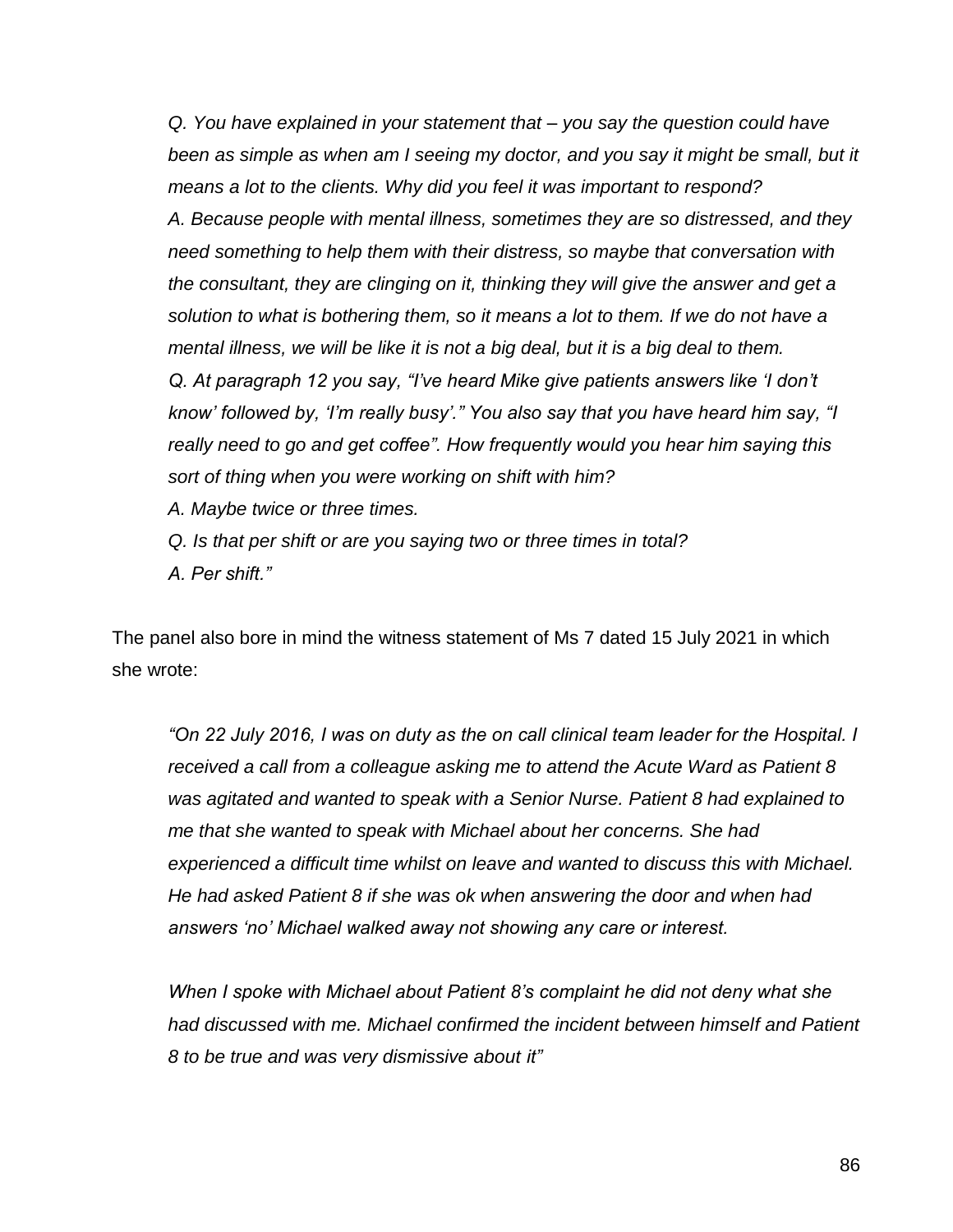> *Q. You have explained in your statement that – you say the question could have been as simple as when am I seeing my doctor, and you say it might be small, but it means a lot to the clients. Why did you feel it was important to respond?*
>
> *A. Because people with mental illness, sometimes they are so distressed, and they need something to help them with their distress, so maybe that conversation with the consultant, they are clinging on it, thinking they will give the answer and get a solution to what is bothering them, so it means a lot to them. If we do not have a mental illness, we will be like it is not a big deal, but it is a big deal to them.*
>
> *Q. At paragraph 12 you say, "I've heard Mike give patients answers like 'I don't know' followed by, 'I'm really busy'." You also say that you have heard him say, "I really need to go and get coffee". How frequently would you hear him saying this sort of thing when you were working on shift with him?*
>
> *A. Maybe twice or three times.*
>
> *Q. Is that per shift or are you saying two or three times in total?*
>
> *A. Per shift."*

The panel also bore in mind the witness statement of Ms 7 dated 15 July 2021 in which she wrote:

> *"On 22 July 2016, I was on duty as the on call clinical team leader for the Hospital. I received a call from a colleague asking me to attend the Acute Ward as Patient 8 was agitated and wanted to speak with a Senior Nurse. Patient 8 had explained to me that she wanted to speak with Michael about her concerns. She had experienced a difficult time whilst on leave and wanted to discuss this with Michael. He had asked Patient 8 if she was ok when answering the door and when had answers 'no' Michael walked away not showing any care or interest.*
>
> *When I spoke with Michael about Patient 8's complaint he did not deny what she had discussed with me. Michael confirmed the incident between himself and Patient 8 to be true and was very dismissive about it"*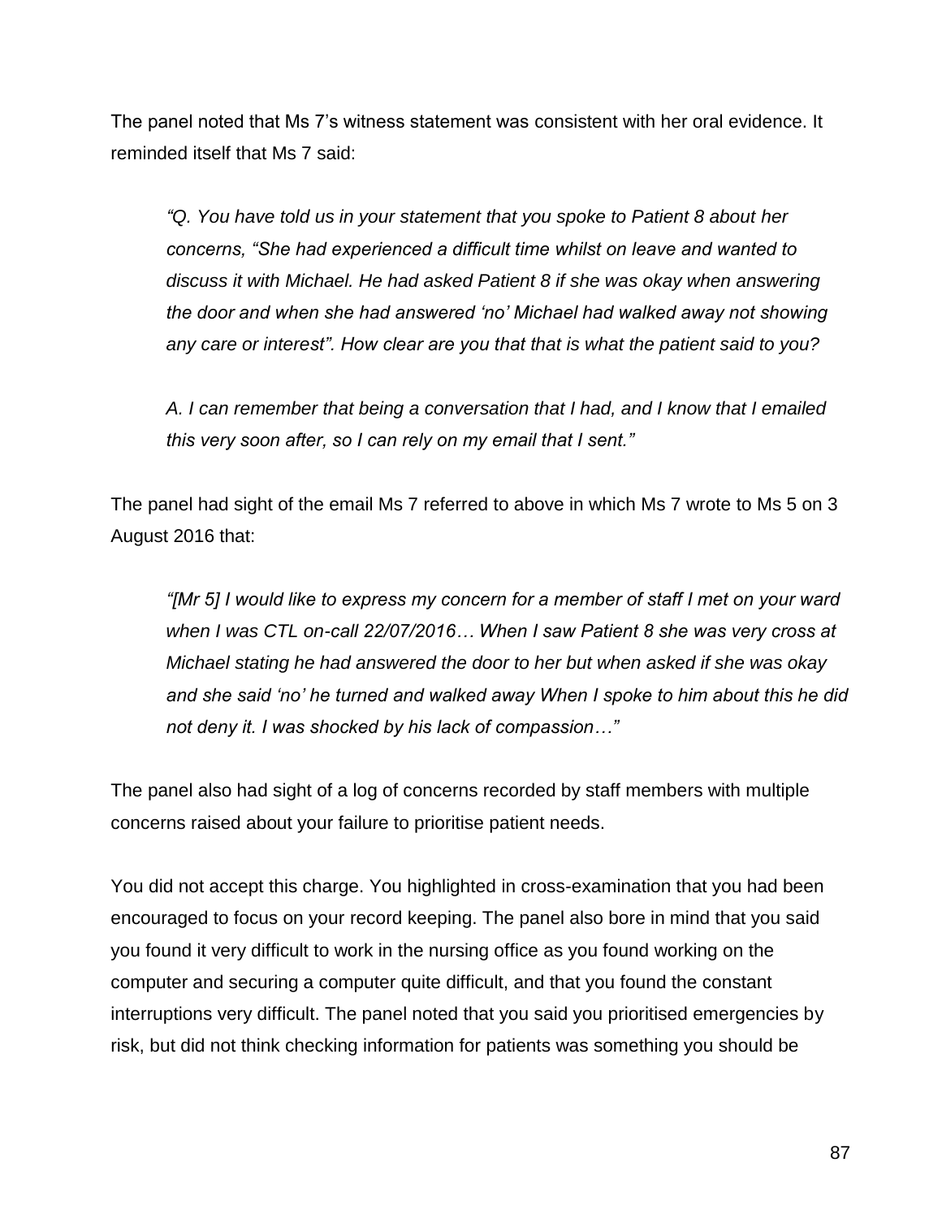The panel noted that Ms 7's witness statement was consistent with her oral evidence. It reminded itself that Ms 7 said:

> *"Q. You have told us in your statement that you spoke to Patient 8 about her concerns, "She had experienced a difficult time whilst on leave and wanted to discuss it with Michael. He had asked Patient 8 if she was okay when answering the door and when she had answered 'no' Michael had walked away not showing any care or interest". How clear are you that that is what the patient said to you?*
>
> *A. I can remember that being a conversation that I had, and I know that I emailed this very soon after, so I can rely on my email that I sent."*

The panel had sight of the email Ms 7 referred to above in which Ms 7 wrote to Ms 5 on 3 August 2016 that:

> *"[Mr 5] I would like to express my concern for a member of staff I met on your ward when I was CTL on-call 22/07/2016… When I saw Patient 8 she was very cross at Michael stating he had answered the door to her but when asked if she was okay and she said 'no' he turned and walked away When I spoke to him about this he did not deny it. I was shocked by his lack of compassion…"*

The panel also had sight of a log of concerns recorded by staff members with multiple concerns raised about your failure to prioritise patient needs.

You did not accept this charge. You highlighted in cross-examination that you had been encouraged to focus on your record keeping. The panel also bore in mind that you said you found it very difficult to work in the nursing office as you found working on the computer and securing a computer quite difficult, and that you found the constant interruptions very difficult. The panel noted that you said you prioritised emergencies by risk, but did not think checking information for patients was something you should be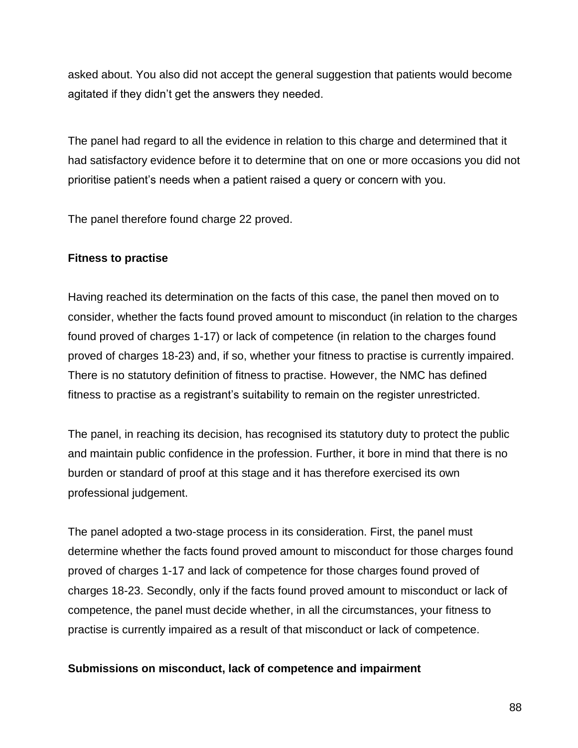asked about. You also did not accept the general suggestion that patients would become agitated if they didn't get the answers they needed.

The panel had regard to all the evidence in relation to this charge and determined that it had satisfactory evidence before it to determine that on one or more occasions you did not prioritise patient's needs when a patient raised a query or concern with you.

The panel therefore found charge 22 proved.

**Fitness to practise**

Having reached its determination on the facts of this case, the panel then moved on to consider, whether the facts found proved amount to misconduct (in relation to the charges found proved of charges 1-17) or lack of competence (in relation to the charges found proved of charges 18-23) and, if so, whether your fitness to practise is currently impaired. There is no statutory definition of fitness to practise. However, the NMC has defined fitness to practise as a registrant's suitability to remain on the register unrestricted.

The panel, in reaching its decision, has recognised its statutory duty to protect the public and maintain public confidence in the profession. Further, it bore in mind that there is no burden or standard of proof at this stage and it has therefore exercised its own professional judgement.

The panel adopted a two-stage process in its consideration. First, the panel must determine whether the facts found proved amount to misconduct for those charges found proved of charges 1-17 and lack of competence for those charges found proved of charges 18-23. Secondly, only if the facts found proved amount to misconduct or lack of competence, the panel must decide whether, in all the circumstances, your fitness to practise is currently impaired as a result of that misconduct or lack of competence.

**Submissions on misconduct, lack of competence and impairment**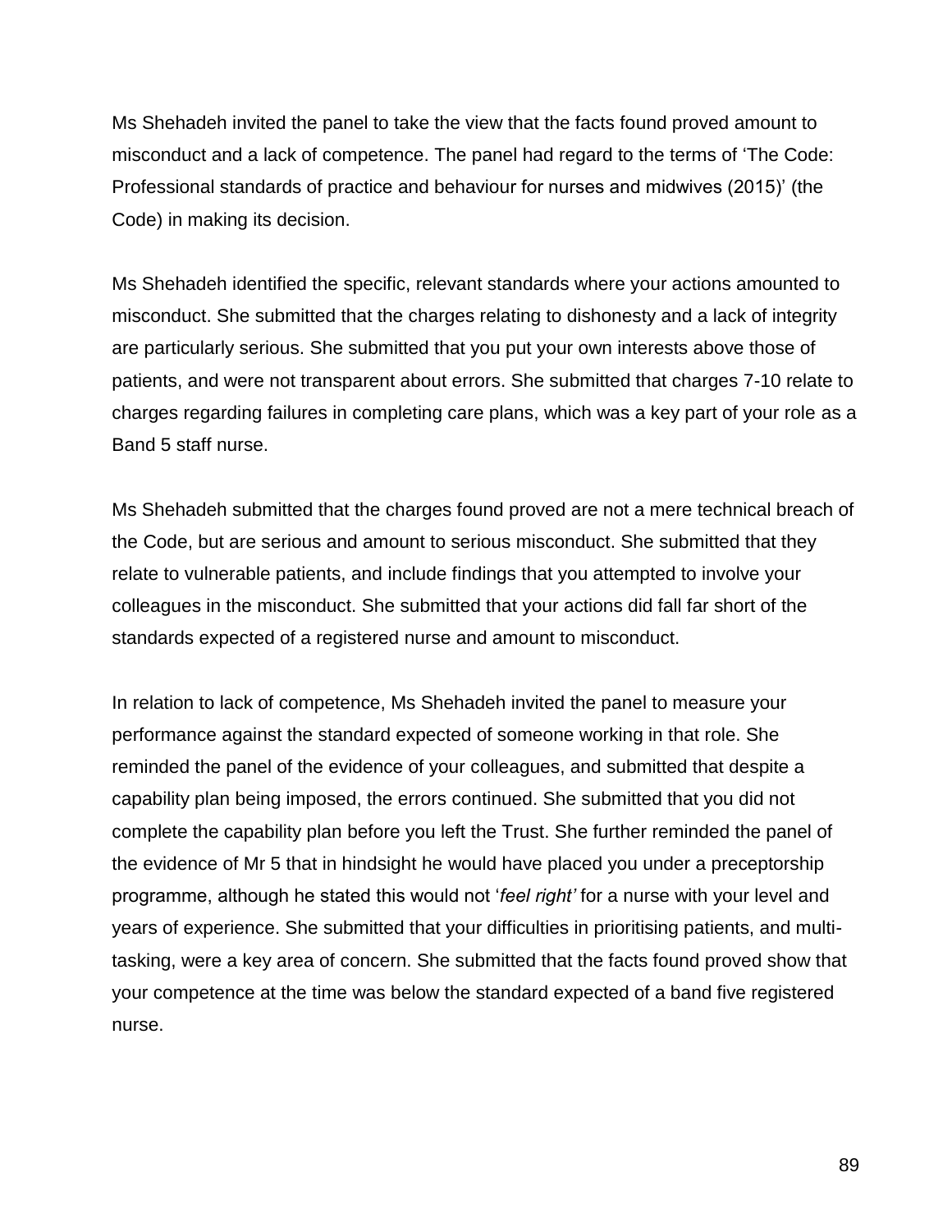Ms Shehadeh invited the panel to take the view that the facts found proved amount to misconduct and a lack of competence. The panel had regard to the terms of 'The Code: Professional standards of practice and behaviour for nurses and midwives (2015)' (the Code) in making its decision.

Ms Shehadeh identified the specific, relevant standards where your actions amounted to misconduct. She submitted that the charges relating to dishonesty and a lack of integrity are particularly serious. She submitted that you put your own interests above those of patients, and were not transparent about errors. She submitted that charges 7-10 relate to charges regarding failures in completing care plans, which was a key part of your role as a Band 5 staff nurse.

Ms Shehadeh submitted that the charges found proved are not a mere technical breach of the Code, but are serious and amount to serious misconduct. She submitted that they relate to vulnerable patients, and include findings that you attempted to involve your colleagues in the misconduct. She submitted that your actions did fall far short of the standards expected of a registered nurse and amount to misconduct.

In relation to lack of competence, Ms Shehadeh invited the panel to measure your performance against the standard expected of someone working in that role. She reminded the panel of the evidence of your colleagues, and submitted that despite a capability plan being imposed, the errors continued. She submitted that you did not complete the capability plan before you left the Trust. She further reminded the panel of the evidence of Mr 5 that in hindsight he would have placed you under a preceptorship programme, although he stated this would not '*feel right'* for a nurse with your level and years of experience. She submitted that your difficulties in prioritising patients, and multi-tasking, were a key area of concern. She submitted that the facts found proved show that your competence at the time was below the standard expected of a band five registered nurse.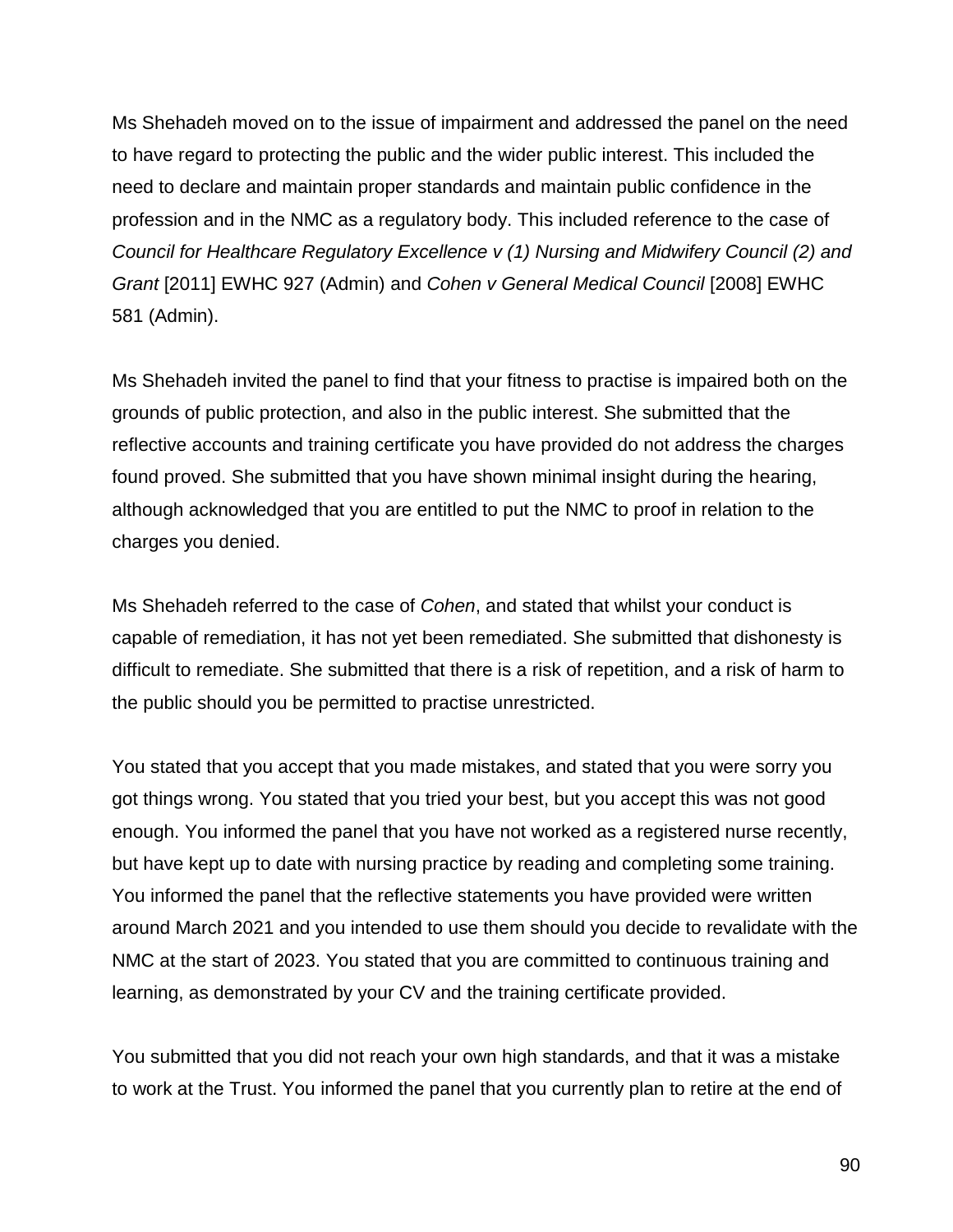Ms Shehadeh moved on to the issue of impairment and addressed the panel on the need to have regard to protecting the public and the wider public interest. This included the need to declare and maintain proper standards and maintain public confidence in the profession and in the NMC as a regulatory body. This included reference to the case of *Council for Healthcare Regulatory Excellence v (1) Nursing and Midwifery Council (2) and Grant* [2011] EWHC 927 (Admin) and *Cohen v General Medical Council* [2008] EWHC 581 (Admin).

Ms Shehadeh invited the panel to find that your fitness to practise is impaired both on the grounds of public protection, and also in the public interest. She submitted that the reflective accounts and training certificate you have provided do not address the charges found proved. She submitted that you have shown minimal insight during the hearing, although acknowledged that you are entitled to put the NMC to proof in relation to the charges you denied.

Ms Shehadeh referred to the case of *Cohen*, and stated that whilst your conduct is capable of remediation, it has not yet been remediated. She submitted that dishonesty is difficult to remediate. She submitted that there is a risk of repetition, and a risk of harm to the public should you be permitted to practise unrestricted.

You stated that you accept that you made mistakes, and stated that you were sorry you got things wrong. You stated that you tried your best, but you accept this was not good enough. You informed the panel that you have not worked as a registered nurse recently, but have kept up to date with nursing practice by reading and completing some training. You informed the panel that the reflective statements you have provided were written around March 2021 and you intended to use them should you decide to revalidate with the NMC at the start of 2023. You stated that you are committed to continuous training and learning, as demonstrated by your CV and the training certificate provided.

You submitted that you did not reach your own high standards, and that it was a mistake to work at the Trust. You informed the panel that you currently plan to retire at the end of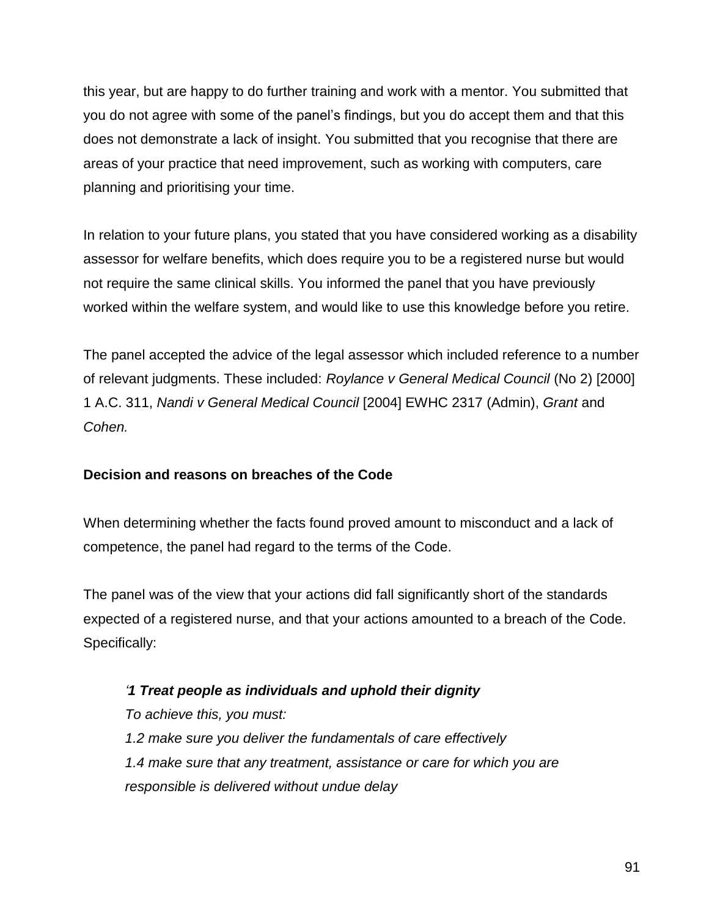this year, but are happy to do further training and work with a mentor. You submitted that you do not agree with some of the panel's findings, but you do accept them and that this does not demonstrate a lack of insight. You submitted that you recognise that there are areas of your practice that need improvement, such as working with computers, care planning and prioritising your time.

In relation to your future plans, you stated that you have considered working as a disability assessor for welfare benefits, which does require you to be a registered nurse but would not require the same clinical skills. You informed the panel that you have previously worked within the welfare system, and would like to use this knowledge before you retire.

The panel accepted the advice of the legal assessor which included reference to a number of relevant judgments. These included: *Roylance v General Medical Council* (No 2) [2000] 1 A.C. 311, *Nandi v General Medical Council* [2004] EWHC 2317 (Admin), *Grant* and *Cohen.*

**Decision and reasons on breaches of the Code**

When determining whether the facts found proved amount to misconduct and a lack of competence, the panel had regard to the terms of the Code.

The panel was of the view that your actions did fall significantly short of the standards expected of a registered nurse, and that your actions amounted to a breach of the Code. Specifically:

> *'**1 Treat people as individuals and uphold their dignity***
> *To achieve this, you must:*
> *1.2 make sure you deliver the fundamentals of care effectively*
> *1.4 make sure that any treatment, assistance or care for which you are responsible is delivered without undue delay*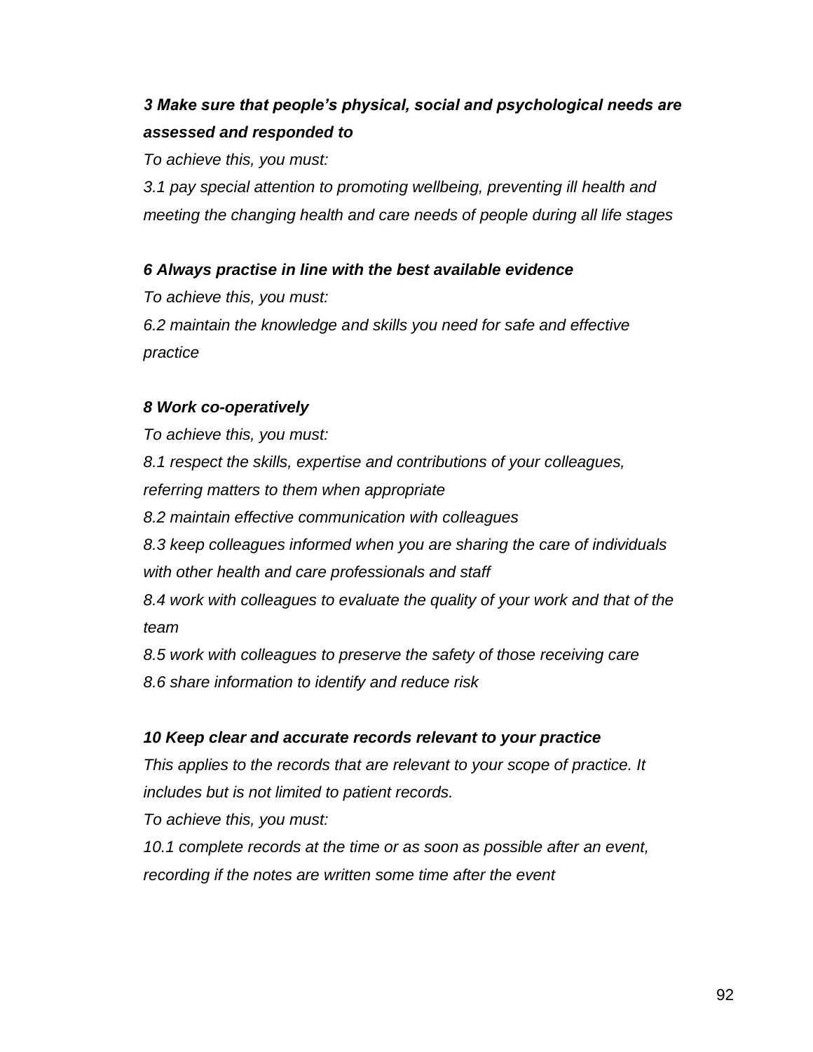***3 Make sure that people's physical, social and psychological needs are assessed and responded to***

*To achieve this, you must:*

*3.1 pay special attention to promoting wellbeing, preventing ill health and meeting the changing health and care needs of people during all life stages*

***6 Always practise in line with the best available evidence***

*To achieve this, you must:*

*6.2 maintain the knowledge and skills you need for safe and effective practice*

***8 Work co-operatively***

*To achieve this, you must:*

*8.1 respect the skills, expertise and contributions of your colleagues, referring matters to them when appropriate*

*8.2 maintain effective communication with colleagues*

*8.3 keep colleagues informed when you are sharing the care of individuals with other health and care professionals and staff*

*8.4 work with colleagues to evaluate the quality of your work and that of the team*

*8.5 work with colleagues to preserve the safety of those receiving care*

*8.6 share information to identify and reduce risk*

***10 Keep clear and accurate records relevant to your practice***

*This applies to the records that are relevant to your scope of practice. It includes but is not limited to patient records.*

*To achieve this, you must:*

*10.1 complete records at the time or as soon as possible after an event, recording if the notes are written some time after the event*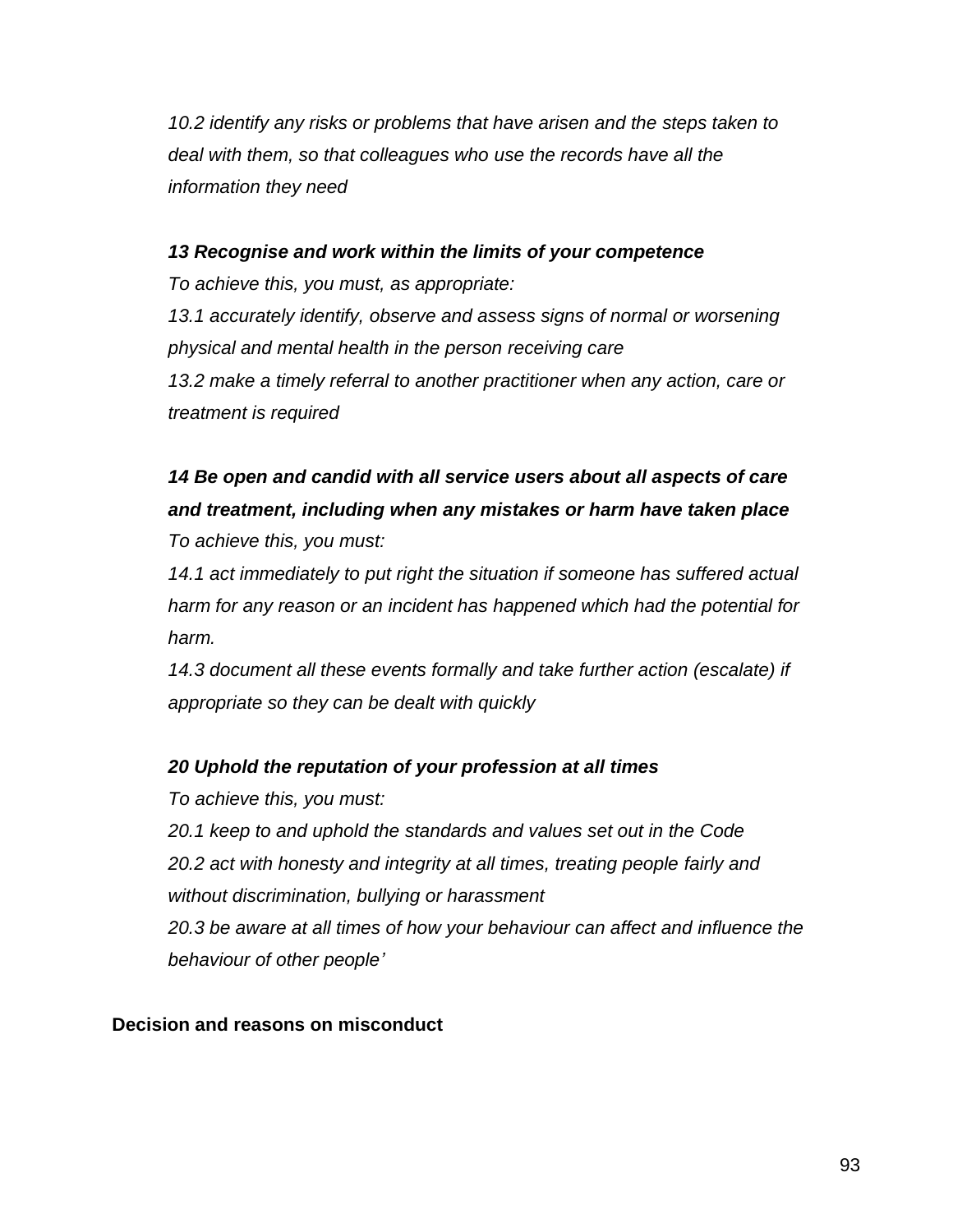*10.2 identify any risks or problems that have arisen and the steps taken to deal with them, so that colleagues who use the records have all the information they need*

***13 Recognise and work within the limits of your competence***

*To achieve this, you must, as appropriate:*

*13.1 accurately identify, observe and assess signs of normal or worsening physical and mental health in the person receiving care*

*13.2 make a timely referral to another practitioner when any action, care or treatment is required*

***14 Be open and candid with all service users about all aspects of care and treatment, including when any mistakes or harm have taken place***

*To achieve this, you must:*

*14.1 act immediately to put right the situation if someone has suffered actual harm for any reason or an incident has happened which had the potential for harm.*

*14.3 document all these events formally and take further action (escalate) if appropriate so they can be dealt with quickly*

***20 Uphold the reputation of your profession at all times***

*To achieve this, you must:*

*20.1 keep to and uphold the standards and values set out in the Code*

*20.2 act with honesty and integrity at all times, treating people fairly and without discrimination, bullying or harassment*

*20.3 be aware at all times of how your behaviour can affect and influence the behaviour of other people'*

**Decision and reasons on misconduct**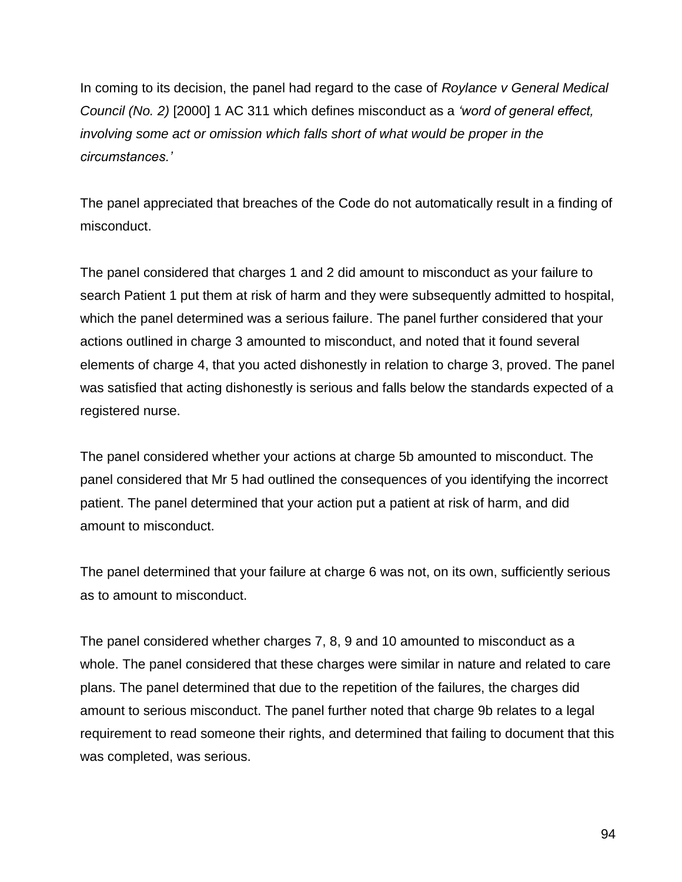In coming to its decision, the panel had regard to the case of *Roylance v General Medical Council (No. 2)* [2000] 1 AC 311 which defines misconduct as a *'word of general effect, involving some act or omission which falls short of what would be proper in the circumstances.'*

The panel appreciated that breaches of the Code do not automatically result in a finding of misconduct.

The panel considered that charges 1 and 2 did amount to misconduct as your failure to search Patient 1 put them at risk of harm and they were subsequently admitted to hospital, which the panel determined was a serious failure. The panel further considered that your actions outlined in charge 3 amounted to misconduct, and noted that it found several elements of charge 4, that you acted dishonestly in relation to charge 3, proved. The panel was satisfied that acting dishonestly is serious and falls below the standards expected of a registered nurse.

The panel considered whether your actions at charge 5b amounted to misconduct. The panel considered that Mr 5 had outlined the consequences of you identifying the incorrect patient. The panel determined that your action put a patient at risk of harm, and did amount to misconduct.

The panel determined that your failure at charge 6 was not, on its own, sufficiently serious as to amount to misconduct.

The panel considered whether charges 7, 8, 9 and 10 amounted to misconduct as a whole. The panel considered that these charges were similar in nature and related to care plans. The panel determined that due to the repetition of the failures, the charges did amount to serious misconduct. The panel further noted that charge 9b relates to a legal requirement to read someone their rights, and determined that failing to document that this was completed, was serious.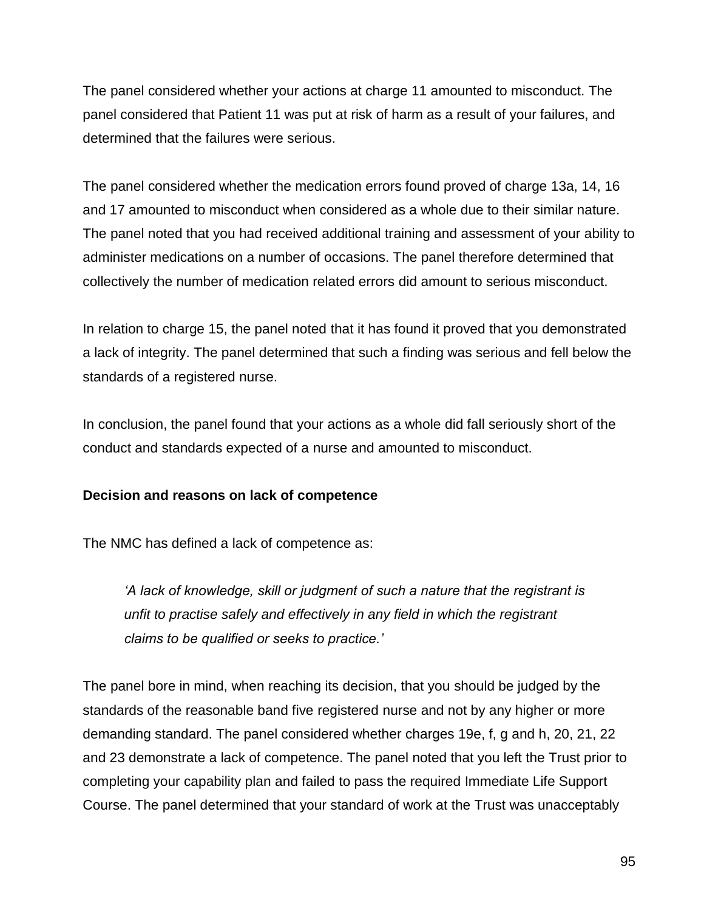The panel considered whether your actions at charge 11 amounted to misconduct. The panel considered that Patient 11 was put at risk of harm as a result of your failures, and determined that the failures were serious.

The panel considered whether the medication errors found proved of charge 13a, 14, 16 and 17 amounted to misconduct when considered as a whole due to their similar nature. The panel noted that you had received additional training and assessment of your ability to administer medications on a number of occasions. The panel therefore determined that collectively the number of medication related errors did amount to serious misconduct.

In relation to charge 15, the panel noted that it has found it proved that you demonstrated a lack of integrity. The panel determined that such a finding was serious and fell below the standards of a registered nurse.

In conclusion, the panel found that your actions as a whole did fall seriously short of the conduct and standards expected of a nurse and amounted to misconduct.

**Decision and reasons on lack of competence**

The NMC has defined a lack of competence as:

> *'A lack of knowledge, skill or judgment of such a nature that the registrant is unfit to practise safely and effectively in any field in which the registrant claims to be qualified or seeks to practice.'*

The panel bore in mind, when reaching its decision, that you should be judged by the standards of the reasonable band five registered nurse and not by any higher or more demanding standard. The panel considered whether charges 19e, f, g and h, 20, 21, 22 and 23 demonstrate a lack of competence. The panel noted that you left the Trust prior to completing your capability plan and failed to pass the required Immediate Life Support Course. The panel determined that your standard of work at the Trust was unacceptably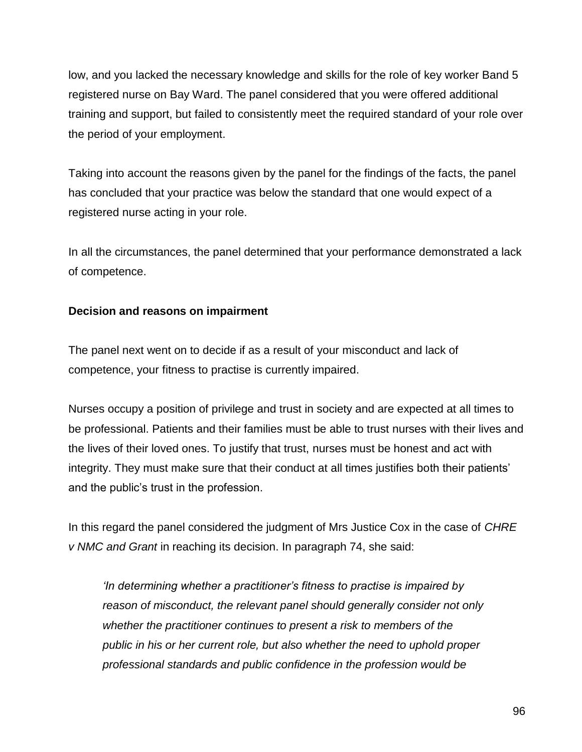low, and you lacked the necessary knowledge and skills for the role of key worker Band 5 registered nurse on Bay Ward. The panel considered that you were offered additional training and support, but failed to consistently meet the required standard of your role over the period of your employment.

Taking into account the reasons given by the panel for the findings of the facts, the panel has concluded that your practice was below the standard that one would expect of a registered nurse acting in your role.

In all the circumstances, the panel determined that your performance demonstrated a lack of competence.

**Decision and reasons on impairment**

The panel next went on to decide if as a result of your misconduct and lack of competence, your fitness to practise is currently impaired.

Nurses occupy a position of privilege and trust in society and are expected at all times to be professional. Patients and their families must be able to trust nurses with their lives and the lives of their loved ones. To justify that trust, nurses must be honest and act with integrity. They must make sure that their conduct at all times justifies both their patients' and the public's trust in the profession.

In this regard the panel considered the judgment of Mrs Justice Cox in the case of *CHRE v NMC and Grant* in reaching its decision. In paragraph 74, she said:

> *'In determining whether a practitioner's fitness to practise is impaired by reason of misconduct, the relevant panel should generally consider not only whether the practitioner continues to present a risk to members of the public in his or her current role, but also whether the need to uphold proper professional standards and public confidence in the profession would be*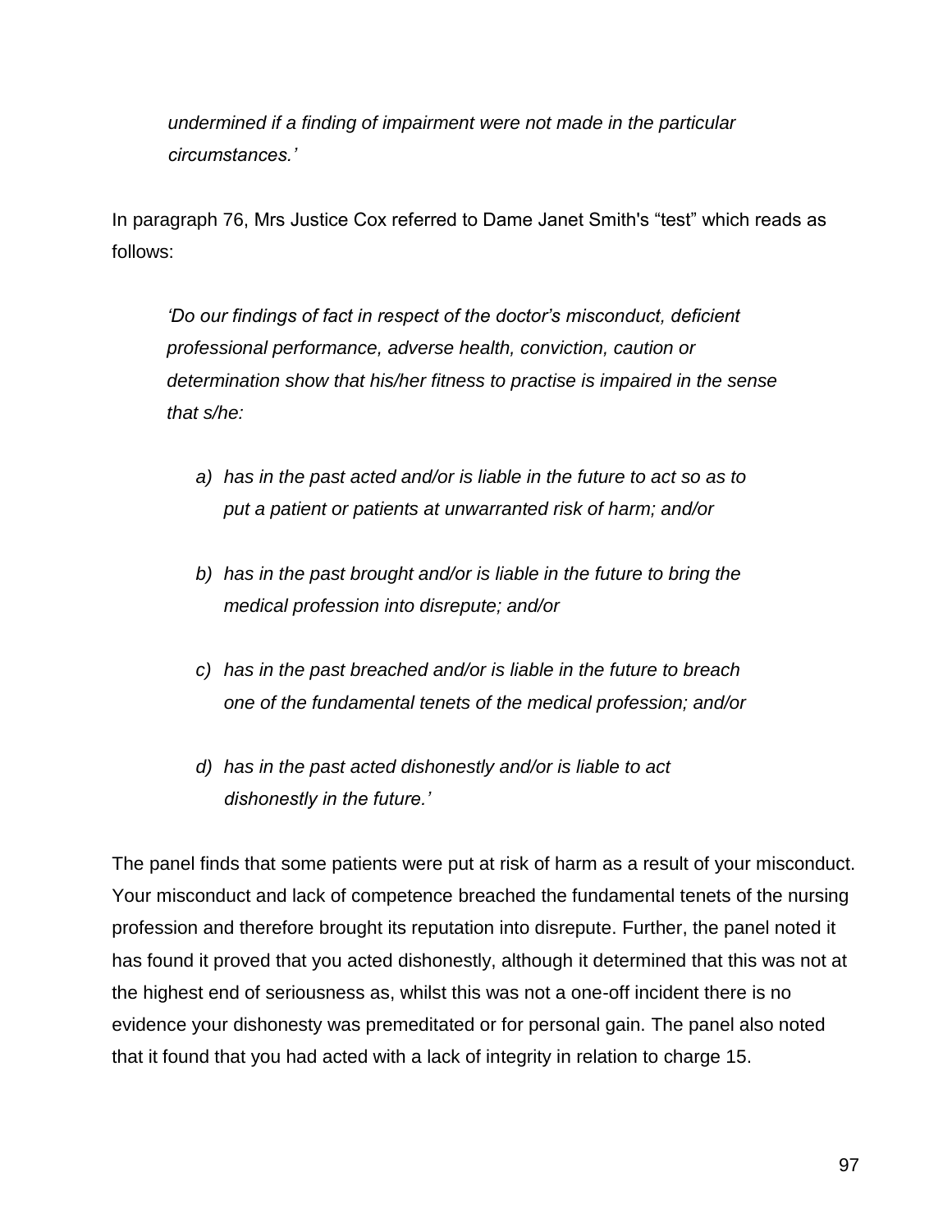*undermined if a finding of impairment were not made in the particular circumstances.'*

In paragraph 76, Mrs Justice Cox referred to Dame Janet Smith's "test" which reads as follows:

> *'Do our findings of fact in respect of the doctor's misconduct, deficient professional performance, adverse health, conviction, caution or determination show that his/her fitness to practise is impaired in the sense that s/he:*
>
> *a) has in the past acted and/or is liable in the future to act so as to put a patient or patients at unwarranted risk of harm; and/or*
>
> *b) has in the past brought and/or is liable in the future to bring the medical profession into disrepute; and/or*
>
> *c) has in the past breached and/or is liable in the future to breach one of the fundamental tenets of the medical profession; and/or*
>
> *d) has in the past acted dishonestly and/or is liable to act dishonestly in the future.'*

The panel finds that some patients were put at risk of harm as a result of your misconduct. Your misconduct and lack of competence breached the fundamental tenets of the nursing profession and therefore brought its reputation into disrepute. Further, the panel noted it has found it proved that you acted dishonestly, although it determined that this was not at the highest end of seriousness as, whilst this was not a one-off incident there is no evidence your dishonesty was premeditated or for personal gain. The panel also noted that it found that you had acted with a lack of integrity in relation to charge 15.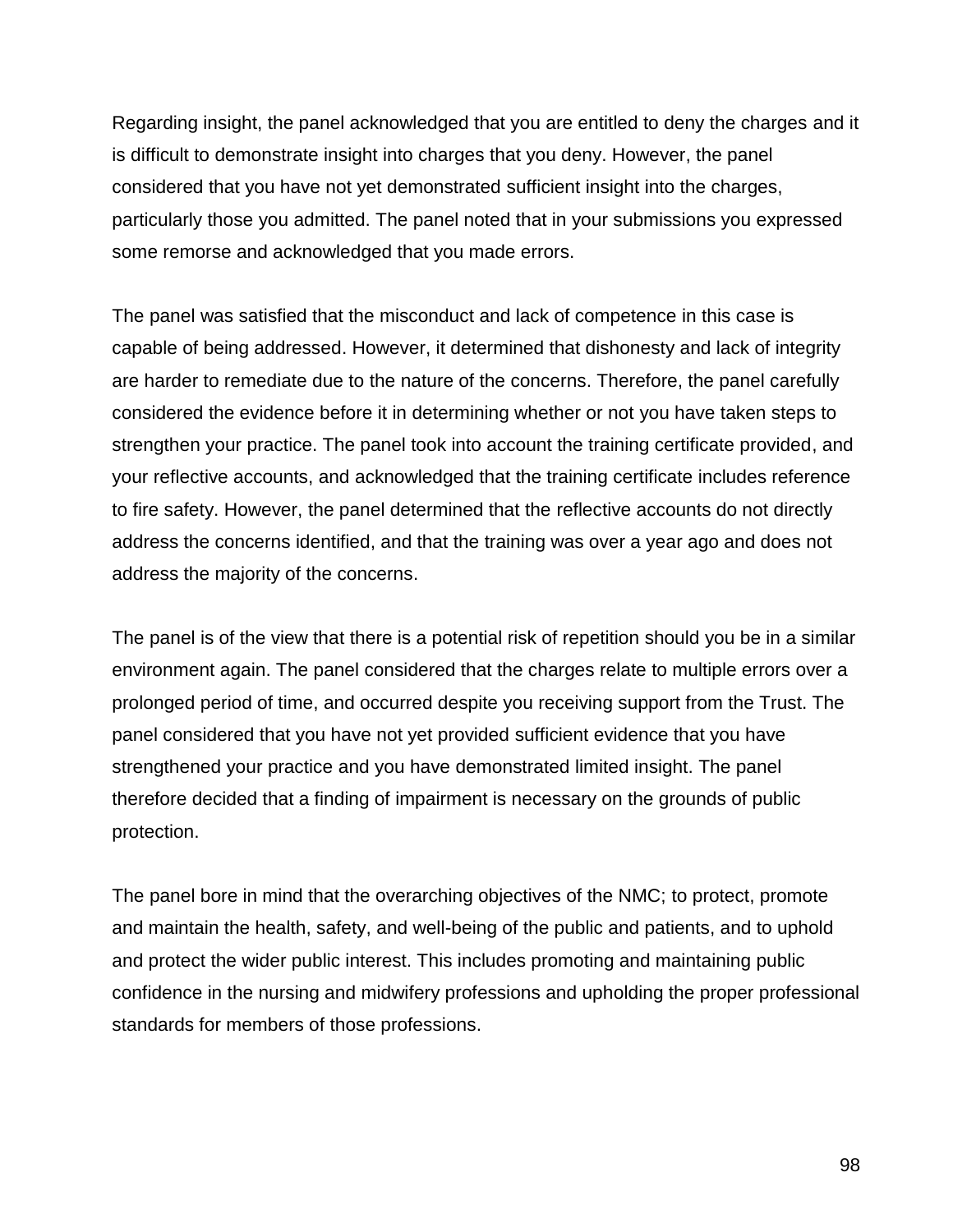Regarding insight, the panel acknowledged that you are entitled to deny the charges and it is difficult to demonstrate insight into charges that you deny. However, the panel considered that you have not yet demonstrated sufficient insight into the charges, particularly those you admitted. The panel noted that in your submissions you expressed some remorse and acknowledged that you made errors.

The panel was satisfied that the misconduct and lack of competence in this case is capable of being addressed. However, it determined that dishonesty and lack of integrity are harder to remediate due to the nature of the concerns. Therefore, the panel carefully considered the evidence before it in determining whether or not you have taken steps to strengthen your practice. The panel took into account the training certificate provided, and your reflective accounts, and acknowledged that the training certificate includes reference to fire safety. However, the panel determined that the reflective accounts do not directly address the concerns identified, and that the training was over a year ago and does not address the majority of the concerns.

The panel is of the view that there is a potential risk of repetition should you be in a similar environment again. The panel considered that the charges relate to multiple errors over a prolonged period of time, and occurred despite you receiving support from the Trust. The panel considered that you have not yet provided sufficient evidence that you have strengthened your practice and you have demonstrated limited insight. The panel therefore decided that a finding of impairment is necessary on the grounds of public protection.

The panel bore in mind that the overarching objectives of the NMC; to protect, promote and maintain the health, safety, and well-being of the public and patients, and to uphold and protect the wider public interest. This includes promoting and maintaining public confidence in the nursing and midwifery professions and upholding the proper professional standards for members of those professions.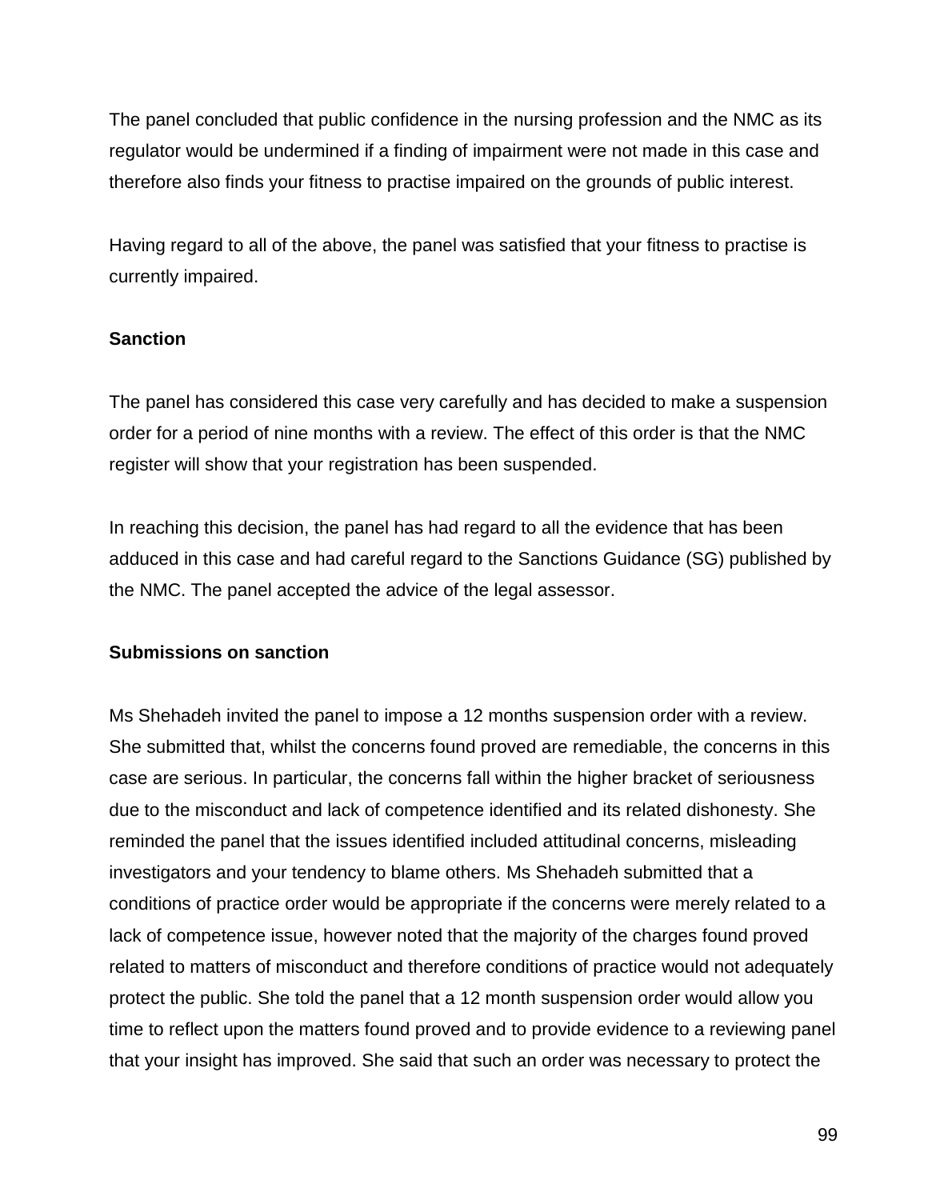The panel concluded that public confidence in the nursing profession and the NMC as its regulator would be undermined if a finding of impairment were not made in this case and therefore also finds your fitness to practise impaired on the grounds of public interest.

Having regard to all of the above, the panel was satisfied that your fitness to practise is currently impaired.

**Sanction**

The panel has considered this case very carefully and has decided to make a suspension order for a period of nine months with a review. The effect of this order is that the NMC register will show that your registration has been suspended.

In reaching this decision, the panel has had regard to all the evidence that has been adduced in this case and had careful regard to the Sanctions Guidance (SG) published by the NMC. The panel accepted the advice of the legal assessor.

**Submissions on sanction**

Ms Shehadeh invited the panel to impose a 12 months suspension order with a review. She submitted that, whilst the concerns found proved are remediable, the concerns in this case are serious. In particular, the concerns fall within the higher bracket of seriousness due to the misconduct and lack of competence identified and its related dishonesty. She reminded the panel that the issues identified included attitudinal concerns, misleading investigators and your tendency to blame others. Ms Shehadeh submitted that a conditions of practice order would be appropriate if the concerns were merely related to a lack of competence issue, however noted that the majority of the charges found proved related to matters of misconduct and therefore conditions of practice would not adequately protect the public. She told the panel that a 12 month suspension order would allow you time to reflect upon the matters found proved and to provide evidence to a reviewing panel that your insight has improved. She said that such an order was necessary to protect the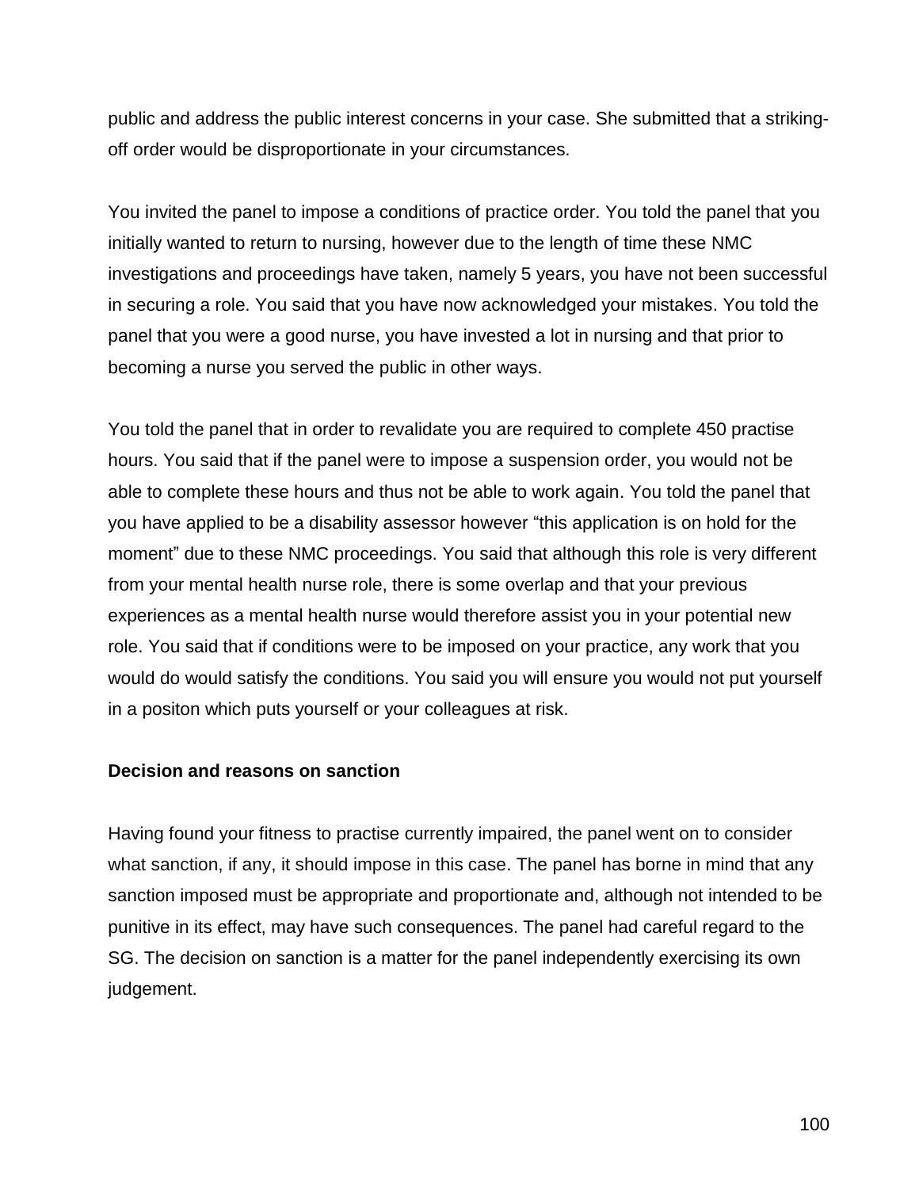public and address the public interest concerns in your case. She submitted that a striking-off order would be disproportionate in your circumstances.

You invited the panel to impose a conditions of practice order. You told the panel that you initially wanted to return to nursing, however due to the length of time these NMC investigations and proceedings have taken, namely 5 years, you have not been successful in securing a role. You said that you have now acknowledged your mistakes. You told the panel that you were a good nurse, you have invested a lot in nursing and that prior to becoming a nurse you served the public in other ways.

You told the panel that in order to revalidate you are required to complete 450 practise hours. You said that if the panel were to impose a suspension order, you would not be able to complete these hours and thus not be able to work again. You told the panel that you have applied to be a disability assessor however "this application is on hold for the moment" due to these NMC proceedings. You said that although this role is very different from your mental health nurse role, there is some overlap and that your previous experiences as a mental health nurse would therefore assist you in your potential new role. You said that if conditions were to be imposed on your practice, any work that you would do would satisfy the conditions. You said you will ensure you would not put yourself in a positon which puts yourself or your colleagues at risk.

**Decision and reasons on sanction**

Having found your fitness to practise currently impaired, the panel went on to consider what sanction, if any, it should impose in this case. The panel has borne in mind that any sanction imposed must be appropriate and proportionate and, although not intended to be punitive in its effect, may have such consequences. The panel had careful regard to the SG. The decision on sanction is a matter for the panel independently exercising its own judgement.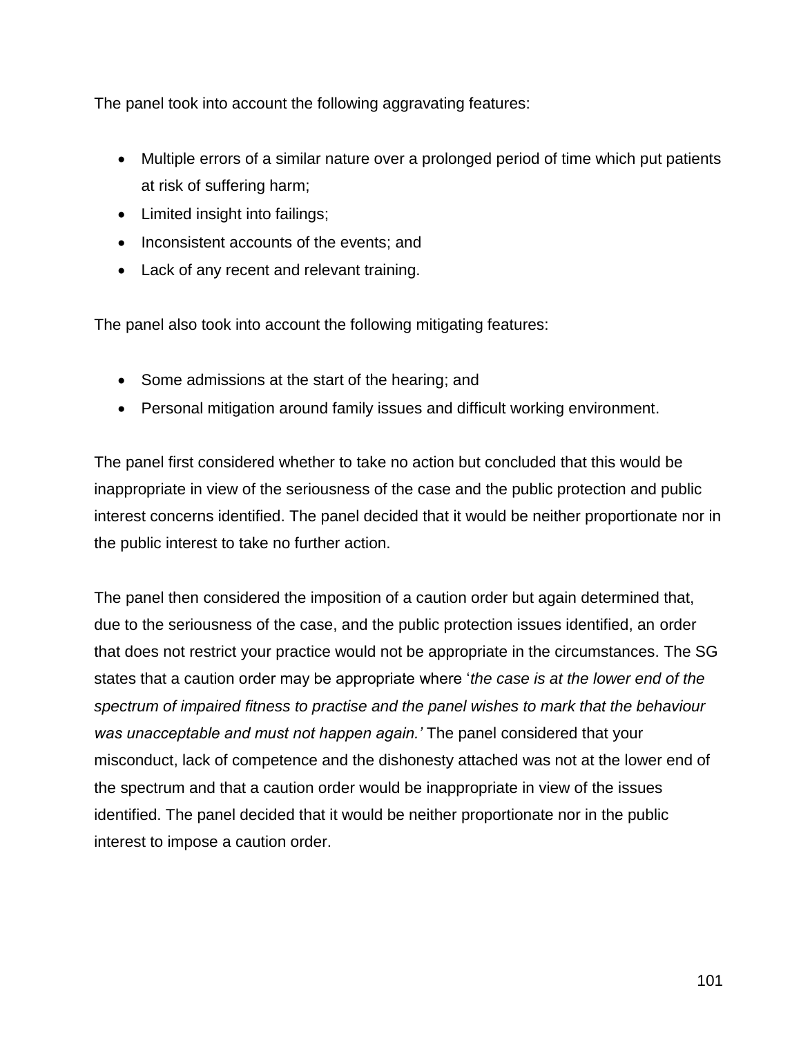The panel took into account the following aggravating features:

- Multiple errors of a similar nature over a prolonged period of time which put patients at risk of suffering harm;
- Limited insight into failings;
- Inconsistent accounts of the events; and
- Lack of any recent and relevant training.

The panel also took into account the following mitigating features:

- Some admissions at the start of the hearing; and
- Personal mitigation around family issues and difficult working environment.

The panel first considered whether to take no action but concluded that this would be inappropriate in view of the seriousness of the case and the public protection and public interest concerns identified. The panel decided that it would be neither proportionate nor in the public interest to take no further action.

The panel then considered the imposition of a caution order but again determined that, due to the seriousness of the case, and the public protection issues identified, an order that does not restrict your practice would not be appropriate in the circumstances. The SG states that a caution order may be appropriate where '*the case is at the lower end of the spectrum of impaired fitness to practise and the panel wishes to mark that the behaviour was unacceptable and must not happen again.'* The panel considered that your misconduct, lack of competence and the dishonesty attached was not at the lower end of the spectrum and that a caution order would be inappropriate in view of the issues identified. The panel decided that it would be neither proportionate nor in the public interest to impose a caution order.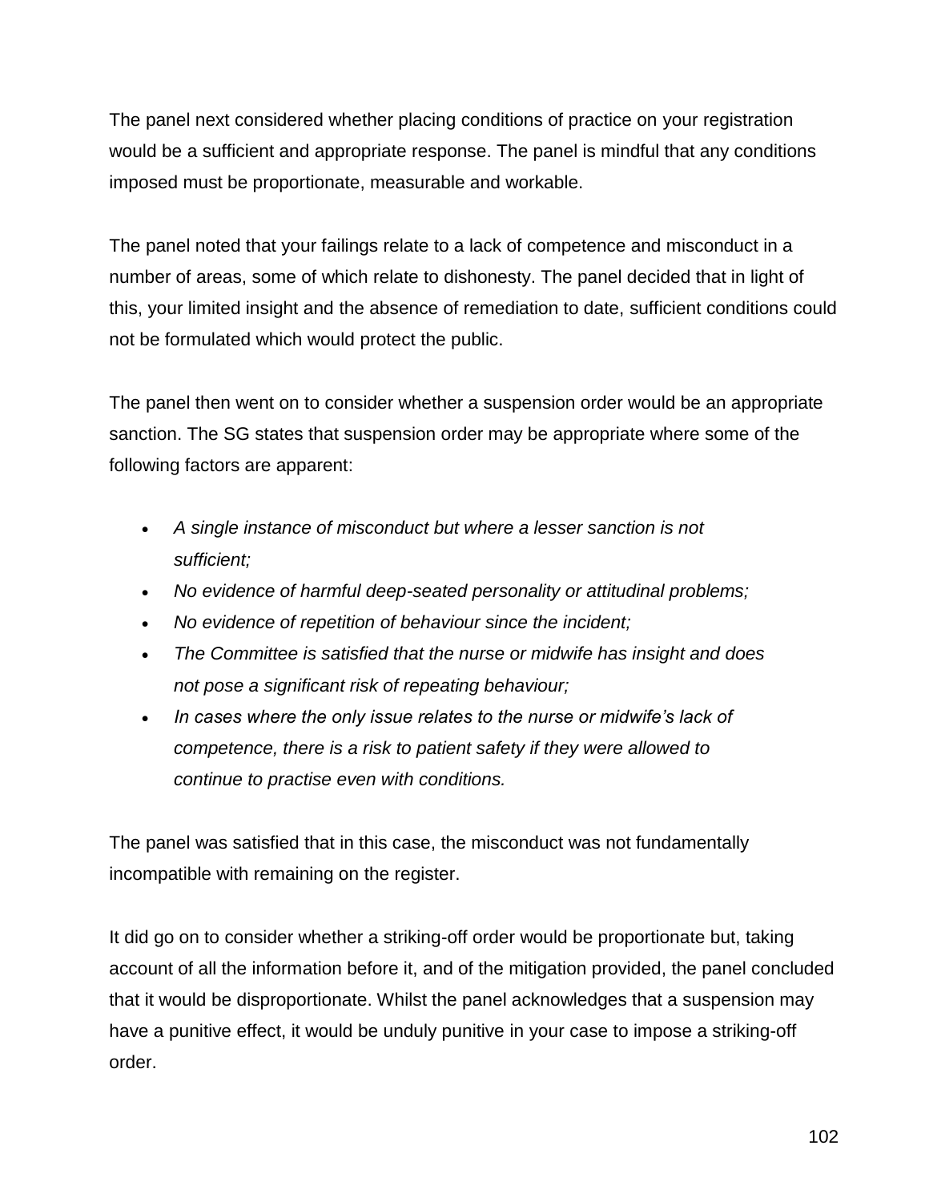The panel next considered whether placing conditions of practice on your registration would be a sufficient and appropriate response. The panel is mindful that any conditions imposed must be proportionate, measurable and workable.

The panel noted that your failings relate to a lack of competence and misconduct in a number of areas, some of which relate to dishonesty. The panel decided that in light of this, your limited insight and the absence of remediation to date, sufficient conditions could not be formulated which would protect the public.

The panel then went on to consider whether a suspension order would be an appropriate sanction. The SG states that suspension order may be appropriate where some of the following factors are apparent:

- *A single instance of misconduct but where a lesser sanction is not sufficient;*
- *No evidence of harmful deep-seated personality or attitudinal problems;*
- *No evidence of repetition of behaviour since the incident;*
- *The Committee is satisfied that the nurse or midwife has insight and does not pose a significant risk of repeating behaviour;*
- *In cases where the only issue relates to the nurse or midwife's lack of competence, there is a risk to patient safety if they were allowed to continue to practise even with conditions.*

The panel was satisfied that in this case, the misconduct was not fundamentally incompatible with remaining on the register.

It did go on to consider whether a striking-off order would be proportionate but, taking account of all the information before it, and of the mitigation provided, the panel concluded that it would be disproportionate. Whilst the panel acknowledges that a suspension may have a punitive effect, it would be unduly punitive in your case to impose a striking-off order.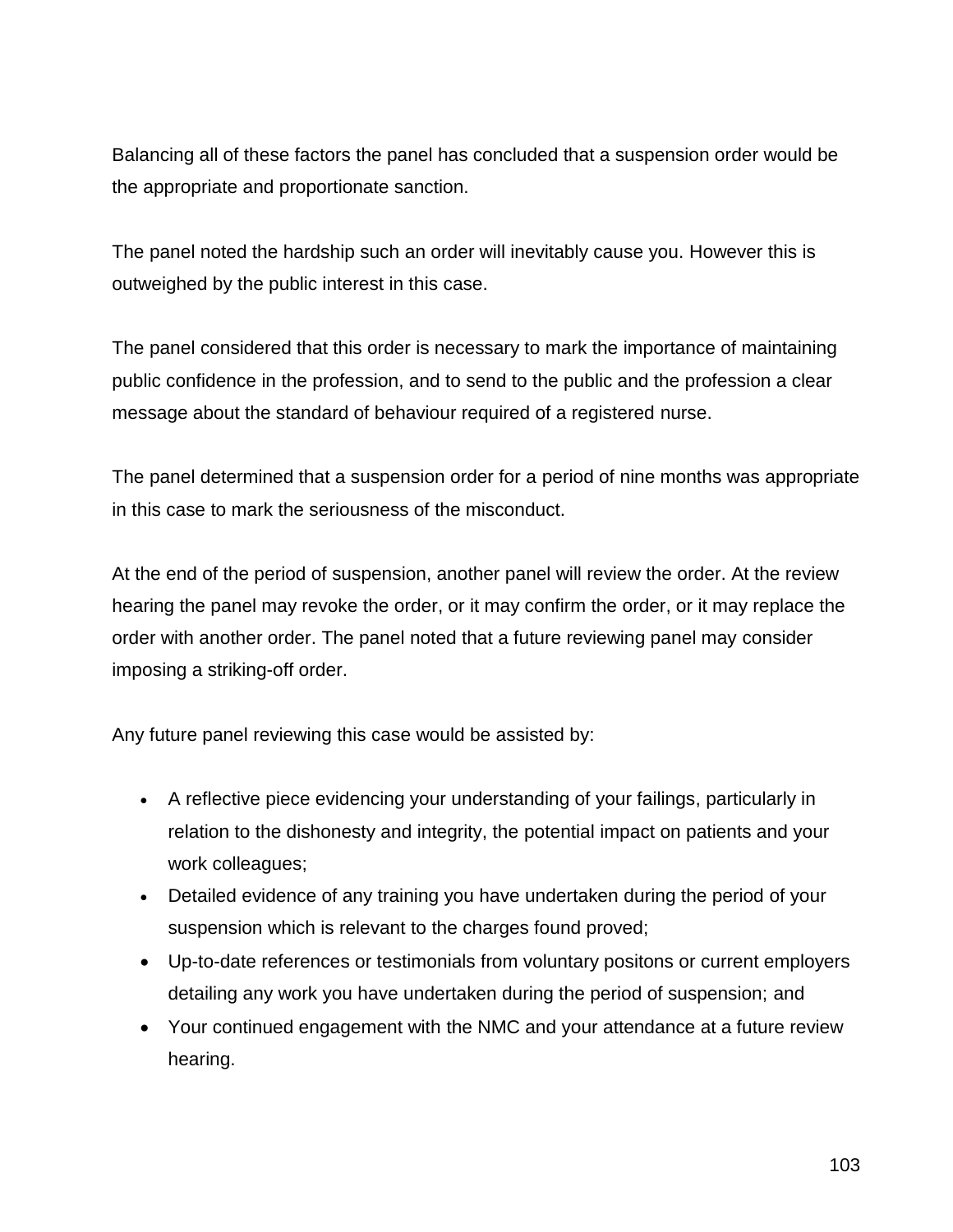Balancing all of these factors the panel has concluded that a suspension order would be the appropriate and proportionate sanction.

The panel noted the hardship such an order will inevitably cause you. However this is outweighed by the public interest in this case.

The panel considered that this order is necessary to mark the importance of maintaining public confidence in the profession, and to send to the public and the profession a clear message about the standard of behaviour required of a registered nurse.

The panel determined that a suspension order for a period of nine months was appropriate in this case to mark the seriousness of the misconduct.

At the end of the period of suspension, another panel will review the order. At the review hearing the panel may revoke the order, or it may confirm the order, or it may replace the order with another order. The panel noted that a future reviewing panel may consider imposing a striking-off order.

Any future panel reviewing this case would be assisted by:

- A reflective piece evidencing your understanding of your failings, particularly in relation to the dishonesty and integrity, the potential impact on patients and your work colleagues;
- Detailed evidence of any training you have undertaken during the period of your suspension which is relevant to the charges found proved;
- Up-to-date references or testimonials from voluntary positons or current employers detailing any work you have undertaken during the period of suspension; and
- Your continued engagement with the NMC and your attendance at a future review hearing.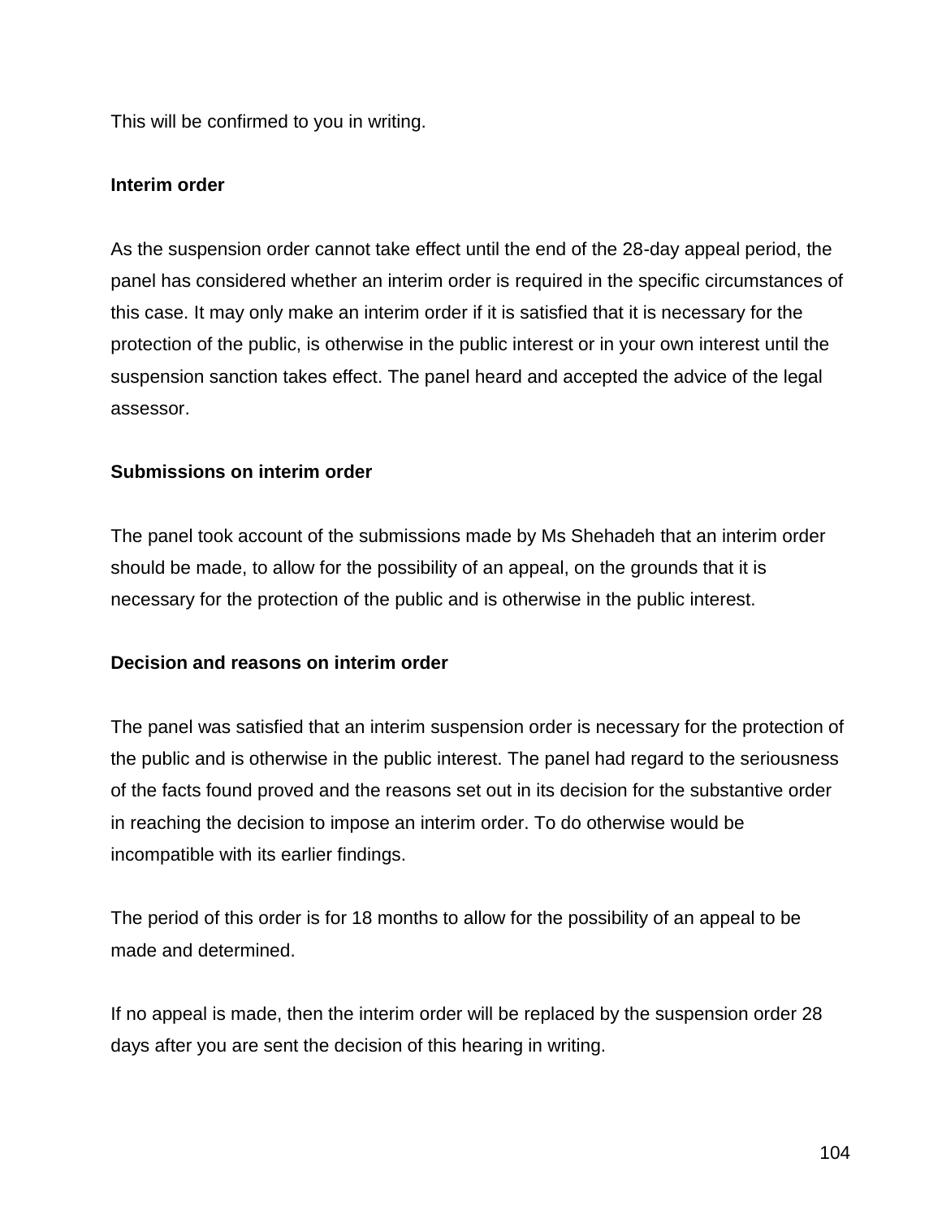This will be confirmed to you in writing.

**Interim order**

As the suspension order cannot take effect until the end of the 28-day appeal period, the panel has considered whether an interim order is required in the specific circumstances of this case. It may only make an interim order if it is satisfied that it is necessary for the protection of the public, is otherwise in the public interest or in your own interest until the suspension sanction takes effect. The panel heard and accepted the advice of the legal assessor.

**Submissions on interim order**

The panel took account of the submissions made by Ms Shehadeh that an interim order should be made, to allow for the possibility of an appeal, on the grounds that it is necessary for the protection of the public and is otherwise in the public interest.

**Decision and reasons on interim order**

The panel was satisfied that an interim suspension order is necessary for the protection of the public and is otherwise in the public interest. The panel had regard to the seriousness of the facts found proved and the reasons set out in its decision for the substantive order in reaching the decision to impose an interim order. To do otherwise would be incompatible with its earlier findings.

The period of this order is for 18 months to allow for the possibility of an appeal to be made and determined.

If no appeal is made, then the interim order will be replaced by the suspension order 28 days after you are sent the decision of this hearing in writing.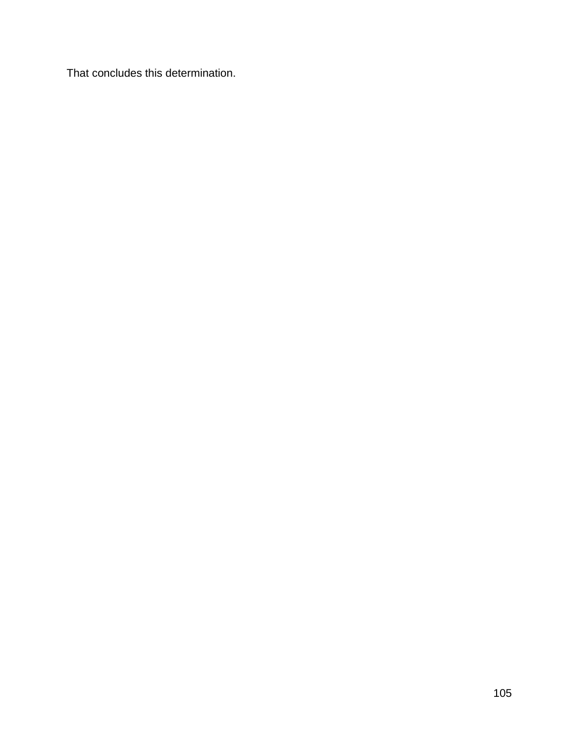That concludes this determination.